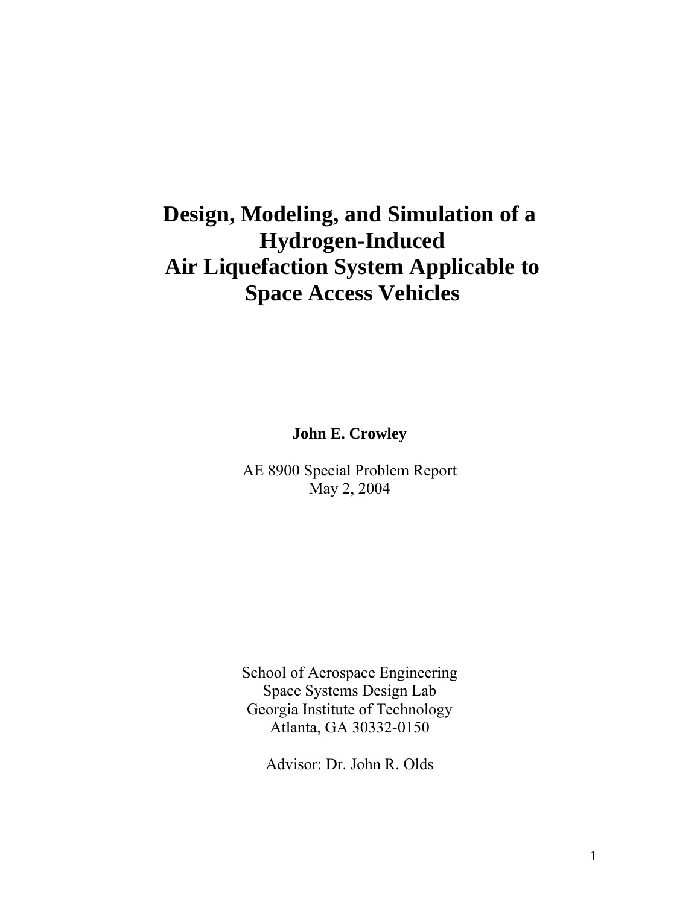# Design, Modeling, and Simulation of a Hydrogen-Induced Air Liquefaction System Applicable to Space Access Vehicles

**John E. Crowley**

AE 8900 Special Problem Report
May 2, 2004

School of Aerospace Engineering
Space Systems Design Lab
Georgia Institute of Technology
Atlanta, GA 30332-0150

Advisor: Dr. John R. Olds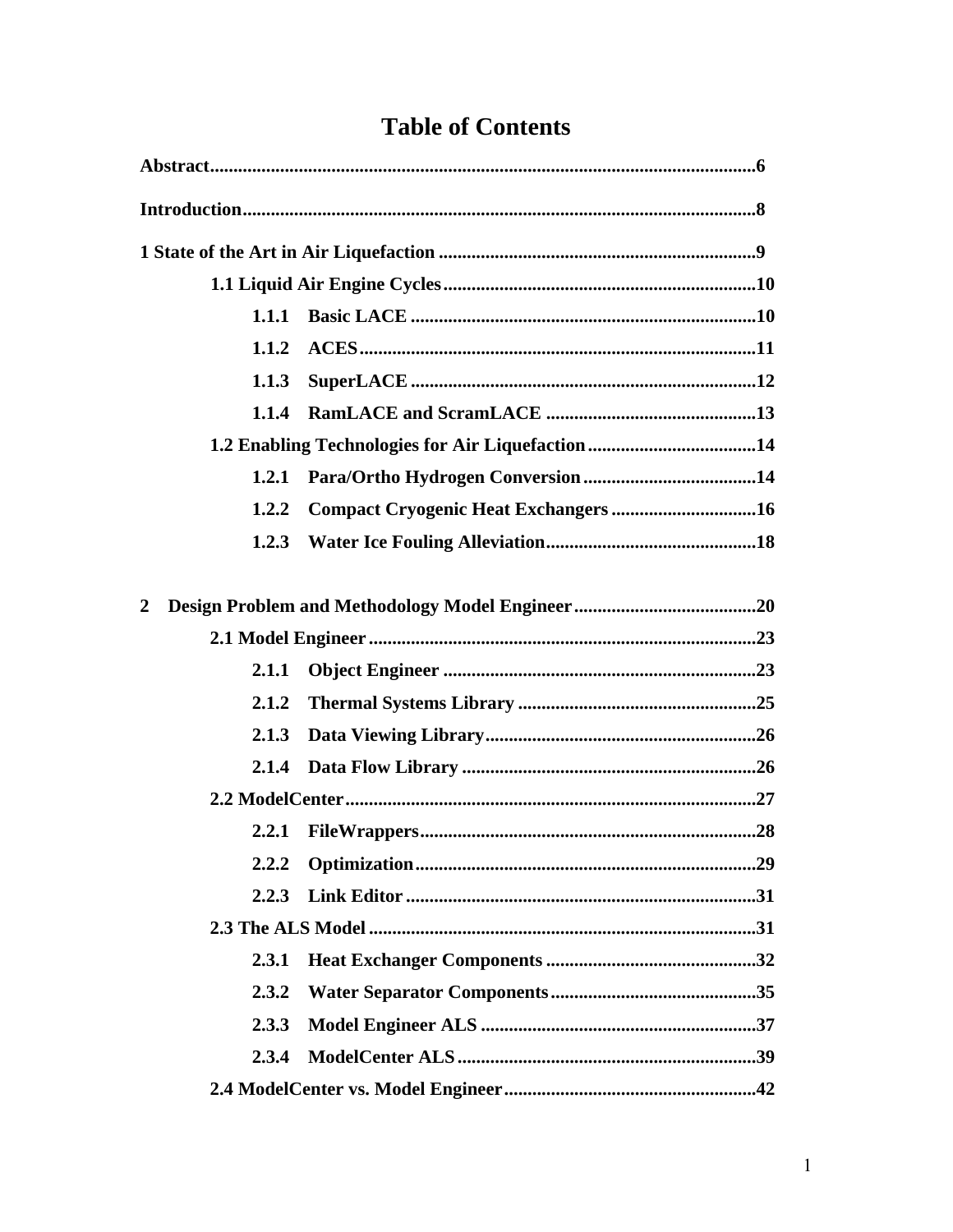# Table of Contents

**Abstract** .......... 6

**Introduction** .......... 8

**1 State of the Art in Air Liquefaction** .......... 9

- **1.1 Liquid Air Engine Cycles** .......... 10
  - **1.1.1 Basic LACE** .......... 10
  - **1.1.2 ACES** .......... 11
  - **1.1.3 SuperLACE** .......... 12
  - **1.1.4 RamLACE and ScramLACE** .......... 13
- **1.2 Enabling Technologies for Air Liquefaction** .......... 14
  - **1.2.1 Para/Ortho Hydrogen Conversion** .......... 14
  - **1.2.2 Compact Cryogenic Heat Exchangers** .......... 16
  - **1.2.3 Water Ice Fouling Alleviation** .......... 18

**2 Design Problem and Methodology Model Engineer** .......... 20

- **2.1 Model Engineer** .......... 23
  - **2.1.1 Object Engineer** .......... 23
  - **2.1.2 Thermal Systems Library** .......... 25
  - **2.1.3 Data Viewing Library** .......... 26
  - **2.1.4 Data Flow Library** .......... 26
- **2.2 ModelCenter** .......... 27
  - **2.2.1 FileWrappers** .......... 28
  - **2.2.2 Optimization** .......... 29
  - **2.2.3 Link Editor** .......... 31
- **2.3 The ALS Model** .......... 31
  - **2.3.1 Heat Exchanger Components** .......... 32
  - **2.3.2 Water Separator Components** .......... 35
  - **2.3.3 Model Engineer ALS** .......... 37
  - **2.3.4 ModelCenter ALS** .......... 39
- **2.4 ModelCenter vs. Model Engineer** .......... 42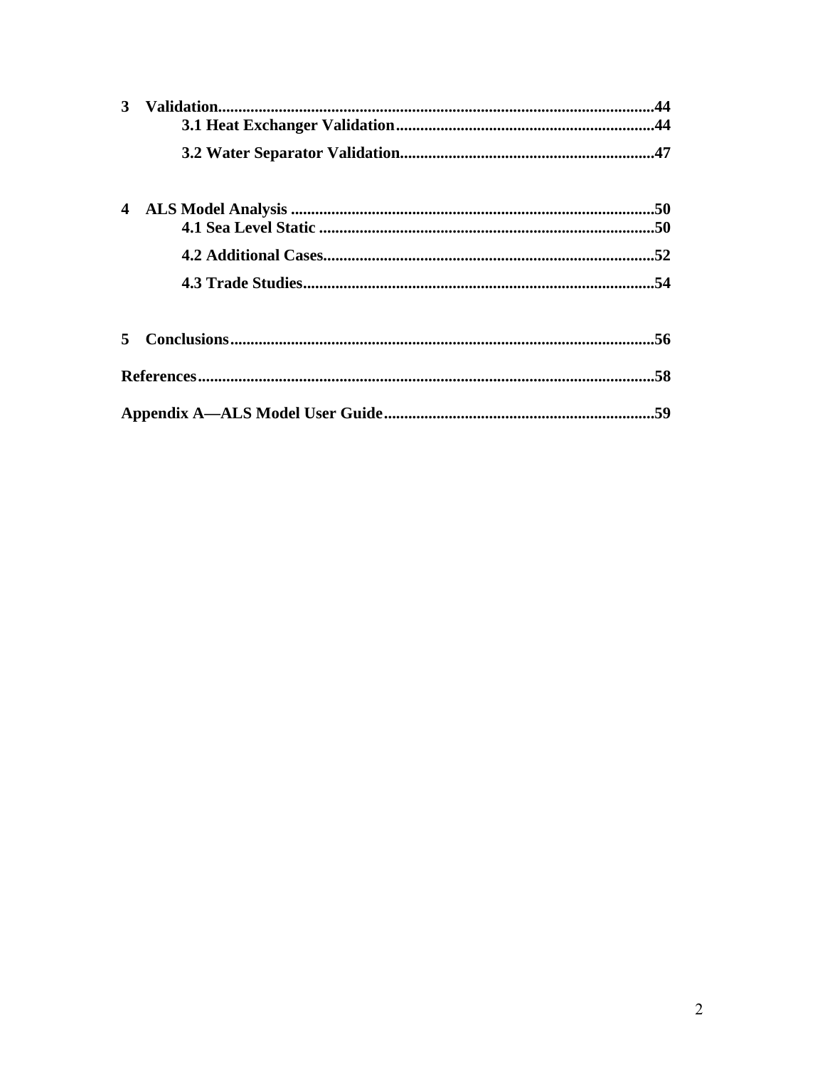**3 Validation**..........................................................................................................**44**

**3.1 Heat Exchanger Validation**...............................................................**44**

**3.2 Water Separator Validation**..............................................................**47**

**4 ALS Model Analysis** ........................................................................................**50**

**4.1 Sea Level Static** ..................................................................................**50**

**4.2 Additional Cases**.................................................................................**52**

**4.3 Trade Studies**......................................................................................**54**

**5 Conclusions**.......................................................................................................**56**

**References**...............................................................................................................**58**

**Appendix A—ALS Model User Guide**..................................................................**59**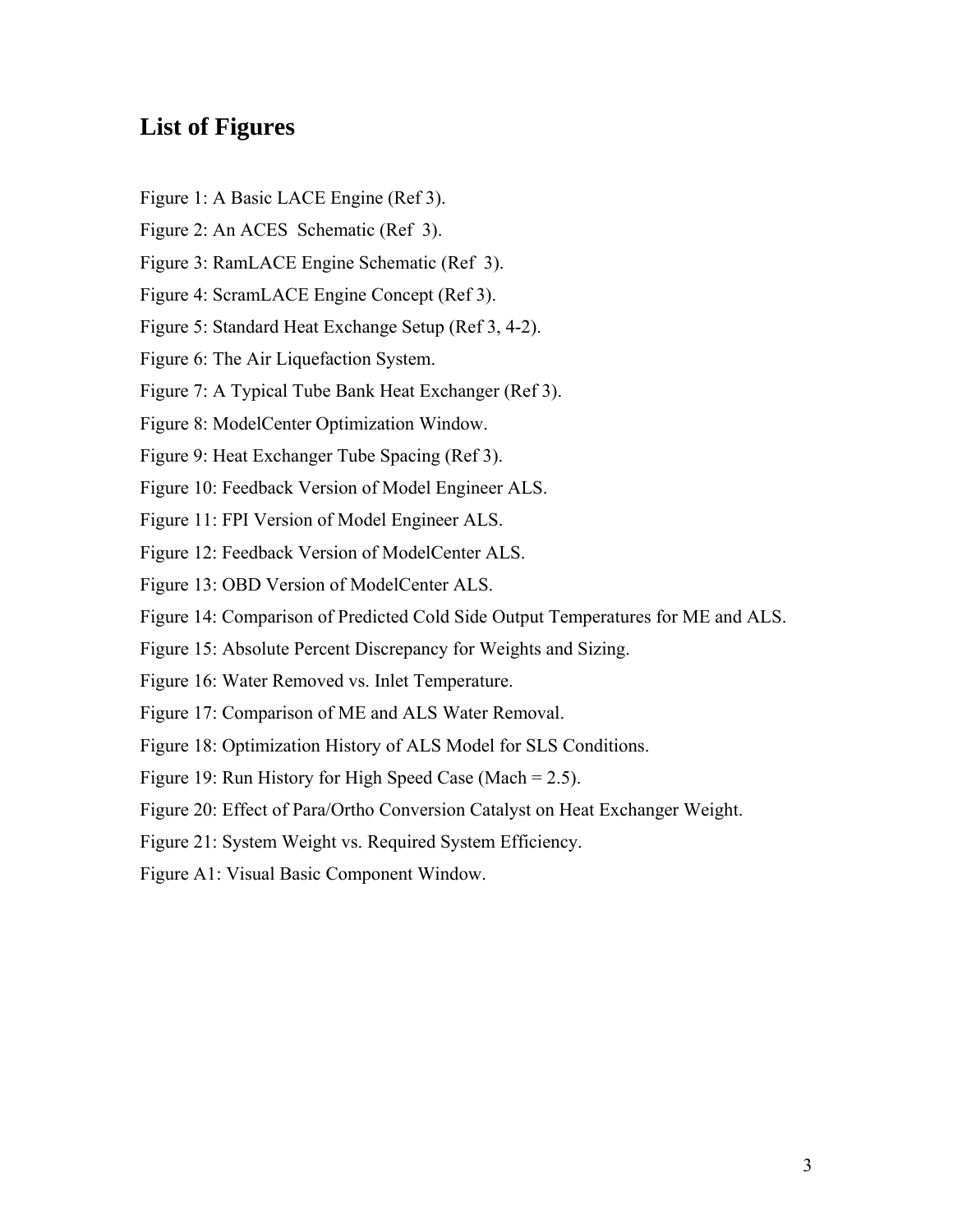## List of Figures

Figure 1: A Basic LACE Engine (Ref 3).

Figure 2: An ACES Schematic (Ref 3).

Figure 3: RamLACE Engine Schematic (Ref 3).

Figure 4: ScramLACE Engine Concept (Ref 3).

Figure 5: Standard Heat Exchange Setup (Ref 3, 4-2).

Figure 6: The Air Liquefaction System.

Figure 7: A Typical Tube Bank Heat Exchanger (Ref 3).

Figure 8: ModelCenter Optimization Window.

Figure 9: Heat Exchanger Tube Spacing (Ref 3).

Figure 10: Feedback Version of Model Engineer ALS.

Figure 11: FPI Version of Model Engineer ALS.

Figure 12: Feedback Version of ModelCenter ALS.

Figure 13: OBD Version of ModelCenter ALS.

Figure 14: Comparison of Predicted Cold Side Output Temperatures for ME and ALS.

Figure 15: Absolute Percent Discrepancy for Weights and Sizing.

Figure 16: Water Removed vs. Inlet Temperature.

Figure 17: Comparison of ME and ALS Water Removal.

Figure 18: Optimization History of ALS Model for SLS Conditions.

Figure 19: Run History for High Speed Case (Mach = 2.5).

Figure 20: Effect of Para/Ortho Conversion Catalyst on Heat Exchanger Weight.

Figure 21: System Weight vs. Required System Efficiency.

Figure A1: Visual Basic Component Window.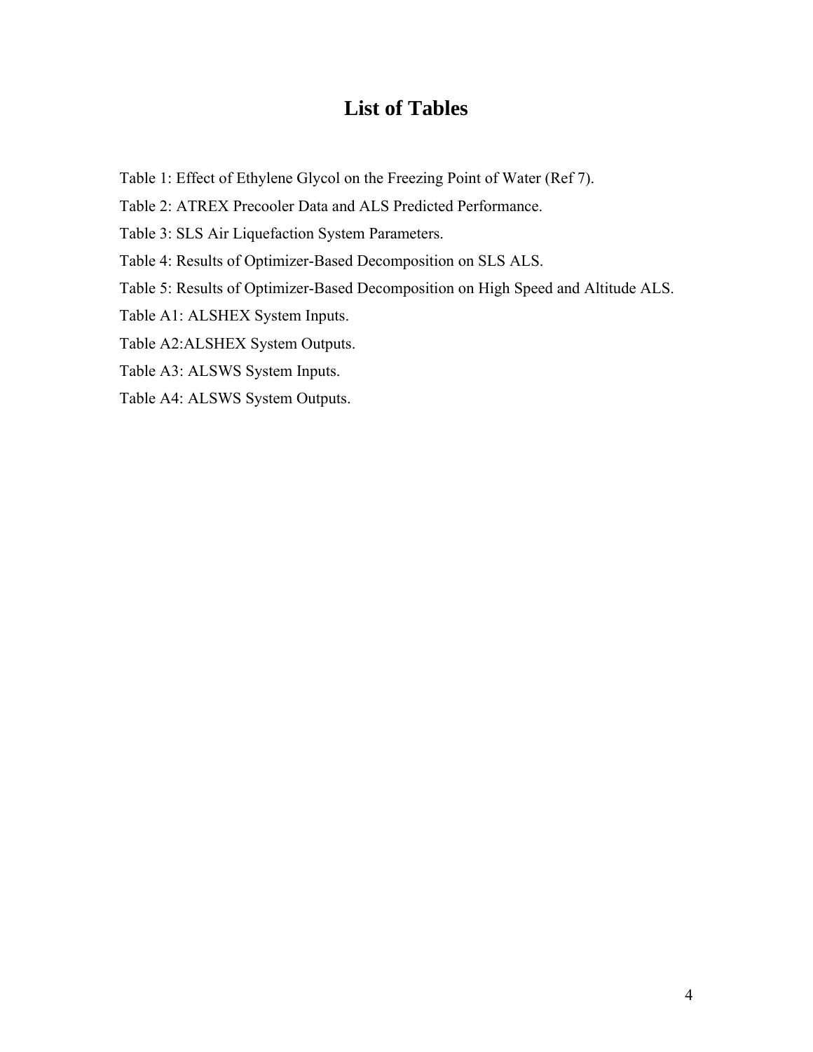# List of Tables

Table 1: Effect of Ethylene Glycol on the Freezing Point of Water (Ref 7).

Table 2: ATREX Precooler Data and ALS Predicted Performance.

Table 3: SLS Air Liquefaction System Parameters.

Table 4: Results of Optimizer-Based Decomposition on SLS ALS.

Table 5: Results of Optimizer-Based Decomposition on High Speed and Altitude ALS.

Table A1: ALSHEX System Inputs.

Table A2:ALSHEX System Outputs.

Table A3: ALSWS System Inputs.

Table A4: ALSWS System Outputs.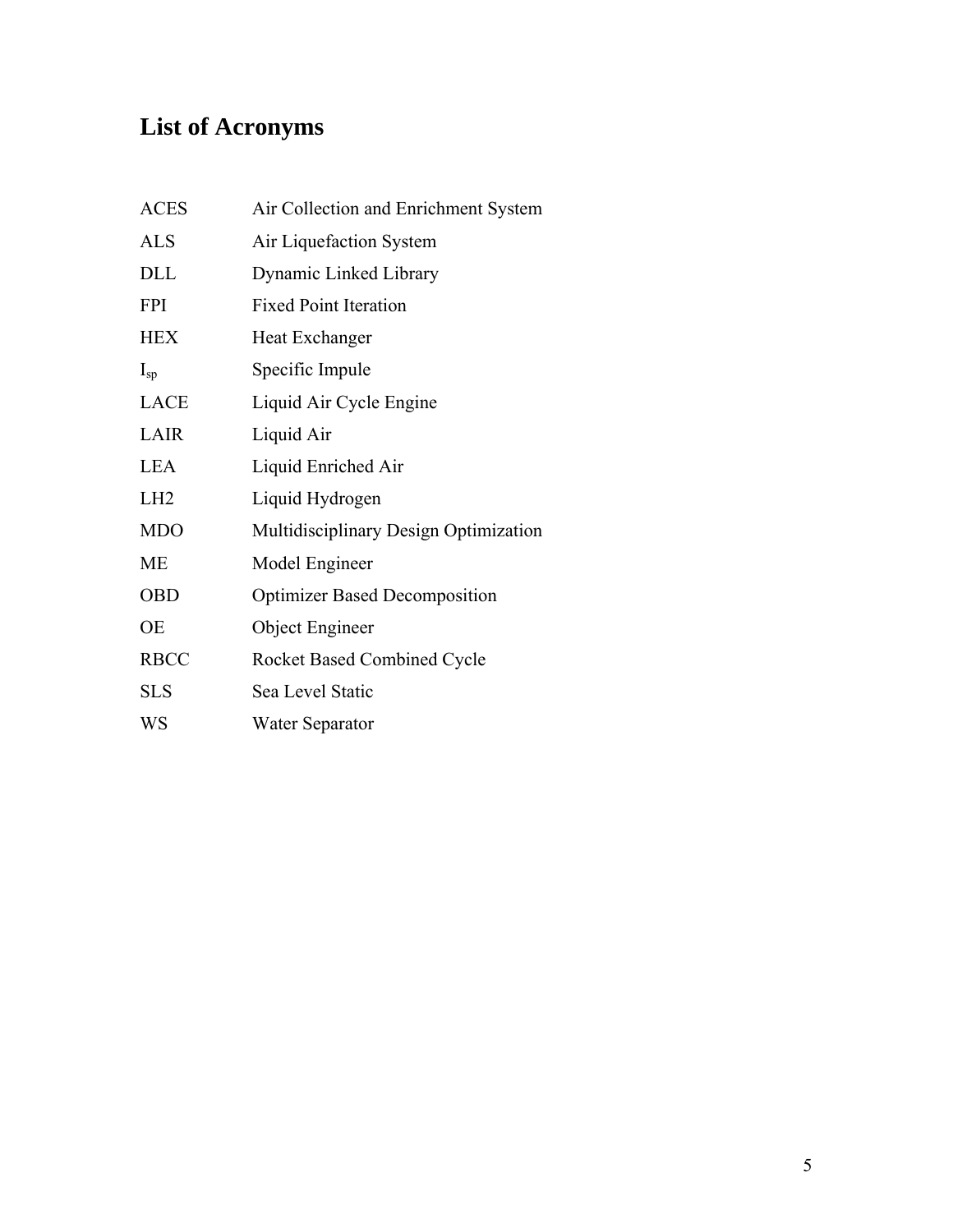# List of Acronyms

| | |
|---|---|
| ACES | Air Collection and Enrichment System |
| ALS | Air Liquefaction System |
| DLL | Dynamic Linked Library |
| FPI | Fixed Point Iteration |
| HEX | Heat Exchanger |
| $I_{sp}$ | Specific Impule |
| LACE | Liquid Air Cycle Engine |
| LAIR | Liquid Air |
| LEA | Liquid Enriched Air |
| LH2 | Liquid Hydrogen |
| MDO | Multidisciplinary Design Optimization |
| ME | Model Engineer |
| OBD | Optimizer Based Decomposition |
| OE | Object Engineer |
| RBCC | Rocket Based Combined Cycle |
| SLS | Sea Level Static |
| WS | Water Separator |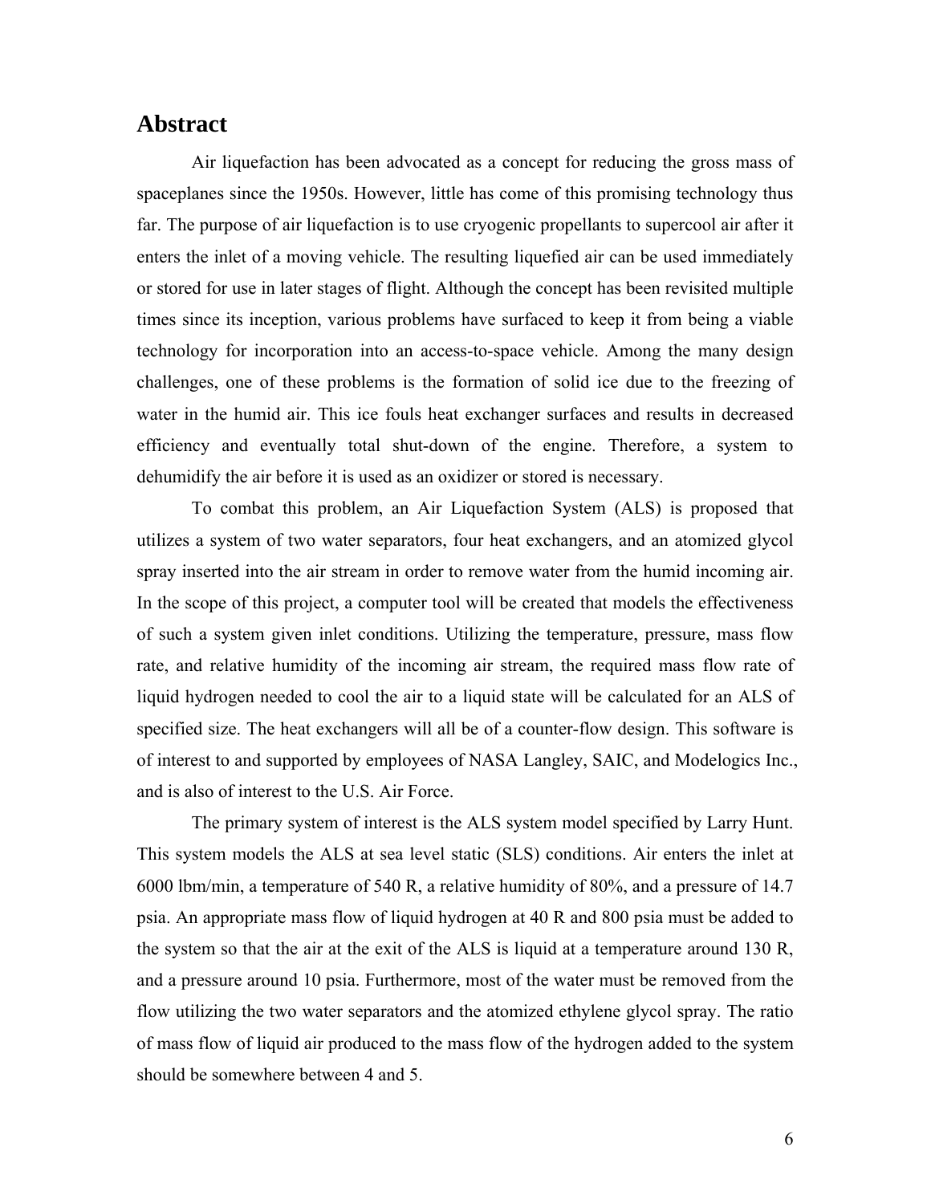## Abstract

Air liquefaction has been advocated as a concept for reducing the gross mass of spaceplanes since the 1950s. However, little has come of this promising technology thus far. The purpose of air liquefaction is to use cryogenic propellants to supercool air after it enters the inlet of a moving vehicle. The resulting liquefied air can be used immediately or stored for use in later stages of flight. Although the concept has been revisited multiple times since its inception, various problems have surfaced to keep it from being a viable technology for incorporation into an access-to-space vehicle. Among the many design challenges, one of these problems is the formation of solid ice due to the freezing of water in the humid air. This ice fouls heat exchanger surfaces and results in decreased efficiency and eventually total shut-down of the engine. Therefore, a system to dehumidify the air before it is used as an oxidizer or stored is necessary.

To combat this problem, an Air Liquefaction System (ALS) is proposed that utilizes a system of two water separators, four heat exchangers, and an atomized glycol spray inserted into the air stream in order to remove water from the humid incoming air. In the scope of this project, a computer tool will be created that models the effectiveness of such a system given inlet conditions. Utilizing the temperature, pressure, mass flow rate, and relative humidity of the incoming air stream, the required mass flow rate of liquid hydrogen needed to cool the air to a liquid state will be calculated for an ALS of specified size. The heat exchangers will all be of a counter-flow design. This software is of interest to and supported by employees of NASA Langley, SAIC, and Modelogics Inc., and is also of interest to the U.S. Air Force.

The primary system of interest is the ALS system model specified by Larry Hunt. This system models the ALS at sea level static (SLS) conditions. Air enters the inlet at 6000 lbm/min, a temperature of 540 R, a relative humidity of 80%, and a pressure of 14.7 psia. An appropriate mass flow of liquid hydrogen at 40 R and 800 psia must be added to the system so that the air at the exit of the ALS is liquid at a temperature around 130 R, and a pressure around 10 psia. Furthermore, most of the water must be removed from the flow utilizing the two water separators and the atomized ethylene glycol spray. The ratio of mass flow of liquid air produced to the mass flow of the hydrogen added to the system should be somewhere between 4 and 5.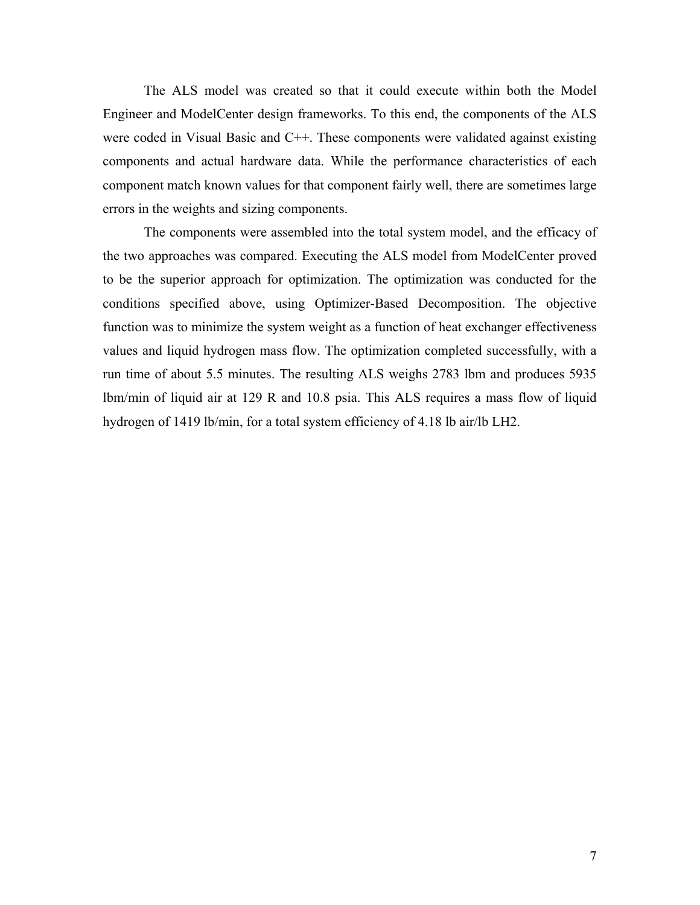The ALS model was created so that it could execute within both the Model Engineer and ModelCenter design frameworks. To this end, the components of the ALS were coded in Visual Basic and C++. These components were validated against existing components and actual hardware data. While the performance characteristics of each component match known values for that component fairly well, there are sometimes large errors in the weights and sizing components.

The components were assembled into the total system model, and the efficacy of the two approaches was compared. Executing the ALS model from ModelCenter proved to be the superior approach for optimization. The optimization was conducted for the conditions specified above, using Optimizer-Based Decomposition. The objective function was to minimize the system weight as a function of heat exchanger effectiveness values and liquid hydrogen mass flow. The optimization completed successfully, with a run time of about 5.5 minutes. The resulting ALS weighs 2783 lbm and produces 5935 lbm/min of liquid air at 129 R and 10.8 psia. This ALS requires a mass flow of liquid hydrogen of 1419 lb/min, for a total system efficiency of 4.18 lb air/lb LH2.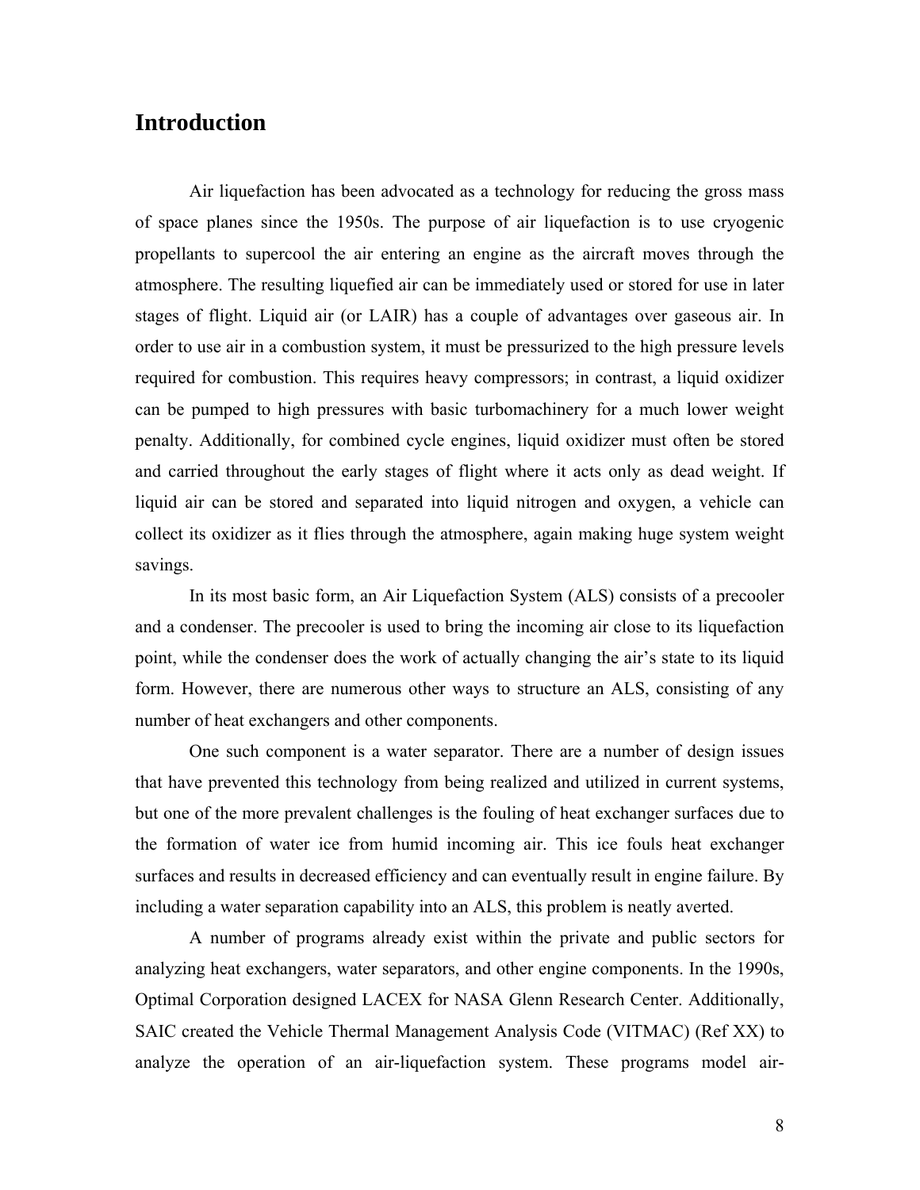# Introduction

Air liquefaction has been advocated as a technology for reducing the gross mass of space planes since the 1950s. The purpose of air liquefaction is to use cryogenic propellants to supercool the air entering an engine as the aircraft moves through the atmosphere. The resulting liquefied air can be immediately used or stored for use in later stages of flight. Liquid air (or LAIR) has a couple of advantages over gaseous air. In order to use air in a combustion system, it must be pressurized to the high pressure levels required for combustion. This requires heavy compressors; in contrast, a liquid oxidizer can be pumped to high pressures with basic turbomachinery for a much lower weight penalty. Additionally, for combined cycle engines, liquid oxidizer must often be stored and carried throughout the early stages of flight where it acts only as dead weight. If liquid air can be stored and separated into liquid nitrogen and oxygen, a vehicle can collect its oxidizer as it flies through the atmosphere, again making huge system weight savings.

In its most basic form, an Air Liquefaction System (ALS) consists of a precooler and a condenser. The precooler is used to bring the incoming air close to its liquefaction point, while the condenser does the work of actually changing the air's state to its liquid form. However, there are numerous other ways to structure an ALS, consisting of any number of heat exchangers and other components.

One such component is a water separator. There are a number of design issues that have prevented this technology from being realized and utilized in current systems, but one of the more prevalent challenges is the fouling of heat exchanger surfaces due to the formation of water ice from humid incoming air. This ice fouls heat exchanger surfaces and results in decreased efficiency and can eventually result in engine failure. By including a water separation capability into an ALS, this problem is neatly averted.

A number of programs already exist within the private and public sectors for analyzing heat exchangers, water separators, and other engine components. In the 1990s, Optimal Corporation designed LACEX for NASA Glenn Research Center. Additionally, SAIC created the Vehicle Thermal Management Analysis Code (VITMAC) (Ref XX) to analyze the operation of an air-liquefaction system. These programs model air-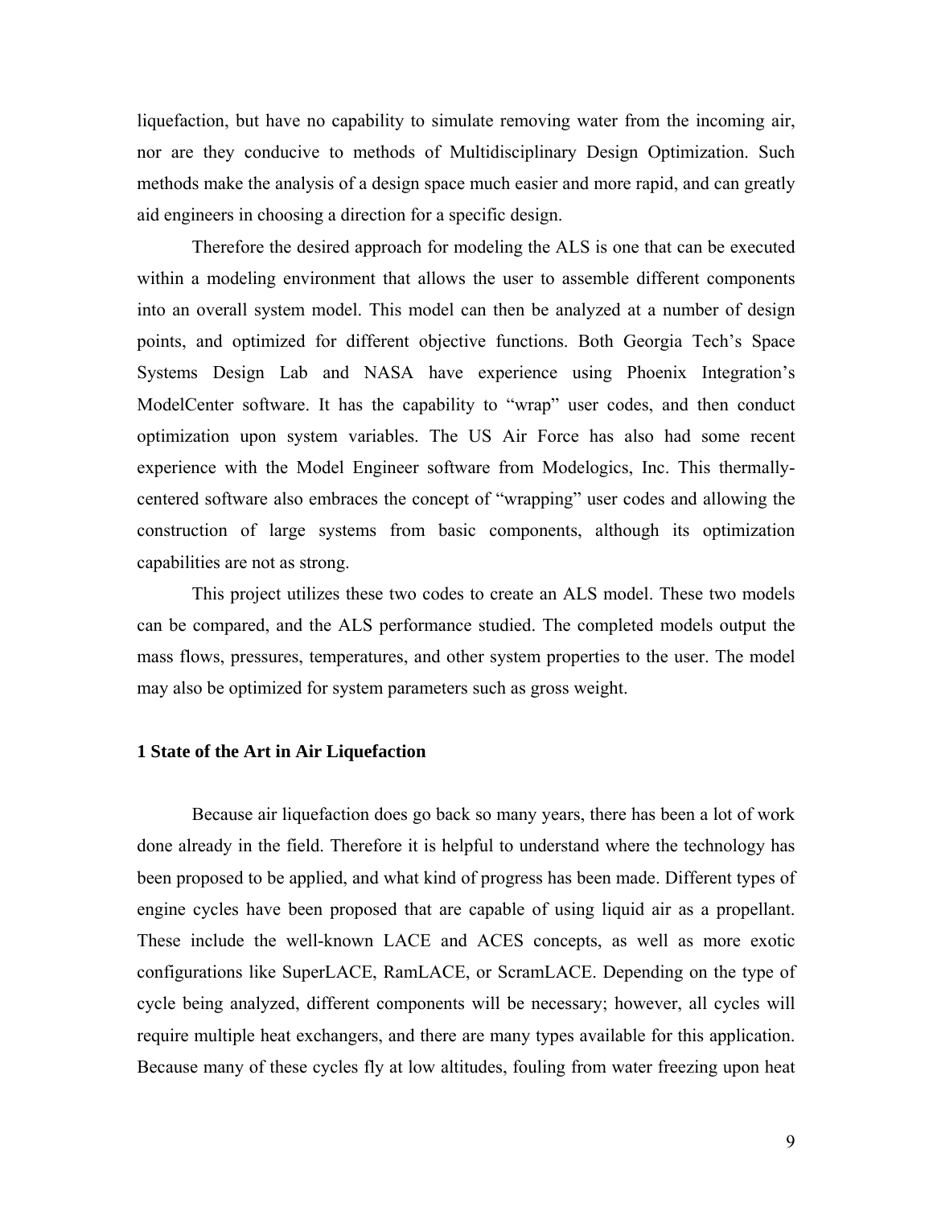liquefaction, but have no capability to simulate removing water from the incoming air, nor are they conducive to methods of Multidisciplinary Design Optimization. Such methods make the analysis of a design space much easier and more rapid, and can greatly aid engineers in choosing a direction for a specific design.

Therefore the desired approach for modeling the ALS is one that can be executed within a modeling environment that allows the user to assemble different components into an overall system model. This model can then be analyzed at a number of design points, and optimized for different objective functions. Both Georgia Tech's Space Systems Design Lab and NASA have experience using Phoenix Integration's ModelCenter software. It has the capability to "wrap" user codes, and then conduct optimization upon system variables. The US Air Force has also had some recent experience with the Model Engineer software from Modelogics, Inc. This thermally-centered software also embraces the concept of "wrapping" user codes and allowing the construction of large systems from basic components, although its optimization capabilities are not as strong.

This project utilizes these two codes to create an ALS model. These two models can be compared, and the ALS performance studied. The completed models output the mass flows, pressures, temperatures, and other system properties to the user. The model may also be optimized for system parameters such as gross weight.

## 1 State of the Art in Air Liquefaction

Because air liquefaction does go back so many years, there has been a lot of work done already in the field. Therefore it is helpful to understand where the technology has been proposed to be applied, and what kind of progress has been made. Different types of engine cycles have been proposed that are capable of using liquid air as a propellant. These include the well-known LACE and ACES concepts, as well as more exotic configurations like SuperLACE, RamLACE, or ScramLACE. Depending on the type of cycle being analyzed, different components will be necessary; however, all cycles will require multiple heat exchangers, and there are many types available for this application. Because many of these cycles fly at low altitudes, fouling from water freezing upon heat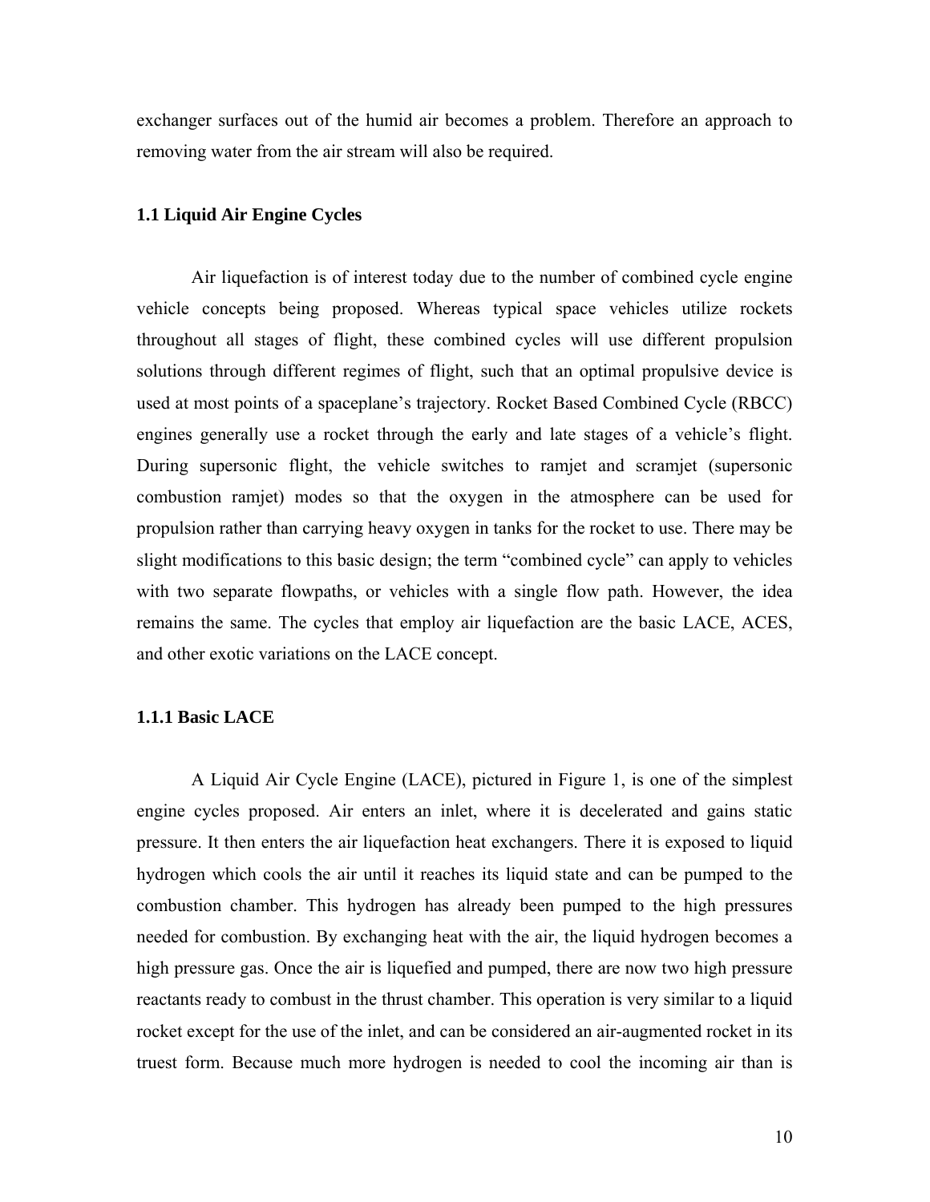exchanger surfaces out of the humid air becomes a problem. Therefore an approach to removing water from the air stream will also be required.

### 1.1 Liquid Air Engine Cycles

Air liquefaction is of interest today due to the number of combined cycle engine vehicle concepts being proposed. Whereas typical space vehicles utilize rockets throughout all stages of flight, these combined cycles will use different propulsion solutions through different regimes of flight, such that an optimal propulsive device is used at most points of a spaceplane's trajectory. Rocket Based Combined Cycle (RBCC) engines generally use a rocket through the early and late stages of a vehicle's flight. During supersonic flight, the vehicle switches to ramjet and scramjet (supersonic combustion ramjet) modes so that the oxygen in the atmosphere can be used for propulsion rather than carrying heavy oxygen in tanks for the rocket to use. There may be slight modifications to this basic design; the term "combined cycle" can apply to vehicles with two separate flowpaths, or vehicles with a single flow path. However, the idea remains the same. The cycles that employ air liquefaction are the basic LACE, ACES, and other exotic variations on the LACE concept.

#### 1.1.1 Basic LACE

A Liquid Air Cycle Engine (LACE), pictured in Figure 1, is one of the simplest engine cycles proposed. Air enters an inlet, where it is decelerated and gains static pressure. It then enters the air liquefaction heat exchangers. There it is exposed to liquid hydrogen which cools the air until it reaches its liquid state and can be pumped to the combustion chamber. This hydrogen has already been pumped to the high pressures needed for combustion. By exchanging heat with the air, the liquid hydrogen becomes a high pressure gas. Once the air is liquefied and pumped, there are now two high pressure reactants ready to combust in the thrust chamber. This operation is very similar to a liquid rocket except for the use of the inlet, and can be considered an air-augmented rocket in its truest form. Because much more hydrogen is needed to cool the incoming air than is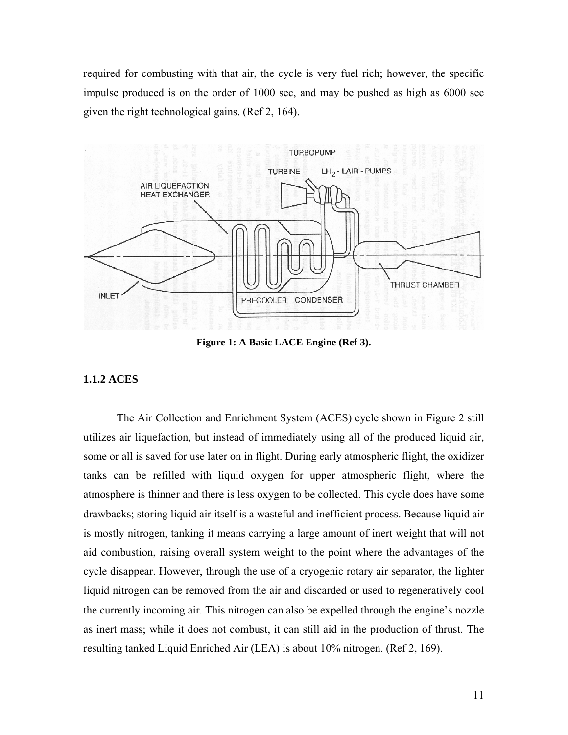required for combusting with that air, the cycle is very fuel rich; however, the specific impulse produced is on the order of 1000 sec, and may be pushed as high as 6000 sec given the right technological gains. (Ref 2, 164).

**Figure 1: A Basic LACE Engine (Ref 3).**

### 1.1.2 ACES

The Air Collection and Enrichment System (ACES) cycle shown in Figure 2 still utilizes air liquefaction, but instead of immediately using all of the produced liquid air, some or all is saved for use later on in flight. During early atmospheric flight, the oxidizer tanks can be refilled with liquid oxygen for upper atmospheric flight, where the atmosphere is thinner and there is less oxygen to be collected. This cycle does have some drawbacks; storing liquid air itself is a wasteful and inefficient process. Because liquid air is mostly nitrogen, tanking it means carrying a large amount of inert weight that will not aid combustion, raising overall system weight to the point where the advantages of the cycle disappear. However, through the use of a cryogenic rotary air separator, the lighter liquid nitrogen can be removed from the air and discarded or used to regeneratively cool the currently incoming air. This nitrogen can also be expelled through the engine's nozzle as inert mass; while it does not combust, it can still aid in the production of thrust. The resulting tanked Liquid Enriched Air (LEA) is about 10% nitrogen. (Ref 2, 169).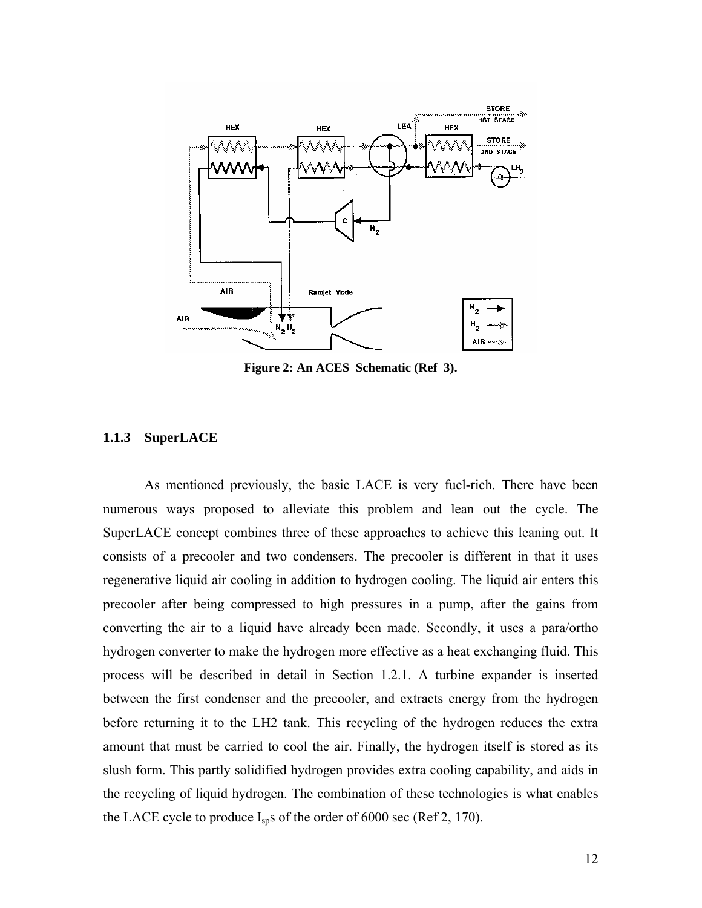Figure 2: An ACES Schematic (Ref 3).

### 1.1.3 SuperLACE

As mentioned previously, the basic LACE is very fuel-rich. There have been numerous ways proposed to alleviate this problem and lean out the cycle. The SuperLACE concept combines three of these approaches to achieve this leaning out. It consists of a precooler and two condensers. The precooler is different in that it uses regenerative liquid air cooling in addition to hydrogen cooling. The liquid air enters this precooler after being compressed to high pressures in a pump, after the gains from converting the air to a liquid have already been made. Secondly, it uses a para/ortho hydrogen converter to make the hydrogen more effective as a heat exchanging fluid. This process will be described in detail in Section 1.2.1. A turbine expander is inserted between the first condenser and the precooler, and extracts energy from the hydrogen before returning it to the LH2 tank. This recycling of the hydrogen reduces the extra amount that must be carried to cool the air. Finally, the hydrogen itself is stored as its slush form. This partly solidified hydrogen provides extra cooling capability, and aids in the recycling of liquid hydrogen. The combination of these technologies is what enables the LACE cycle to produce $I_{sp}$s of the order of 6000 sec (Ref 2, 170).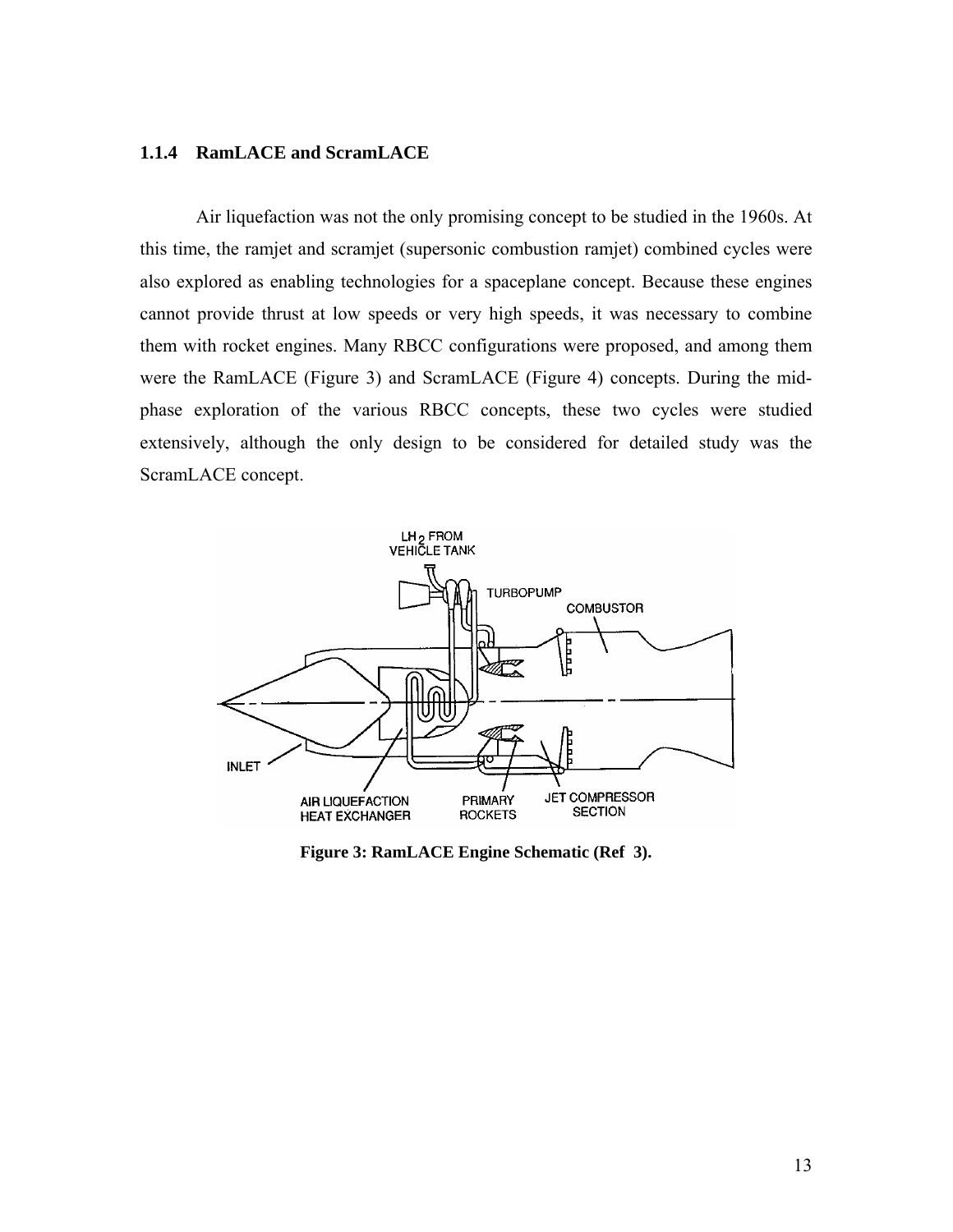### 1.1.4 RamLACE and ScramLACE

Air liquefaction was not the only promising concept to be studied in the 1960s. At this time, the ramjet and scramjet (supersonic combustion ramjet) combined cycles were also explored as enabling technologies for a spaceplane concept. Because these engines cannot provide thrust at low speeds or very high speeds, it was necessary to combine them with rocket engines. Many RBCC configurations were proposed, and among them were the RamLACE (Figure 3) and ScramLACE (Figure 4) concepts. During the mid-phase exploration of the various RBCC concepts, these two cycles were studied extensively, although the only design to be considered for detailed study was the ScramLACE concept.

**Figure 3: RamLACE Engine Schematic (Ref 3).**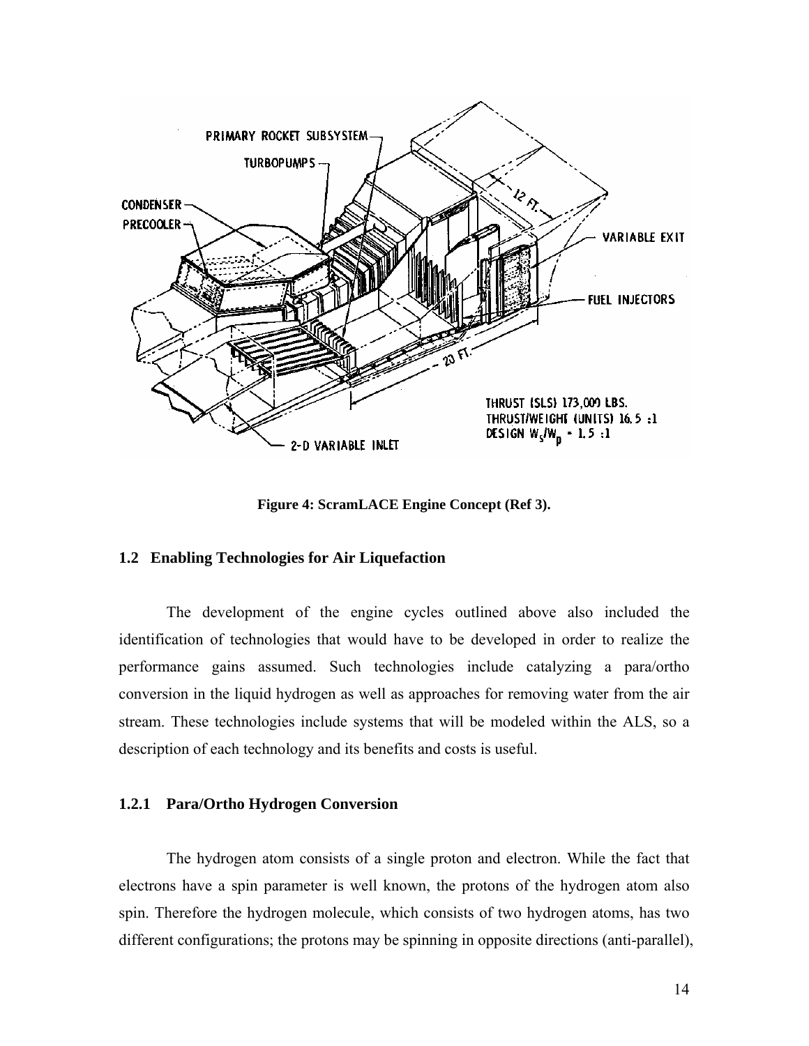Figure 4: ScramLACE Engine Concept (Ref 3).

## 1.2 Enabling Technologies for Air Liquefaction

The development of the engine cycles outlined above also included the identification of technologies that would have to be developed in order to realize the performance gains assumed. Such technologies include catalyzing a para/ortho conversion in the liquid hydrogen as well as approaches for removing water from the air stream. These technologies include systems that will be modeled within the ALS, so a description of each technology and its benefits and costs is useful.

### 1.2.1 Para/Ortho Hydrogen Conversion

The hydrogen atom consists of a single proton and electron. While the fact that electrons have a spin parameter is well known, the protons of the hydrogen atom also spin. Therefore the hydrogen molecule, which consists of two hydrogen atoms, has two different configurations; the protons may be spinning in opposite directions (anti-parallel),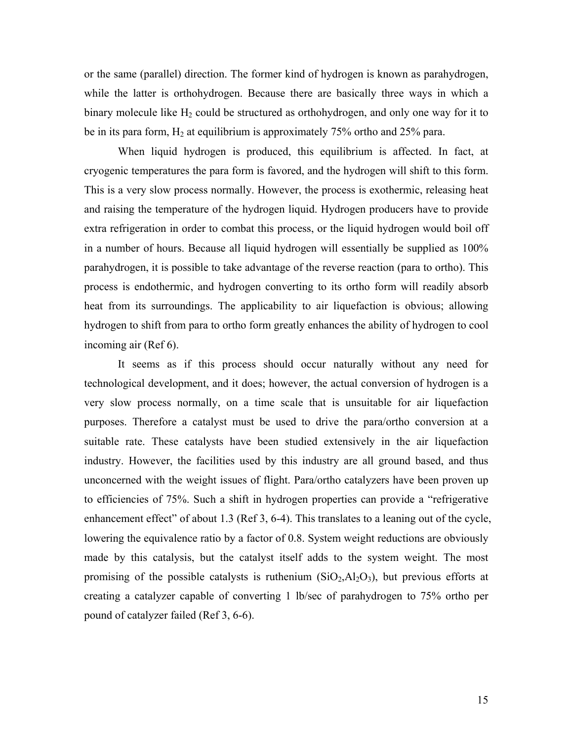or the same (parallel) direction. The former kind of hydrogen is known as parahydrogen, while the latter is orthohydrogen. Because there are basically three ways in which a binary molecule like $H_2$ could be structured as orthohydrogen, and only one way for it to be in its para form, $H_2$ at equilibrium is approximately 75% ortho and 25% para.

When liquid hydrogen is produced, this equilibrium is affected. In fact, at cryogenic temperatures the para form is favored, and the hydrogen will shift to this form. This is a very slow process normally. However, the process is exothermic, releasing heat and raising the temperature of the hydrogen liquid. Hydrogen producers have to provide extra refrigeration in order to combat this process, or the liquid hydrogen would boil off in a number of hours. Because all liquid hydrogen will essentially be supplied as 100% parahydrogen, it is possible to take advantage of the reverse reaction (para to ortho). This process is endothermic, and hydrogen converting to its ortho form will readily absorb heat from its surroundings. The applicability to air liquefaction is obvious; allowing hydrogen to shift from para to ortho form greatly enhances the ability of hydrogen to cool incoming air (Ref 6).

It seems as if this process should occur naturally without any need for technological development, and it does; however, the actual conversion of hydrogen is a very slow process normally, on a time scale that is unsuitable for air liquefaction purposes. Therefore a catalyst must be used to drive the para/ortho conversion at a suitable rate. These catalysts have been studied extensively in the air liquefaction industry. However, the facilities used by this industry are all ground based, and thus unconcerned with the weight issues of flight. Para/ortho catalyzers have been proven up to efficiencies of 75%. Such a shift in hydrogen properties can provide a "refrigerative enhancement effect" of about 1.3 (Ref 3, 6-4). This translates to a leaning out of the cycle, lowering the equivalence ratio by a factor of 0.8. System weight reductions are obviously made by this catalysis, but the catalyst itself adds to the system weight. The most promising of the possible catalysts is ruthenium ($SiO_2$,$Al_2O_3$), but previous efforts at creating a catalyzer capable of converting 1 lb/sec of parahydrogen to 75% ortho per pound of catalyzer failed (Ref 3, 6-6).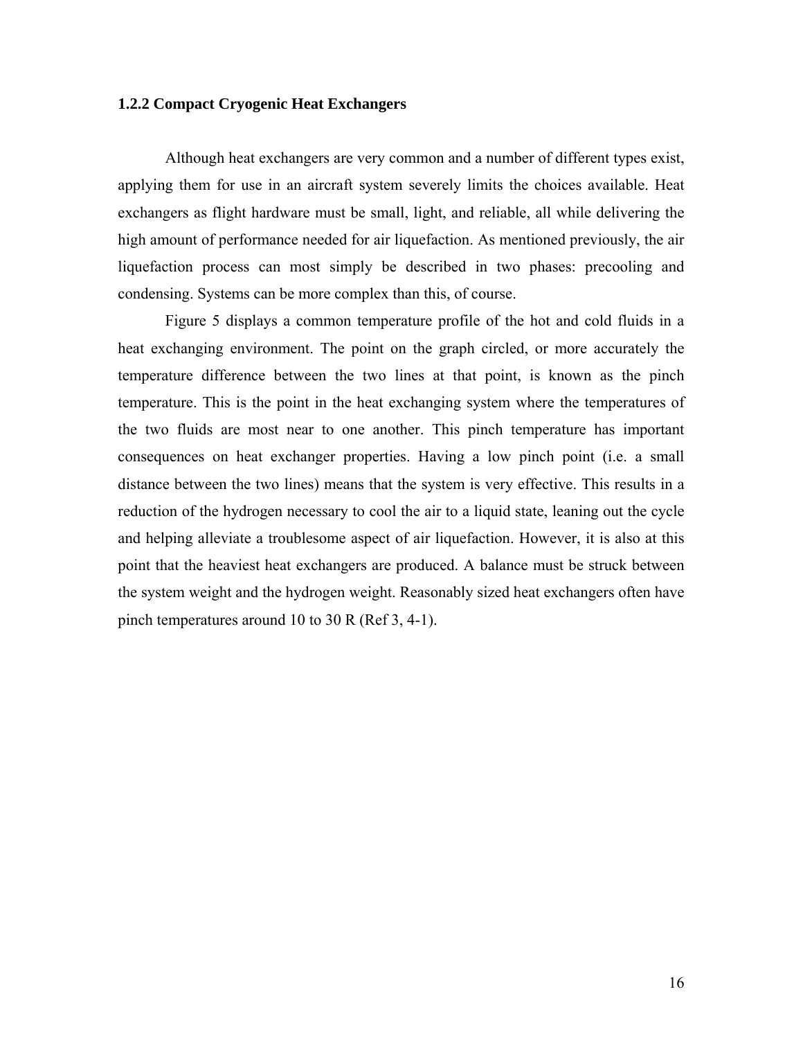### 1.2.2 Compact Cryogenic Heat Exchangers

Although heat exchangers are very common and a number of different types exist, applying them for use in an aircraft system severely limits the choices available. Heat exchangers as flight hardware must be small, light, and reliable, all while delivering the high amount of performance needed for air liquefaction. As mentioned previously, the air liquefaction process can most simply be described in two phases: precooling and condensing. Systems can be more complex than this, of course.

Figure 5 displays a common temperature profile of the hot and cold fluids in a heat exchanging environment. The point on the graph circled, or more accurately the temperature difference between the two lines at that point, is known as the pinch temperature. This is the point in the heat exchanging system where the temperatures of the two fluids are most near to one another. This pinch temperature has important consequences on heat exchanger properties. Having a low pinch point (i.e. a small distance between the two lines) means that the system is very effective. This results in a reduction of the hydrogen necessary to cool the air to a liquid state, leaning out the cycle and helping alleviate a troublesome aspect of air liquefaction. However, it is also at this point that the heaviest heat exchangers are produced. A balance must be struck between the system weight and the hydrogen weight. Reasonably sized heat exchangers often have pinch temperatures around 10 to 30 R (Ref 3, 4-1).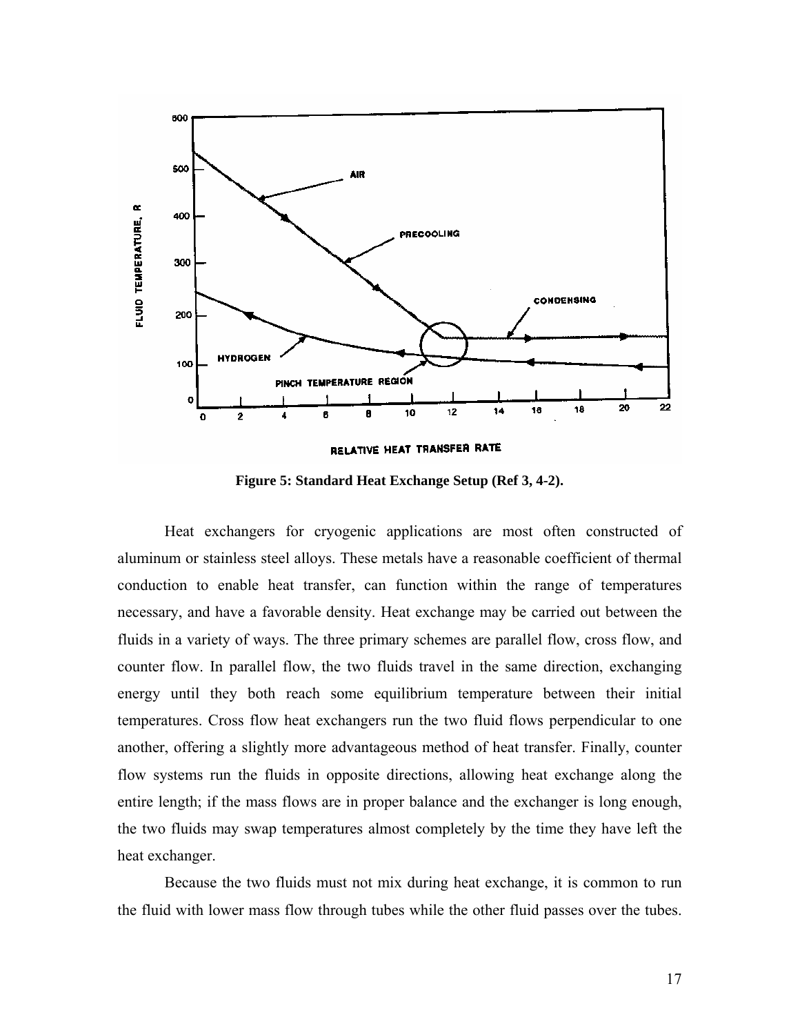**Figure 5: Standard Heat Exchange Setup (Ref 3, 4-2).**

Heat exchangers for cryogenic applications are most often constructed of aluminum or stainless steel alloys. These metals have a reasonable coefficient of thermal conduction to enable heat transfer, can function within the range of temperatures necessary, and have a favorable density. Heat exchange may be carried out between the fluids in a variety of ways. The three primary schemes are parallel flow, cross flow, and counter flow. In parallel flow, the two fluids travel in the same direction, exchanging energy until they both reach some equilibrium temperature between their initial temperatures. Cross flow heat exchangers run the two fluid flows perpendicular to one another, offering a slightly more advantageous method of heat transfer. Finally, counter flow systems run the fluids in opposite directions, allowing heat exchange along the entire length; if the mass flows are in proper balance and the exchanger is long enough, the two fluids may swap temperatures almost completely by the time they have left the heat exchanger.

Because the two fluids must not mix during heat exchange, it is common to run the fluid with lower mass flow through tubes while the other fluid passes over the tubes.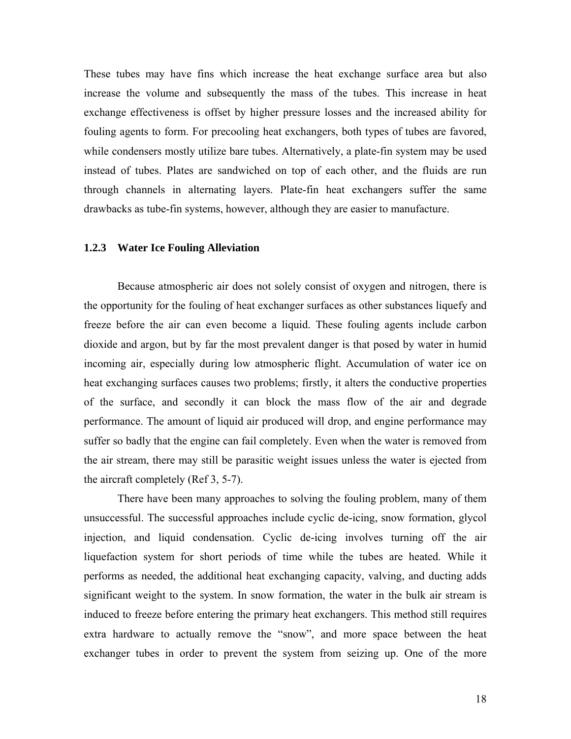These tubes may have fins which increase the heat exchange surface area but also increase the volume and subsequently the mass of the tubes. This increase in heat exchange effectiveness is offset by higher pressure losses and the increased ability for fouling agents to form. For precooling heat exchangers, both types of tubes are favored, while condensers mostly utilize bare tubes. Alternatively, a plate-fin system may be used instead of tubes. Plates are sandwiched on top of each other, and the fluids are run through channels in alternating layers. Plate-fin heat exchangers suffer the same drawbacks as tube-fin systems, however, although they are easier to manufacture.

### 1.2.3 Water Ice Fouling Alleviation

Because atmospheric air does not solely consist of oxygen and nitrogen, there is the opportunity for the fouling of heat exchanger surfaces as other substances liquefy and freeze before the air can even become a liquid. These fouling agents include carbon dioxide and argon, but by far the most prevalent danger is that posed by water in humid incoming air, especially during low atmospheric flight. Accumulation of water ice on heat exchanging surfaces causes two problems; firstly, it alters the conductive properties of the surface, and secondly it can block the mass flow of the air and degrade performance. The amount of liquid air produced will drop, and engine performance may suffer so badly that the engine can fail completely. Even when the water is removed from the air stream, there may still be parasitic weight issues unless the water is ejected from the aircraft completely (Ref 3, 5-7).

There have been many approaches to solving the fouling problem, many of them unsuccessful. The successful approaches include cyclic de-icing, snow formation, glycol injection, and liquid condensation. Cyclic de-icing involves turning off the air liquefaction system for short periods of time while the tubes are heated. While it performs as needed, the additional heat exchanging capacity, valving, and ducting adds significant weight to the system. In snow formation, the water in the bulk air stream is induced to freeze before entering the primary heat exchangers. This method still requires extra hardware to actually remove the "snow", and more space between the heat exchanger tubes in order to prevent the system from seizing up. One of the more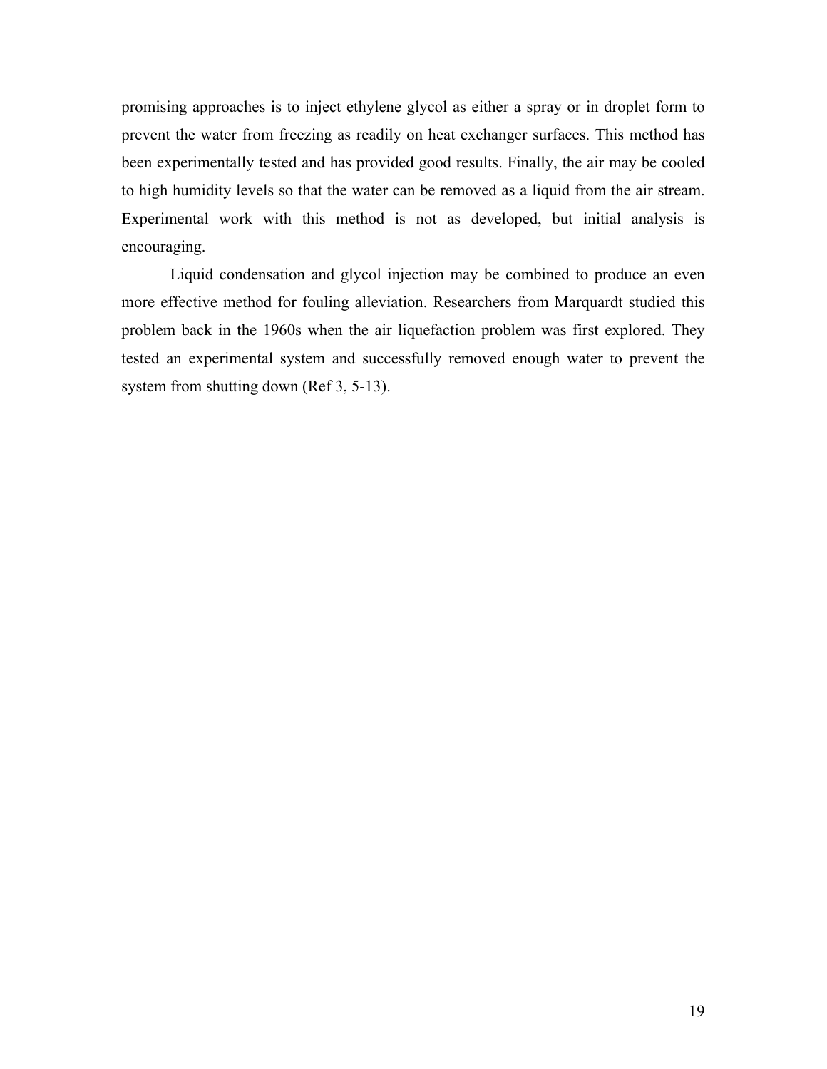promising approaches is to inject ethylene glycol as either a spray or in droplet form to prevent the water from freezing as readily on heat exchanger surfaces. This method has been experimentally tested and has provided good results. Finally, the air may be cooled to high humidity levels so that the water can be removed as a liquid from the air stream. Experimental work with this method is not as developed, but initial analysis is encouraging.

Liquid condensation and glycol injection may be combined to produce an even more effective method for fouling alleviation. Researchers from Marquardt studied this problem back in the 1960s when the air liquefaction problem was first explored. They tested an experimental system and successfully removed enough water to prevent the system from shutting down (Ref 3, 5-13).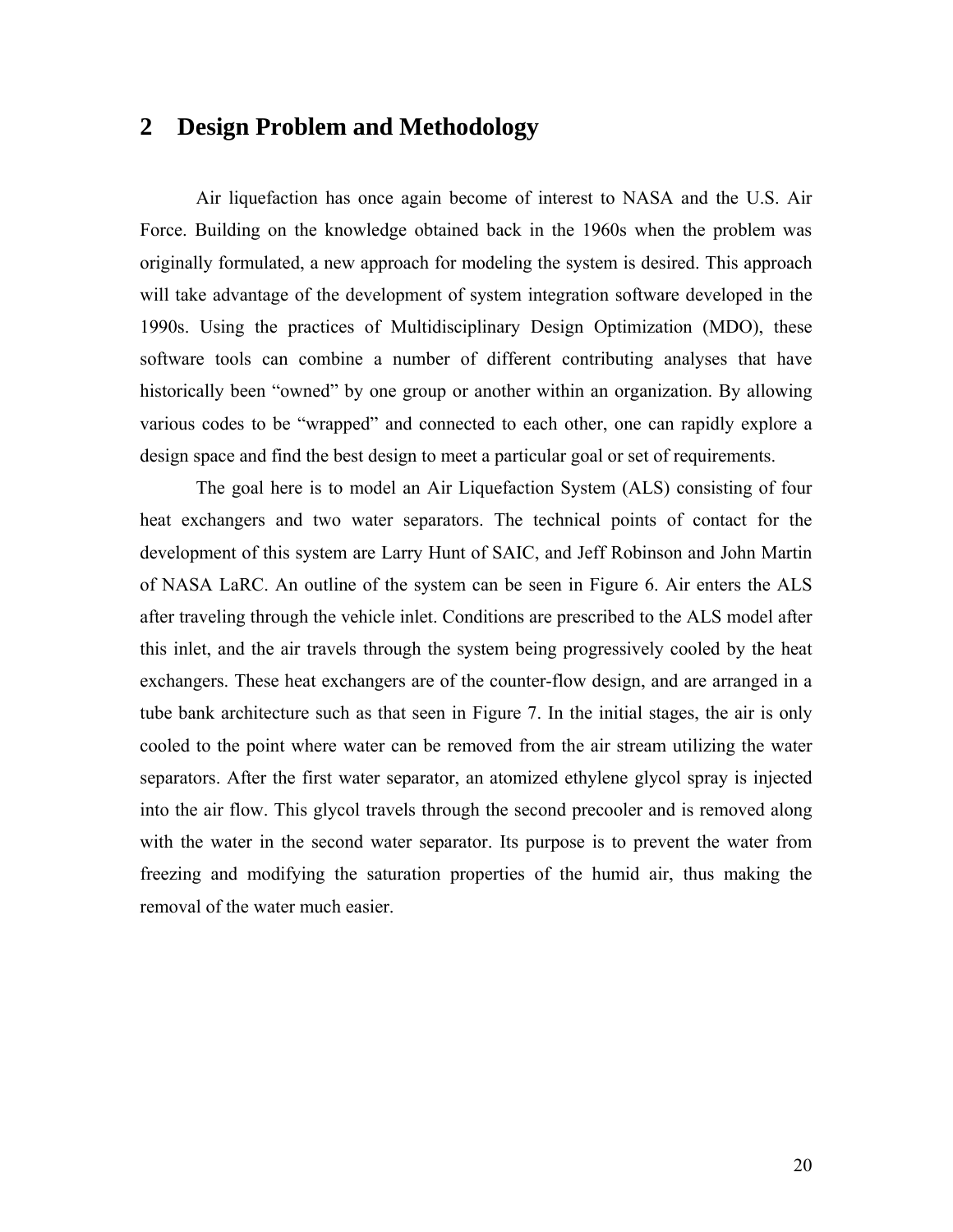# 2 Design Problem and Methodology

Air liquefaction has once again become of interest to NASA and the U.S. Air Force. Building on the knowledge obtained back in the 1960s when the problem was originally formulated, a new approach for modeling the system is desired. This approach will take advantage of the development of system integration software developed in the 1990s. Using the practices of Multidisciplinary Design Optimization (MDO), these software tools can combine a number of different contributing analyses that have historically been "owned" by one group or another within an organization. By allowing various codes to be "wrapped" and connected to each other, one can rapidly explore a design space and find the best design to meet a particular goal or set of requirements.

The goal here is to model an Air Liquefaction System (ALS) consisting of four heat exchangers and two water separators. The technical points of contact for the development of this system are Larry Hunt of SAIC, and Jeff Robinson and John Martin of NASA LaRC. An outline of the system can be seen in Figure 6. Air enters the ALS after traveling through the vehicle inlet. Conditions are prescribed to the ALS model after this inlet, and the air travels through the system being progressively cooled by the heat exchangers. These heat exchangers are of the counter-flow design, and are arranged in a tube bank architecture such as that seen in Figure 7. In the initial stages, the air is only cooled to the point where water can be removed from the air stream utilizing the water separators. After the first water separator, an atomized ethylene glycol spray is injected into the air flow. This glycol travels through the second precooler and is removed along with the water in the second water separator. Its purpose is to prevent the water from freezing and modifying the saturation properties of the humid air, thus making the removal of the water much easier.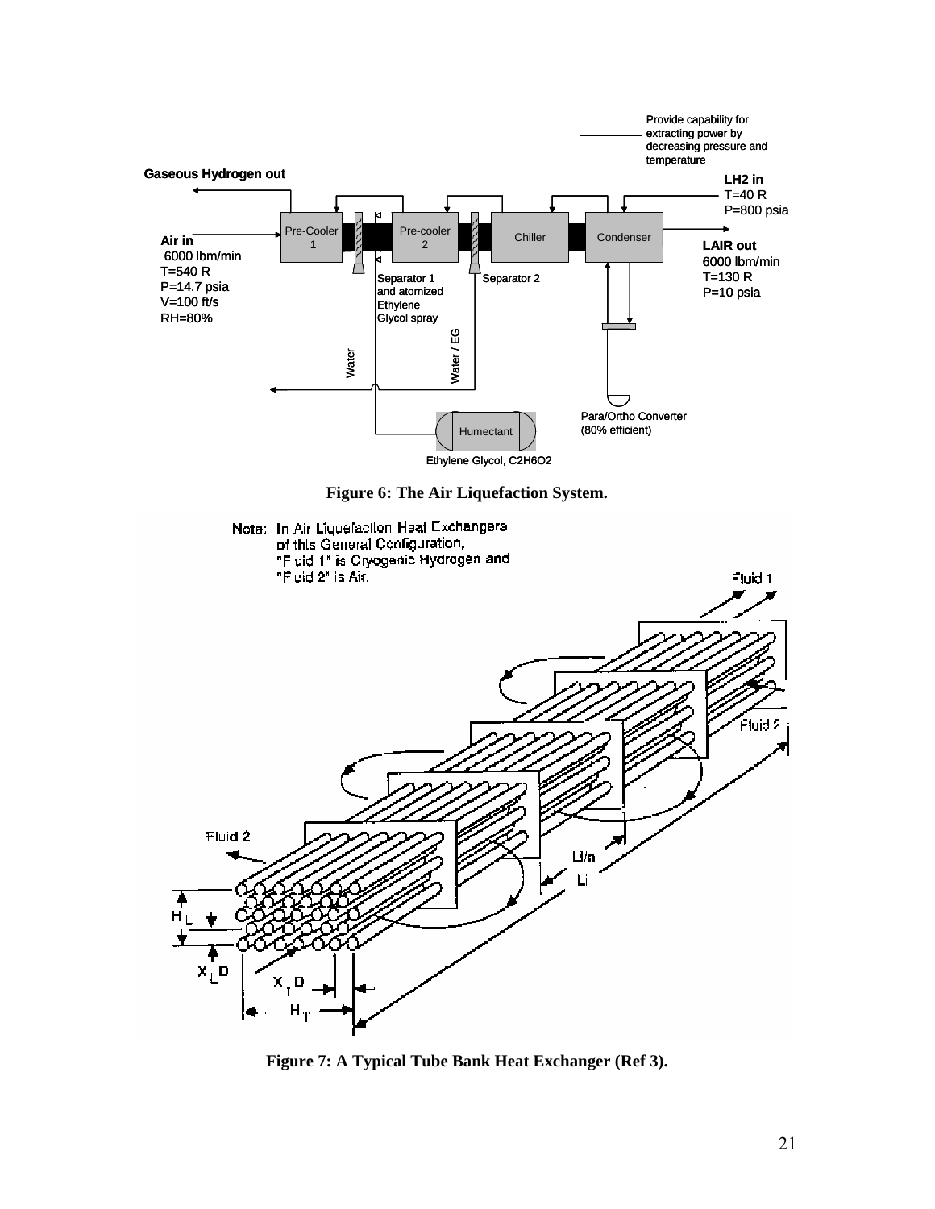Figure 6: The Air Liquefaction System.

Figure 7: A Typical Tube Bank Heat Exchanger (Ref 3).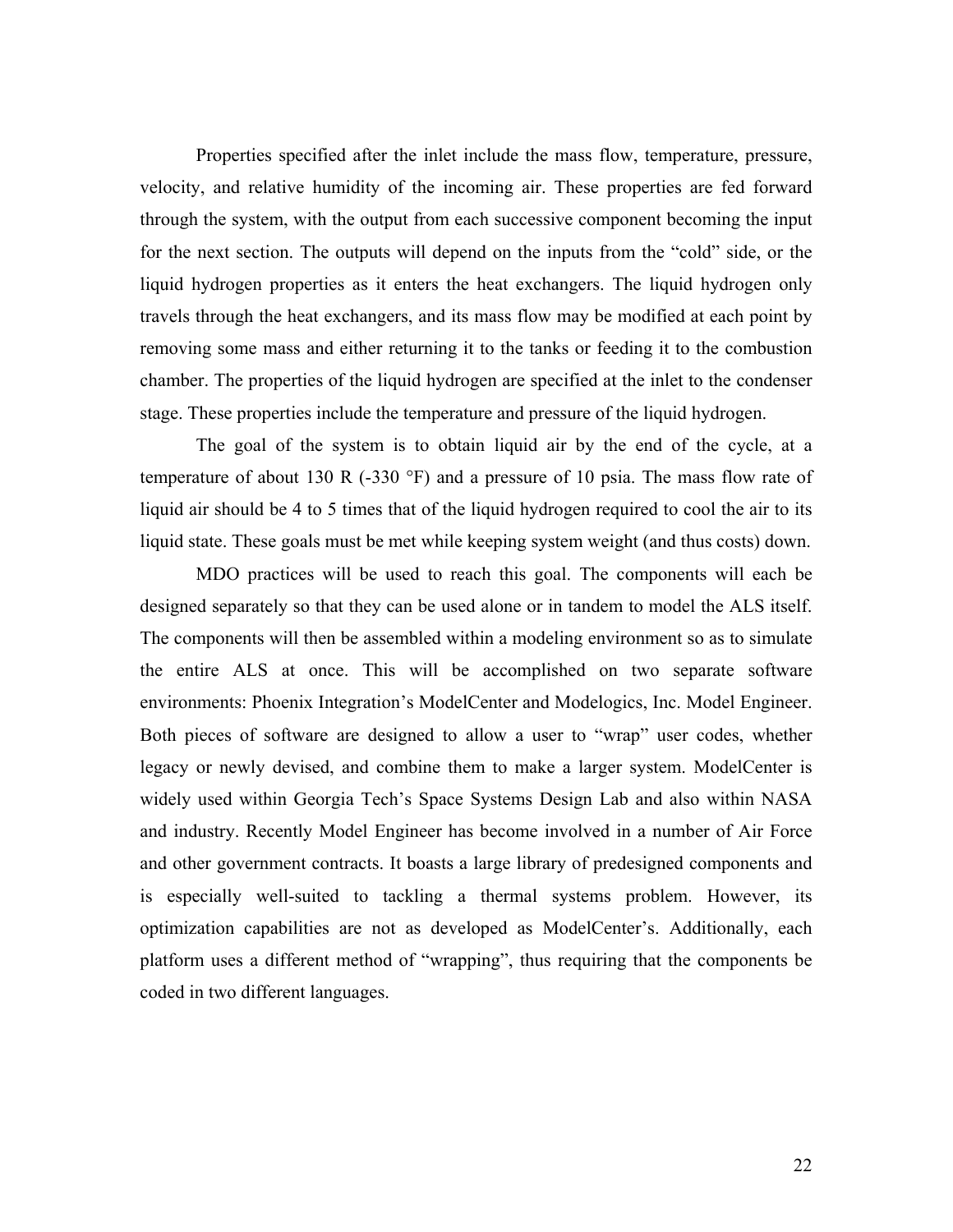Properties specified after the inlet include the mass flow, temperature, pressure, velocity, and relative humidity of the incoming air. These properties are fed forward through the system, with the output from each successive component becoming the input for the next section. The outputs will depend on the inputs from the "cold" side, or the liquid hydrogen properties as it enters the heat exchangers. The liquid hydrogen only travels through the heat exchangers, and its mass flow may be modified at each point by removing some mass and either returning it to the tanks or feeding it to the combustion chamber. The properties of the liquid hydrogen are specified at the inlet to the condenser stage. These properties include the temperature and pressure of the liquid hydrogen.

The goal of the system is to obtain liquid air by the end of the cycle, at a temperature of about 130 R (-330 °F) and a pressure of 10 psia. The mass flow rate of liquid air should be 4 to 5 times that of the liquid hydrogen required to cool the air to its liquid state. These goals must be met while keeping system weight (and thus costs) down.

MDO practices will be used to reach this goal. The components will each be designed separately so that they can be used alone or in tandem to model the ALS itself. The components will then be assembled within a modeling environment so as to simulate the entire ALS at once. This will be accomplished on two separate software environments: Phoenix Integration's ModelCenter and Modelogics, Inc. Model Engineer. Both pieces of software are designed to allow a user to "wrap" user codes, whether legacy or newly devised, and combine them to make a larger system. ModelCenter is widely used within Georgia Tech's Space Systems Design Lab and also within NASA and industry. Recently Model Engineer has become involved in a number of Air Force and other government contracts. It boasts a large library of predesigned components and is especially well-suited to tackling a thermal systems problem. However, its optimization capabilities are not as developed as ModelCenter's. Additionally, each platform uses a different method of "wrapping", thus requiring that the components be coded in two different languages.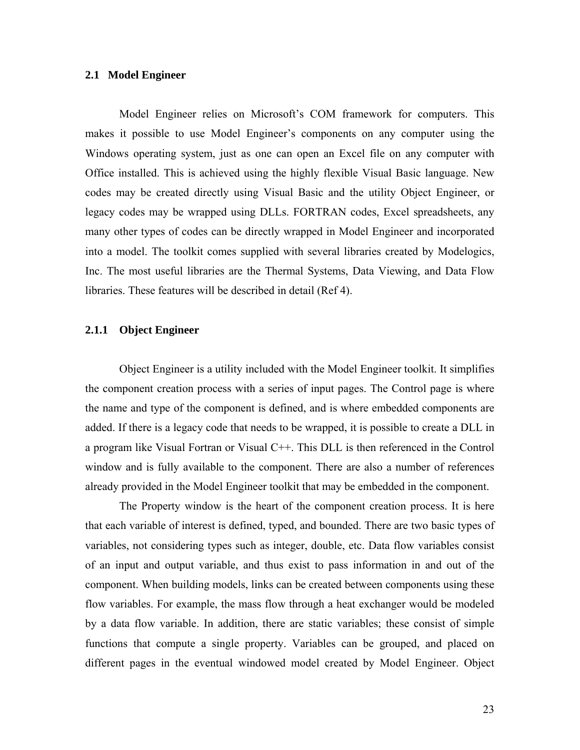## 2.1 Model Engineer

Model Engineer relies on Microsoft's COM framework for computers. This makes it possible to use Model Engineer's components on any computer using the Windows operating system, just as one can open an Excel file on any computer with Office installed. This is achieved using the highly flexible Visual Basic language. New codes may be created directly using Visual Basic and the utility Object Engineer, or legacy codes may be wrapped using DLLs. FORTRAN codes, Excel spreadsheets, any many other types of codes can be directly wrapped in Model Engineer and incorporated into a model. The toolkit comes supplied with several libraries created by Modelogics, Inc. The most useful libraries are the Thermal Systems, Data Viewing, and Data Flow libraries. These features will be described in detail (Ref 4).

### 2.1.1 Object Engineer

Object Engineer is a utility included with the Model Engineer toolkit. It simplifies the component creation process with a series of input pages. The Control page is where the name and type of the component is defined, and is where embedded components are added. If there is a legacy code that needs to be wrapped, it is possible to create a DLL in a program like Visual Fortran or Visual C++. This DLL is then referenced in the Control window and is fully available to the component. There are also a number of references already provided in the Model Engineer toolkit that may be embedded in the component.

The Property window is the heart of the component creation process. It is here that each variable of interest is defined, typed, and bounded. There are two basic types of variables, not considering types such as integer, double, etc. Data flow variables consist of an input and output variable, and thus exist to pass information in and out of the component. When building models, links can be created between components using these flow variables. For example, the mass flow through a heat exchanger would be modeled by a data flow variable. In addition, there are static variables; these consist of simple functions that compute a single property. Variables can be grouped, and placed on different pages in the eventual windowed model created by Model Engineer. Object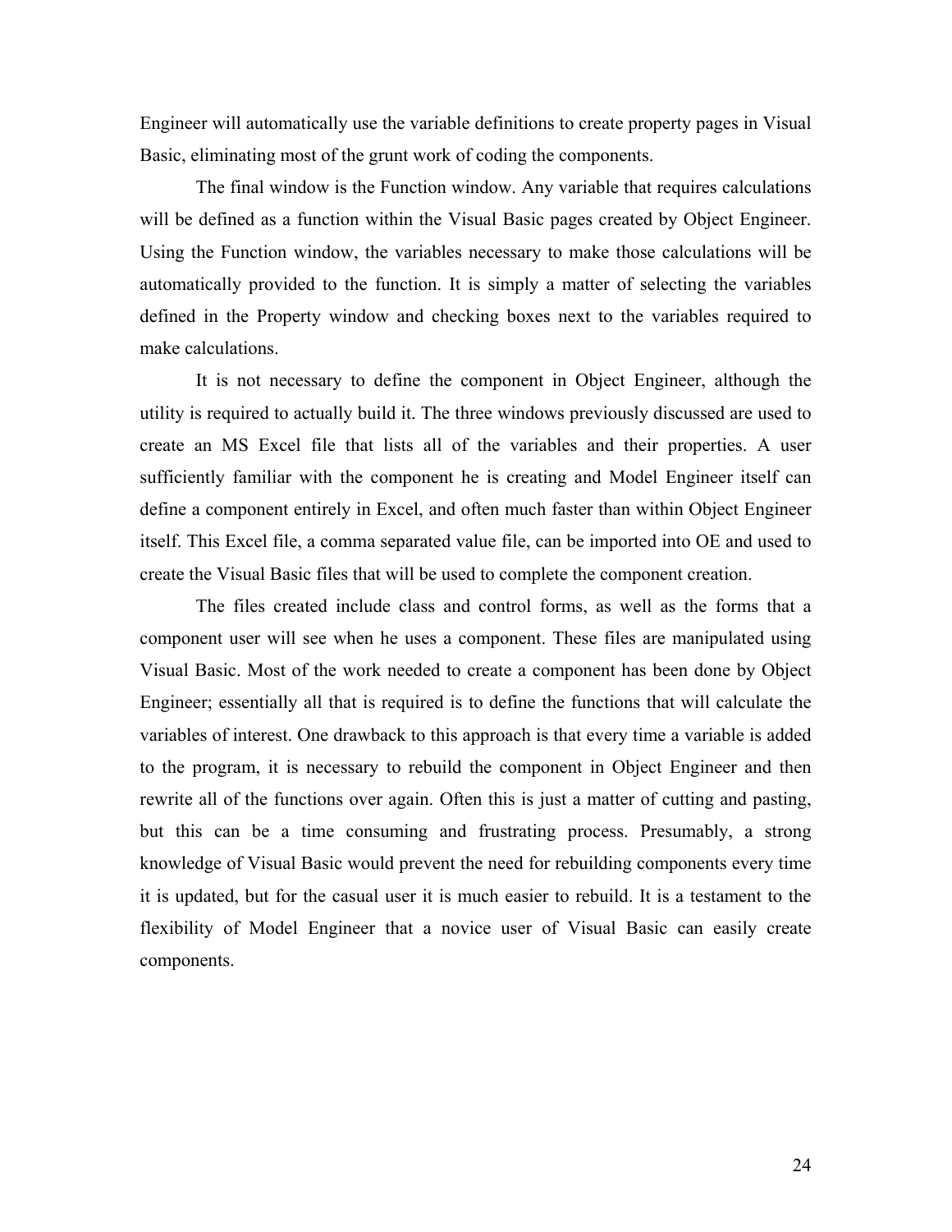Engineer will automatically use the variable definitions to create property pages in Visual Basic, eliminating most of the grunt work of coding the components.

The final window is the Function window. Any variable that requires calculations will be defined as a function within the Visual Basic pages created by Object Engineer. Using the Function window, the variables necessary to make those calculations will be automatically provided to the function. It is simply a matter of selecting the variables defined in the Property window and checking boxes next to the variables required to make calculations.

It is not necessary to define the component in Object Engineer, although the utility is required to actually build it. The three windows previously discussed are used to create an MS Excel file that lists all of the variables and their properties. A user sufficiently familiar with the component he is creating and Model Engineer itself can define a component entirely in Excel, and often much faster than within Object Engineer itself. This Excel file, a comma separated value file, can be imported into OE and used to create the Visual Basic files that will be used to complete the component creation.

The files created include class and control forms, as well as the forms that a component user will see when he uses a component. These files are manipulated using Visual Basic. Most of the work needed to create a component has been done by Object Engineer; essentially all that is required is to define the functions that will calculate the variables of interest. One drawback to this approach is that every time a variable is added to the program, it is necessary to rebuild the component in Object Engineer and then rewrite all of the functions over again. Often this is just a matter of cutting and pasting, but this can be a time consuming and frustrating process. Presumably, a strong knowledge of Visual Basic would prevent the need for rebuilding components every time it is updated, but for the casual user it is much easier to rebuild. It is a testament to the flexibility of Model Engineer that a novice user of Visual Basic can easily create components.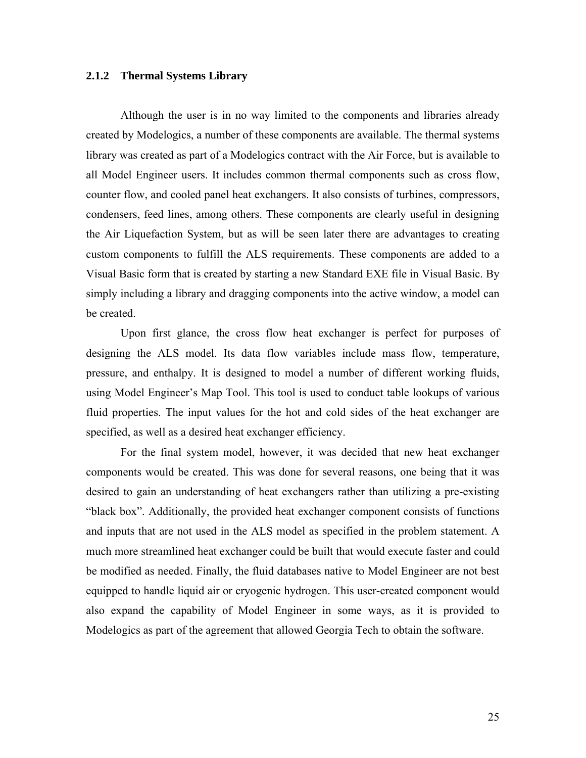### 2.1.2 Thermal Systems Library

Although the user is in no way limited to the components and libraries already created by Modelogics, a number of these components are available. The thermal systems library was created as part of a Modelogics contract with the Air Force, but is available to all Model Engineer users. It includes common thermal components such as cross flow, counter flow, and cooled panel heat exchangers. It also consists of turbines, compressors, condensers, feed lines, among others. These components are clearly useful in designing the Air Liquefaction System, but as will be seen later there are advantages to creating custom components to fulfill the ALS requirements. These components are added to a Visual Basic form that is created by starting a new Standard EXE file in Visual Basic. By simply including a library and dragging components into the active window, a model can be created.

Upon first glance, the cross flow heat exchanger is perfect for purposes of designing the ALS model. Its data flow variables include mass flow, temperature, pressure, and enthalpy. It is designed to model a number of different working fluids, using Model Engineer's Map Tool. This tool is used to conduct table lookups of various fluid properties. The input values for the hot and cold sides of the heat exchanger are specified, as well as a desired heat exchanger efficiency.

For the final system model, however, it was decided that new heat exchanger components would be created. This was done for several reasons, one being that it was desired to gain an understanding of heat exchangers rather than utilizing a pre-existing "black box". Additionally, the provided heat exchanger component consists of functions and inputs that are not used in the ALS model as specified in the problem statement. A much more streamlined heat exchanger could be built that would execute faster and could be modified as needed. Finally, the fluid databases native to Model Engineer are not best equipped to handle liquid air or cryogenic hydrogen. This user-created component would also expand the capability of Model Engineer in some ways, as it is provided to Modelogics as part of the agreement that allowed Georgia Tech to obtain the software.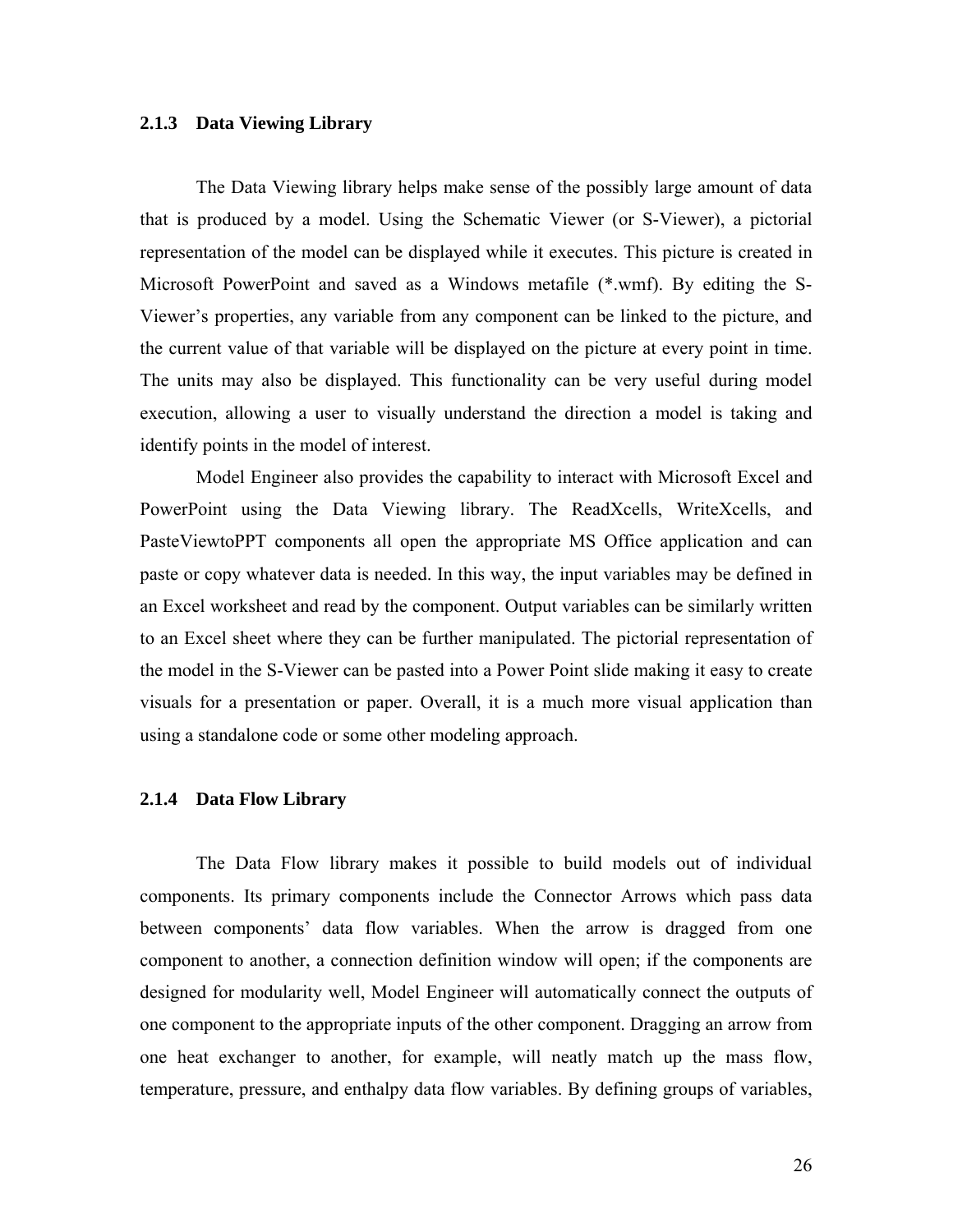### 2.1.3 Data Viewing Library

The Data Viewing library helps make sense of the possibly large amount of data that is produced by a model. Using the Schematic Viewer (or S-Viewer), a pictorial representation of the model can be displayed while it executes. This picture is created in Microsoft PowerPoint and saved as a Windows metafile (*.wmf). By editing the S-Viewer's properties, any variable from any component can be linked to the picture, and the current value of that variable will be displayed on the picture at every point in time. The units may also be displayed. This functionality can be very useful during model execution, allowing a user to visually understand the direction a model is taking and identify points in the model of interest.

Model Engineer also provides the capability to interact with Microsoft Excel and PowerPoint using the Data Viewing library. The ReadXcells, WriteXcells, and PasteViewtoPPT components all open the appropriate MS Office application and can paste or copy whatever data is needed. In this way, the input variables may be defined in an Excel worksheet and read by the component. Output variables can be similarly written to an Excel sheet where they can be further manipulated. The pictorial representation of the model in the S-Viewer can be pasted into a Power Point slide making it easy to create visuals for a presentation or paper. Overall, it is a much more visual application than using a standalone code or some other modeling approach.

### 2.1.4 Data Flow Library

The Data Flow library makes it possible to build models out of individual components. Its primary components include the Connector Arrows which pass data between components' data flow variables. When the arrow is dragged from one component to another, a connection definition window will open; if the components are designed for modularity well, Model Engineer will automatically connect the outputs of one component to the appropriate inputs of the other component. Dragging an arrow from one heat exchanger to another, for example, will neatly match up the mass flow, temperature, pressure, and enthalpy data flow variables. By defining groups of variables,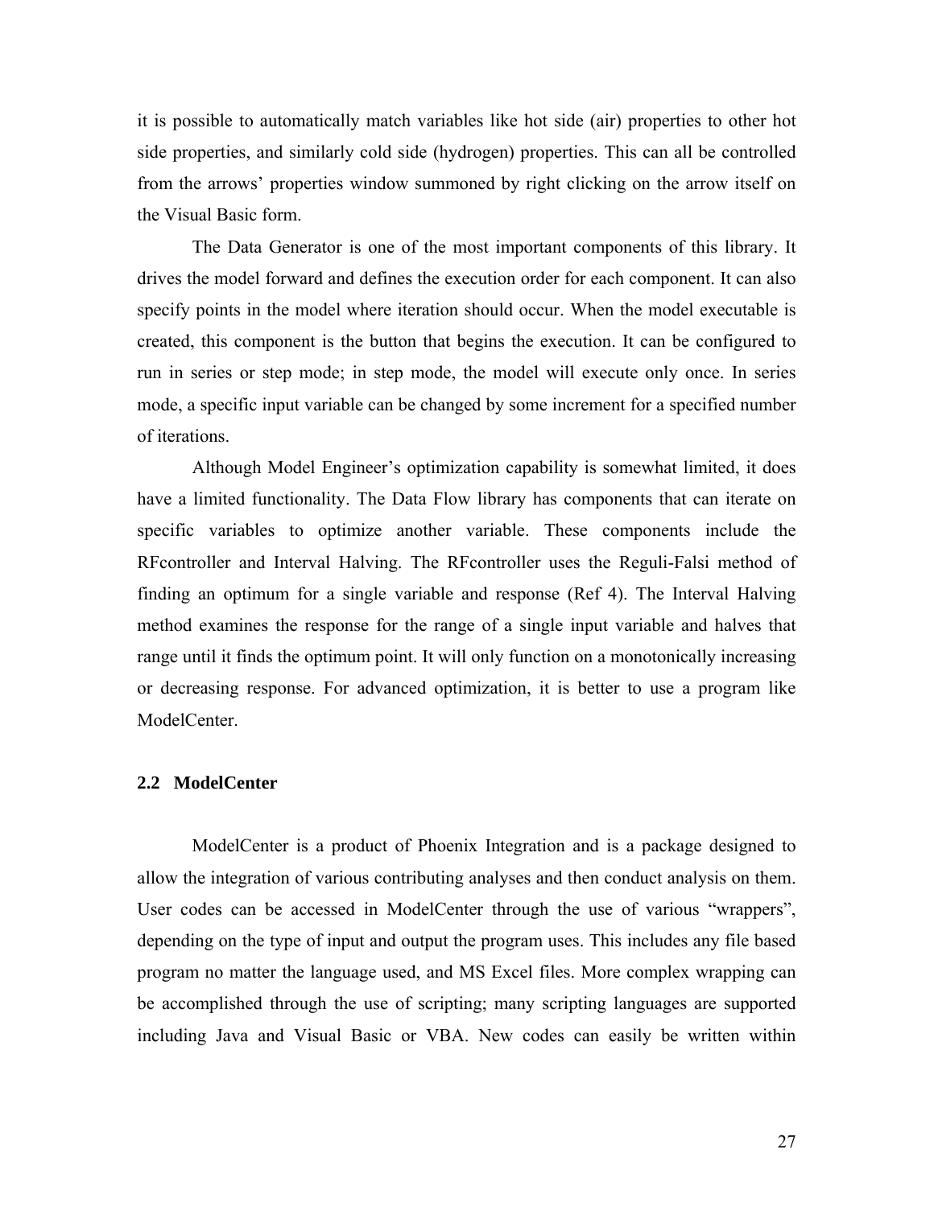it is possible to automatically match variables like hot side (air) properties to other hot side properties, and similarly cold side (hydrogen) properties. This can all be controlled from the arrows' properties window summoned by right clicking on the arrow itself on the Visual Basic form.

The Data Generator is one of the most important components of this library. It drives the model forward and defines the execution order for each component. It can also specify points in the model where iteration should occur. When the model executable is created, this component is the button that begins the execution. It can be configured to run in series or step mode; in step mode, the model will execute only once. In series mode, a specific input variable can be changed by some increment for a specified number of iterations.

Although Model Engineer's optimization capability is somewhat limited, it does have a limited functionality. The Data Flow library has components that can iterate on specific variables to optimize another variable. These components include the RFcontroller and Interval Halving. The RFcontroller uses the Reguli-Falsi method of finding an optimum for a single variable and response (Ref 4). The Interval Halving method examines the response for the range of a single input variable and halves that range until it finds the optimum point. It will only function on a monotonically increasing or decreasing response. For advanced optimization, it is better to use a program like ModelCenter.

## 2.2 ModelCenter

ModelCenter is a product of Phoenix Integration and is a package designed to allow the integration of various contributing analyses and then conduct analysis on them. User codes can be accessed in ModelCenter through the use of various "wrappers", depending on the type of input and output the program uses. This includes any file based program no matter the language used, and MS Excel files. More complex wrapping can be accomplished through the use of scripting; many scripting languages are supported including Java and Visual Basic or VBA. New codes can easily be written within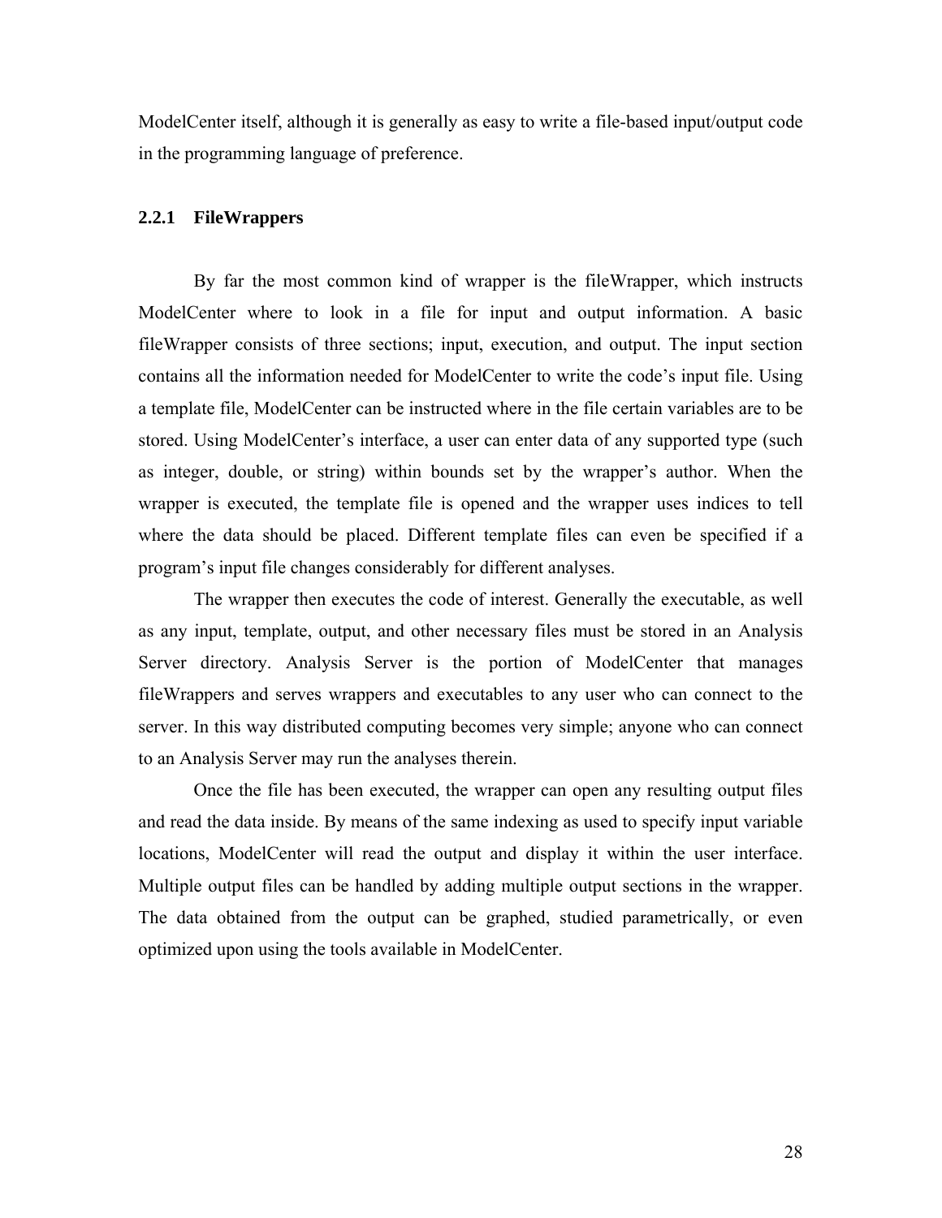ModelCenter itself, although it is generally as easy to write a file-based input/output code in the programming language of preference.

### 2.2.1 FileWrappers

By far the most common kind of wrapper is the fileWrapper, which instructs ModelCenter where to look in a file for input and output information. A basic fileWrapper consists of three sections; input, execution, and output. The input section contains all the information needed for ModelCenter to write the code's input file. Using a template file, ModelCenter can be instructed where in the file certain variables are to be stored. Using ModelCenter's interface, a user can enter data of any supported type (such as integer, double, or string) within bounds set by the wrapper's author. When the wrapper is executed, the template file is opened and the wrapper uses indices to tell where the data should be placed. Different template files can even be specified if a program's input file changes considerably for different analyses.

The wrapper then executes the code of interest. Generally the executable, as well as any input, template, output, and other necessary files must be stored in an Analysis Server directory. Analysis Server is the portion of ModelCenter that manages fileWrappers and serves wrappers and executables to any user who can connect to the server. In this way distributed computing becomes very simple; anyone who can connect to an Analysis Server may run the analyses therein.

Once the file has been executed, the wrapper can open any resulting output files and read the data inside. By means of the same indexing as used to specify input variable locations, ModelCenter will read the output and display it within the user interface. Multiple output files can be handled by adding multiple output sections in the wrapper. The data obtained from the output can be graphed, studied parametrically, or even optimized upon using the tools available in ModelCenter.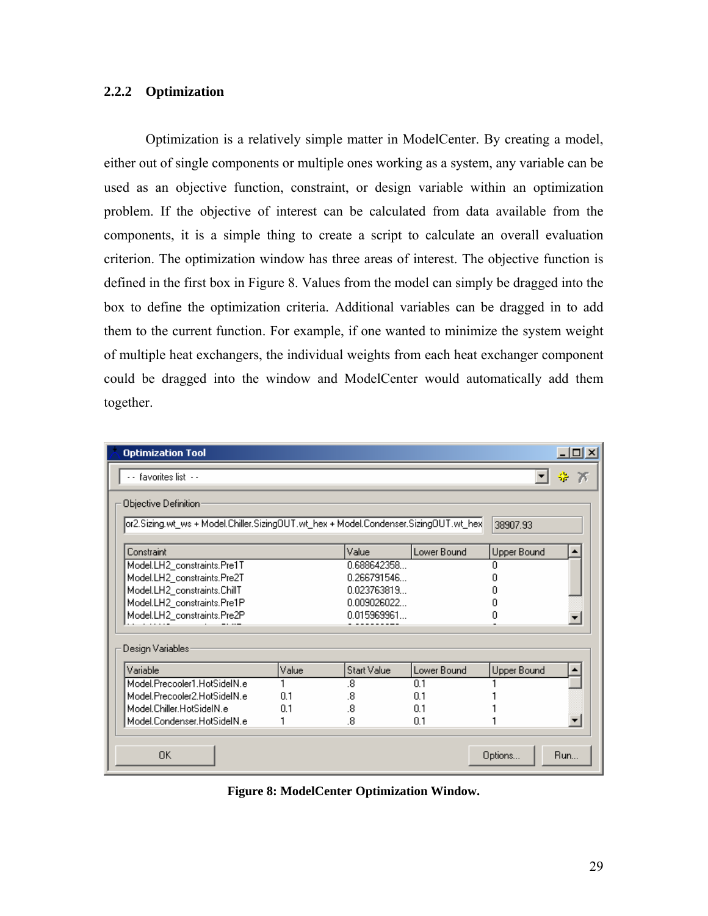### 2.2.2 Optimization

Optimization is a relatively simple matter in ModelCenter. By creating a model, either out of single components or multiple ones working as a system, any variable can be used as an objective function, constraint, or design variable within an optimization problem. If the objective of interest can be calculated from data available from the components, it is a simple thing to create a script to calculate an overall evaluation criterion. The optimization window has three areas of interest. The objective function is defined in the first box in Figure 8. Values from the model can simply be dragged into the box to define the optimization criteria. Additional variables can be dragged in to add them to the current function. For example, if one wanted to minimize the system weight of multiple heat exchangers, the individual weights from each heat exchanger component could be dragged into the window and ModelCenter would automatically add them together.

**Figure 8: ModelCenter Optimization Window.**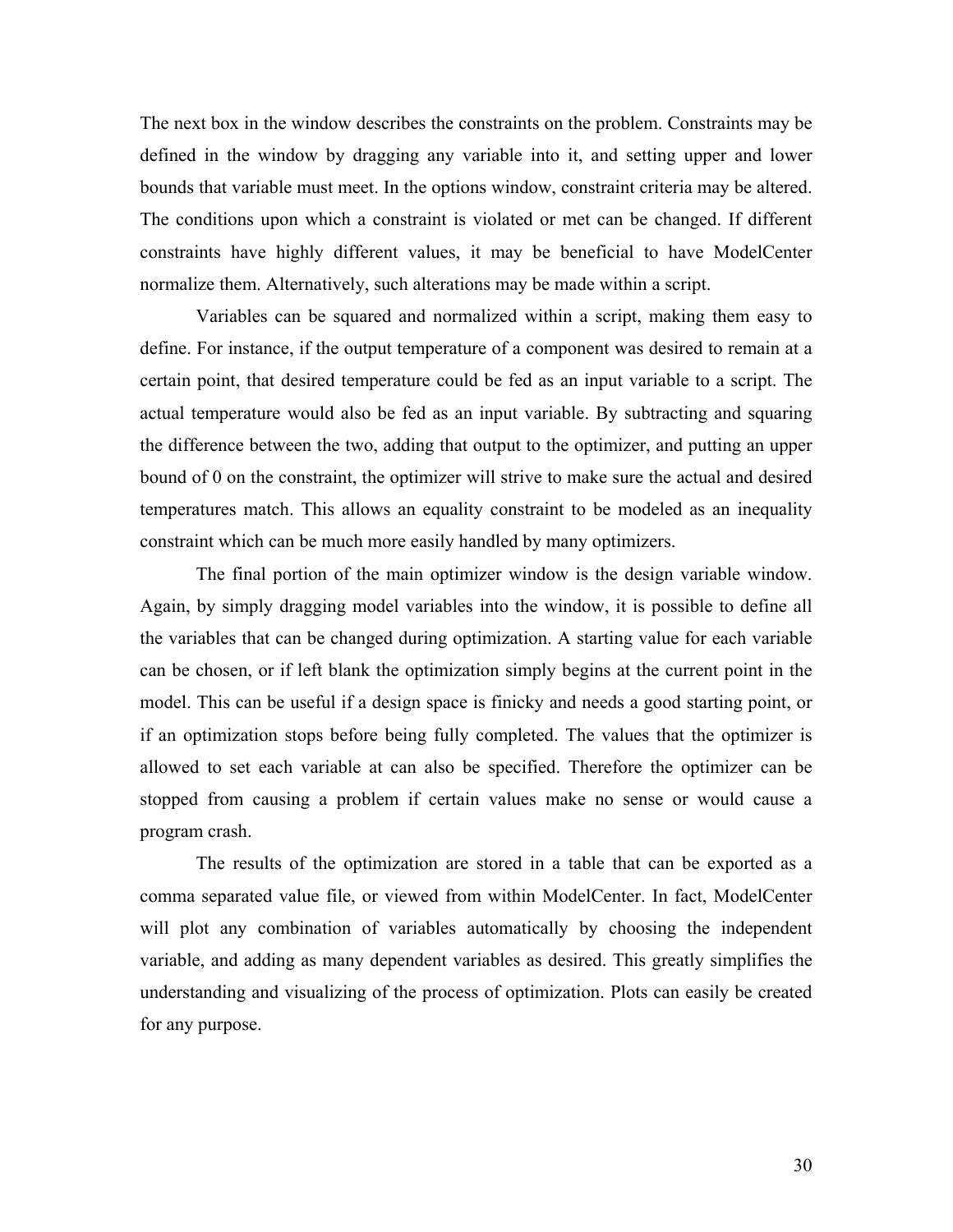The next box in the window describes the constraints on the problem. Constraints may be defined in the window by dragging any variable into it, and setting upper and lower bounds that variable must meet. In the options window, constraint criteria may be altered. The conditions upon which a constraint is violated or met can be changed. If different constraints have highly different values, it may be beneficial to have ModelCenter normalize them. Alternatively, such alterations may be made within a script.

Variables can be squared and normalized within a script, making them easy to define. For instance, if the output temperature of a component was desired to remain at a certain point, that desired temperature could be fed as an input variable to a script. The actual temperature would also be fed as an input variable. By subtracting and squaring the difference between the two, adding that output to the optimizer, and putting an upper bound of 0 on the constraint, the optimizer will strive to make sure the actual and desired temperatures match. This allows an equality constraint to be modeled as an inequality constraint which can be much more easily handled by many optimizers.

The final portion of the main optimizer window is the design variable window. Again, by simply dragging model variables into the window, it is possible to define all the variables that can be changed during optimization. A starting value for each variable can be chosen, or if left blank the optimization simply begins at the current point in the model. This can be useful if a design space is finicky and needs a good starting point, or if an optimization stops before being fully completed. The values that the optimizer is allowed to set each variable at can also be specified. Therefore the optimizer can be stopped from causing a problem if certain values make no sense or would cause a program crash.

The results of the optimization are stored in a table that can be exported as a comma separated value file, or viewed from within ModelCenter. In fact, ModelCenter will plot any combination of variables automatically by choosing the independent variable, and adding as many dependent variables as desired. This greatly simplifies the understanding and visualizing of the process of optimization. Plots can easily be created for any purpose.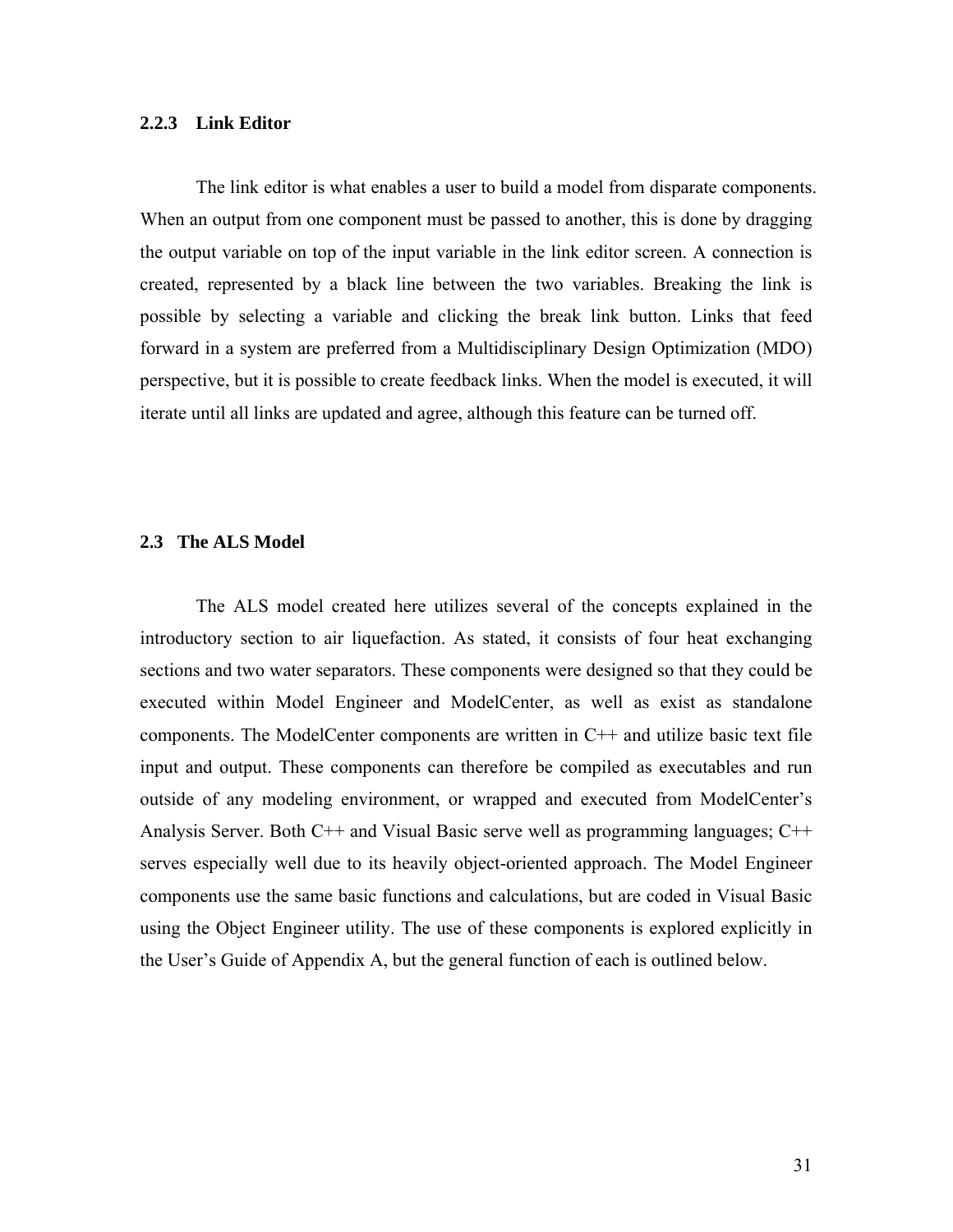### 2.2.3 Link Editor

The link editor is what enables a user to build a model from disparate components. When an output from one component must be passed to another, this is done by dragging the output variable on top of the input variable in the link editor screen. A connection is created, represented by a black line between the two variables. Breaking the link is possible by selecting a variable and clicking the break link button. Links that feed forward in a system are preferred from a Multidisciplinary Design Optimization (MDO) perspective, but it is possible to create feedback links. When the model is executed, it will iterate until all links are updated and agree, although this feature can be turned off.

## 2.3 The ALS Model

The ALS model created here utilizes several of the concepts explained in the introductory section to air liquefaction. As stated, it consists of four heat exchanging sections and two water separators. These components were designed so that they could be executed within Model Engineer and ModelCenter, as well as exist as standalone components. The ModelCenter components are written in C++ and utilize basic text file input and output. These components can therefore be compiled as executables and run outside of any modeling environment, or wrapped and executed from ModelCenter's Analysis Server. Both C++ and Visual Basic serve well as programming languages; C++ serves especially well due to its heavily object-oriented approach. The Model Engineer components use the same basic functions and calculations, but are coded in Visual Basic using the Object Engineer utility. The use of these components is explored explicitly in the User's Guide of Appendix A, but the general function of each is outlined below.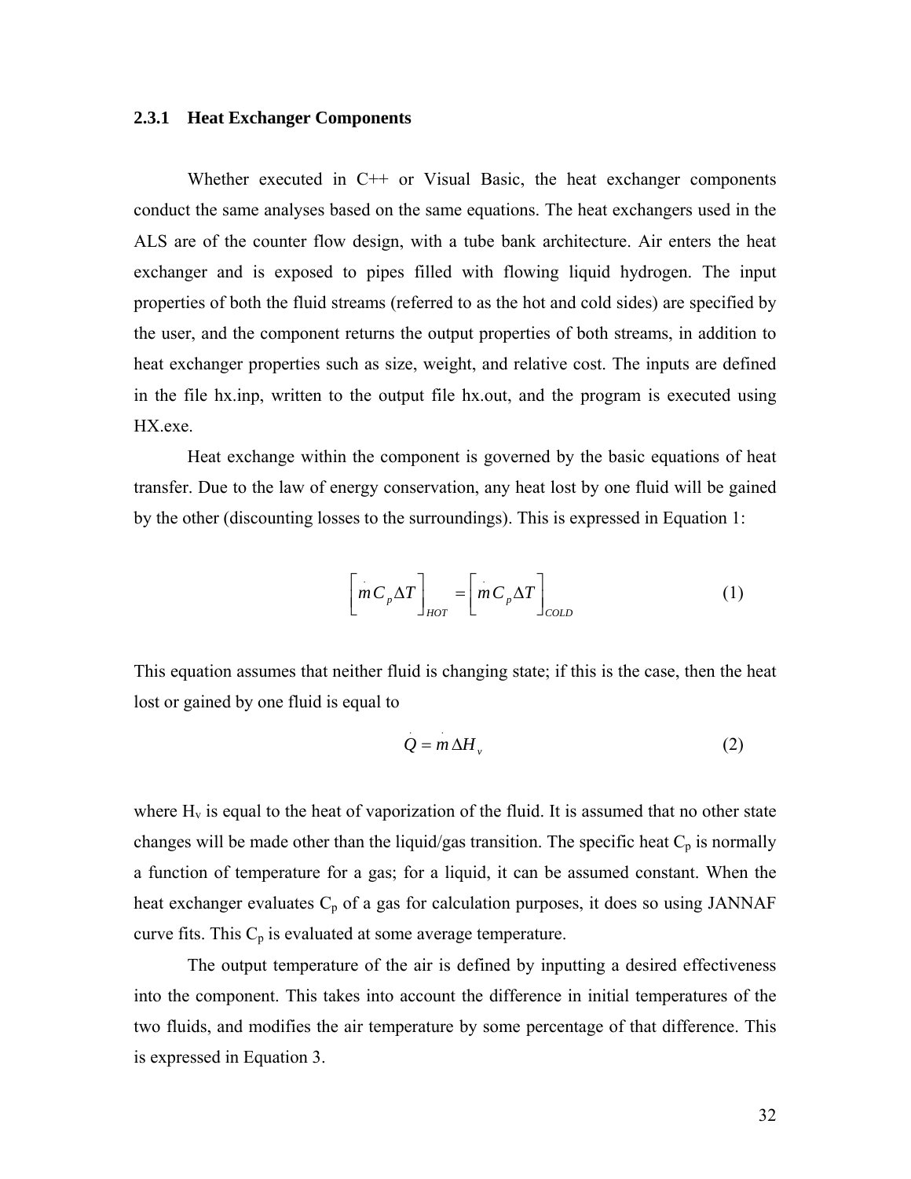### 2.3.1 Heat Exchanger Components

Whether executed in C++ or Visual Basic, the heat exchanger components conduct the same analyses based on the same equations. The heat exchangers used in the ALS are of the counter flow design, with a tube bank architecture. Air enters the heat exchanger and is exposed to pipes filled with flowing liquid hydrogen. The input properties of both the fluid streams (referred to as the hot and cold sides) are specified by the user, and the component returns the output properties of both streams, in addition to heat exchanger properties such as size, weight, and relative cost. The inputs are defined in the file hx.inp, written to the output file hx.out, and the program is executed using HX.exe.

Heat exchange within the component is governed by the basic equations of heat transfer. Due to the law of energy conservation, any heat lost by one fluid will be gained by the other (discounting losses to the surroundings). This is expressed in Equation 1:

$$\left[\dot{m} C_p \Delta T\right]_{HOT} = \left[\dot{m} C_p \Delta T\right]_{COLD} \tag{1}$$

This equation assumes that neither fluid is changing state; if this is the case, then the heat lost or gained by one fluid is equal to

$$\dot{Q} = \dot{m} \Delta H_v \tag{2}$$

where $H_v$ is equal to the heat of vaporization of the fluid. It is assumed that no other state changes will be made other than the liquid/gas transition. The specific heat $C_p$ is normally a function of temperature for a gas; for a liquid, it can be assumed constant. When the heat exchanger evaluates $C_p$ of a gas for calculation purposes, it does so using JANNAF curve fits. This $C_p$ is evaluated at some average temperature.

The output temperature of the air is defined by inputting a desired effectiveness into the component. This takes into account the difference in initial temperatures of the two fluids, and modifies the air temperature by some percentage of that difference. This is expressed in Equation 3.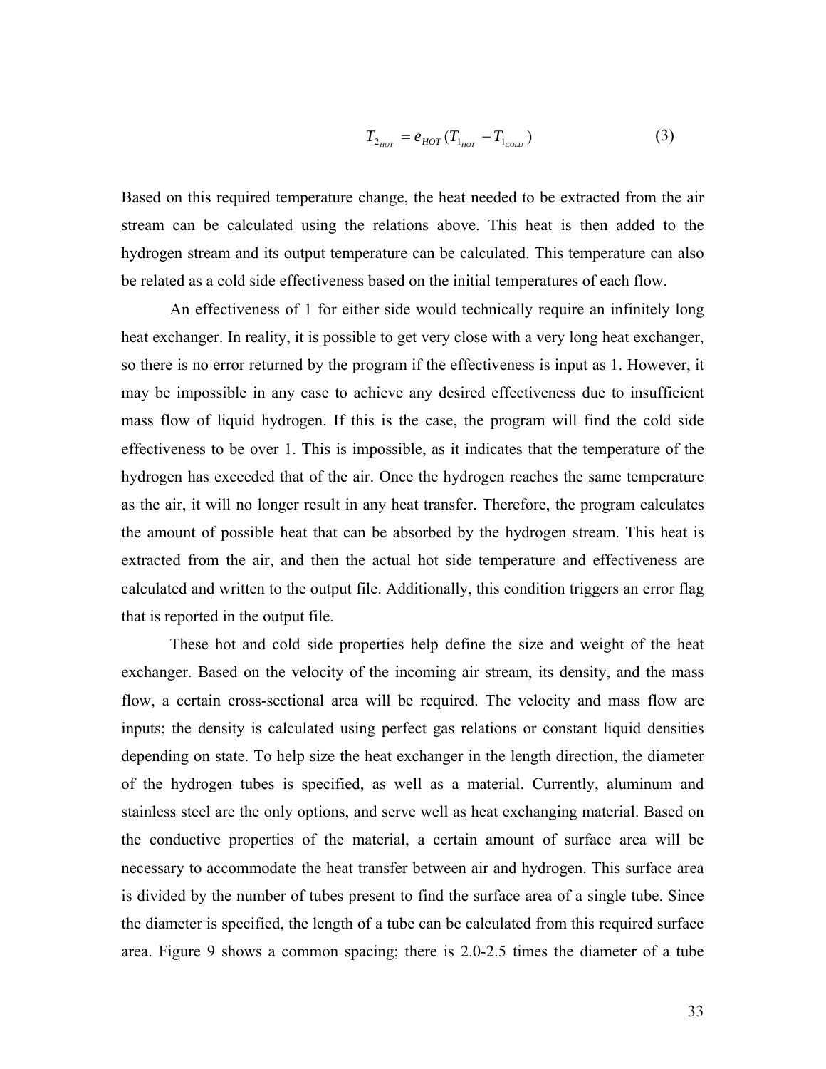$$T_{2_{HOT}} = e_{HOT}(T_{1_{HOT}} - T_{1_{COLD}}) \tag{3}$$

Based on this required temperature change, the heat needed to be extracted from the air stream can be calculated using the relations above. This heat is then added to the hydrogen stream and its output temperature can be calculated. This temperature can also be related as a cold side effectiveness based on the initial temperatures of each flow.

An effectiveness of 1 for either side would technically require an infinitely long heat exchanger. In reality, it is possible to get very close with a very long heat exchanger, so there is no error returned by the program if the effectiveness is input as 1. However, it may be impossible in any case to achieve any desired effectiveness due to insufficient mass flow of liquid hydrogen. If this is the case, the program will find the cold side effectiveness to be over 1. This is impossible, as it indicates that the temperature of the hydrogen has exceeded that of the air. Once the hydrogen reaches the same temperature as the air, it will no longer result in any heat transfer. Therefore, the program calculates the amount of possible heat that can be absorbed by the hydrogen stream. This heat is extracted from the air, and then the actual hot side temperature and effectiveness are calculated and written to the output file. Additionally, this condition triggers an error flag that is reported in the output file.

These hot and cold side properties help define the size and weight of the heat exchanger. Based on the velocity of the incoming air stream, its density, and the mass flow, a certain cross-sectional area will be required. The velocity and mass flow are inputs; the density is calculated using perfect gas relations or constant liquid densities depending on state. To help size the heat exchanger in the length direction, the diameter of the hydrogen tubes is specified, as well as a material. Currently, aluminum and stainless steel are the only options, and serve well as heat exchanging material. Based on the conductive properties of the material, a certain amount of surface area will be necessary to accommodate the heat transfer between air and hydrogen. This surface area is divided by the number of tubes present to find the surface area of a single tube. Since the diameter is specified, the length of a tube can be calculated from this required surface area. Figure 9 shows a common spacing; there is 2.0-2.5 times the diameter of a tube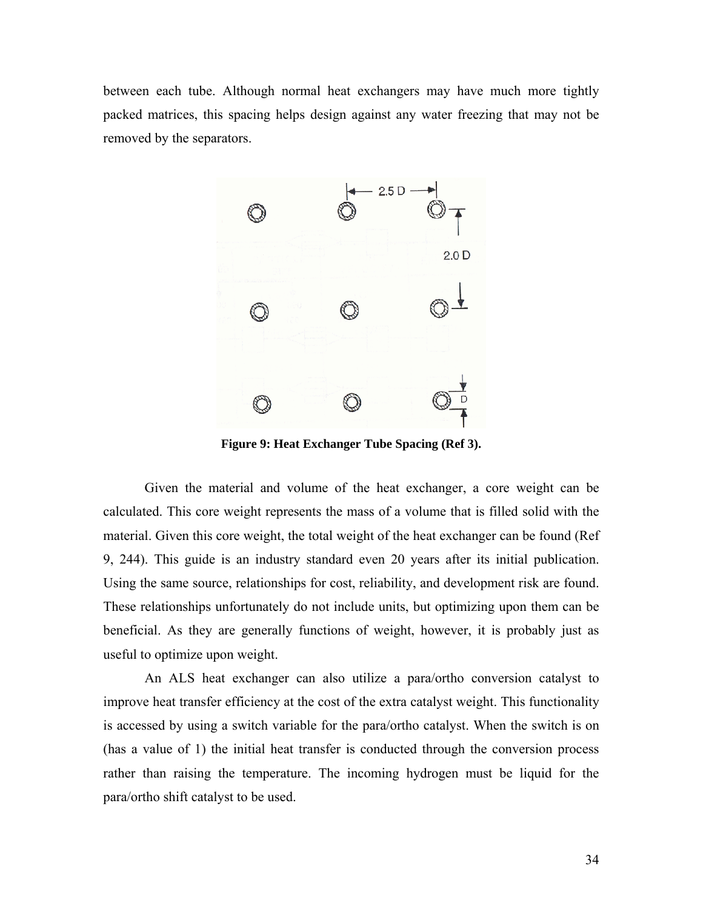between each tube. Although normal heat exchangers may have much more tightly packed matrices, this spacing helps design against any water freezing that may not be removed by the separators.

**Figure 9: Heat Exchanger Tube Spacing (Ref 3).**

Given the material and volume of the heat exchanger, a core weight can be calculated. This core weight represents the mass of a volume that is filled solid with the material. Given this core weight, the total weight of the heat exchanger can be found (Ref 9, 244). This guide is an industry standard even 20 years after its initial publication. Using the same source, relationships for cost, reliability, and development risk are found. These relationships unfortunately do not include units, but optimizing upon them can be beneficial. As they are generally functions of weight, however, it is probably just as useful to optimize upon weight.

An ALS heat exchanger can also utilize a para/ortho conversion catalyst to improve heat transfer efficiency at the cost of the extra catalyst weight. This functionality is accessed by using a switch variable for the para/ortho catalyst. When the switch is on (has a value of 1) the initial heat transfer is conducted through the conversion process rather than raising the temperature. The incoming hydrogen must be liquid for the para/ortho shift catalyst to be used.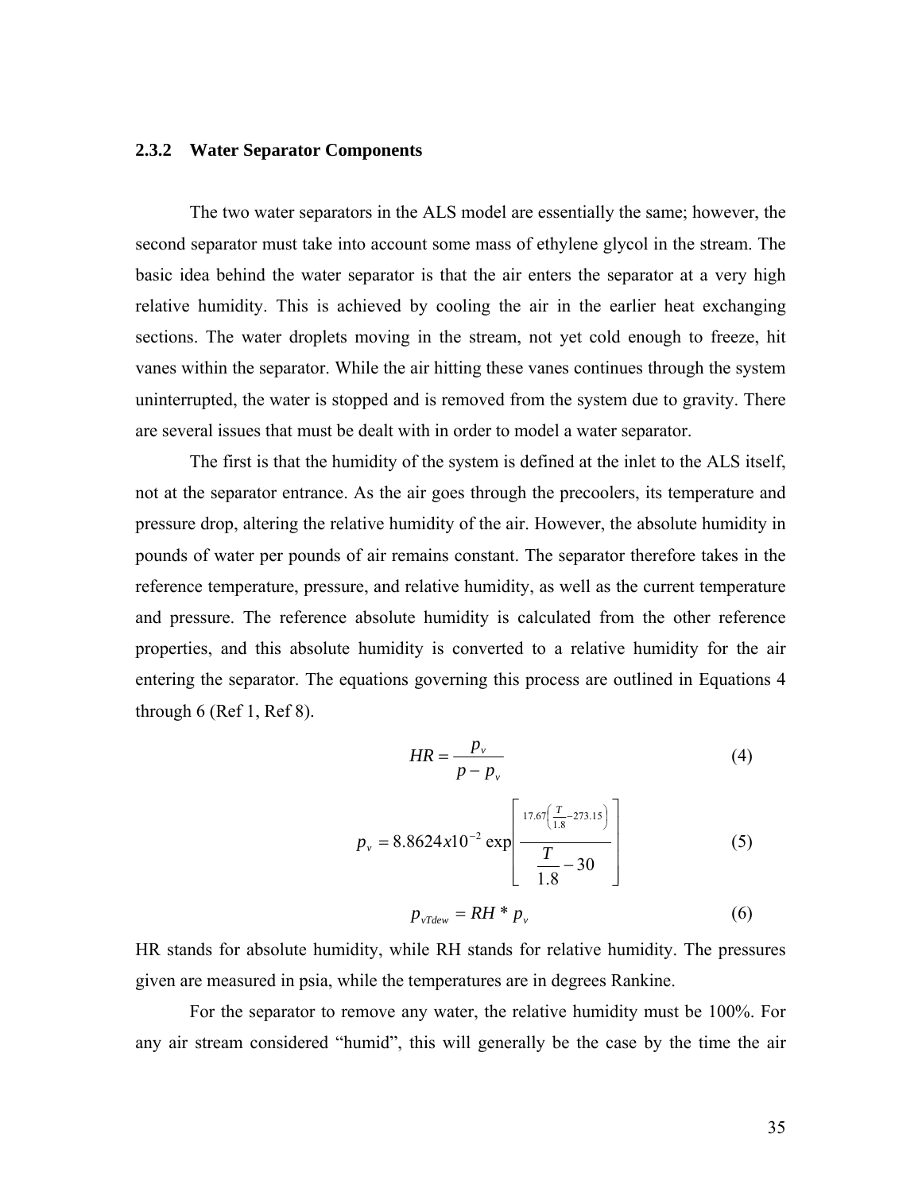### 2.3.2 Water Separator Components

The two water separators in the ALS model are essentially the same; however, the second separator must take into account some mass of ethylene glycol in the stream. The basic idea behind the water separator is that the air enters the separator at a very high relative humidity. This is achieved by cooling the air in the earlier heat exchanging sections. The water droplets moving in the stream, not yet cold enough to freeze, hit vanes within the separator. While the air hitting these vanes continues through the system uninterrupted, the water is stopped and is removed from the system due to gravity. There are several issues that must be dealt with in order to model a water separator.

The first is that the humidity of the system is defined at the inlet to the ALS itself, not at the separator entrance. As the air goes through the precoolers, its temperature and pressure drop, altering the relative humidity of the air. However, the absolute humidity in pounds of water per pounds of air remains constant. The separator therefore takes in the reference temperature, pressure, and relative humidity, as well as the current temperature and pressure. The reference absolute humidity is calculated from the other reference properties, and this absolute humidity is converted to a relative humidity for the air entering the separator. The equations governing this process are outlined in Equations 4 through 6 (Ref 1, Ref 8).

$$HR = \frac{p_v}{p - p_v} \tag{4}$$

$$p_v = 8.8624x10^{-2} \exp\left[\frac{17.67\left(\frac{T}{1.8} - 273.15\right)}{\frac{T}{1.8} - 30}\right] \tag{5}$$

$$p_{vTdew} = RH * p_v \tag{6}$$

HR stands for absolute humidity, while RH stands for relative humidity. The pressures given are measured in psia, while the temperatures are in degrees Rankine.

For the separator to remove any water, the relative humidity must be 100%. For any air stream considered "humid", this will generally be the case by the time the air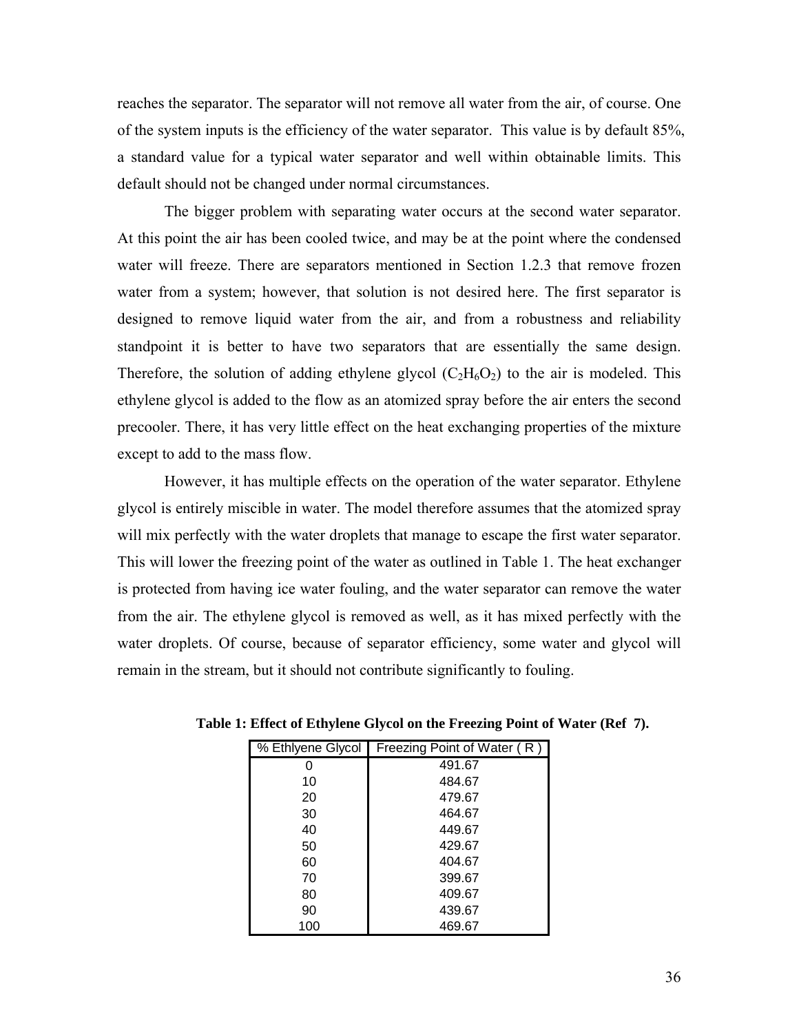reaches the separator. The separator will not remove all water from the air, of course. One of the system inputs is the efficiency of the water separator. This value is by default 85%, a standard value for a typical water separator and well within obtainable limits. This default should not be changed under normal circumstances.

The bigger problem with separating water occurs at the second water separator. At this point the air has been cooled twice, and may be at the point where the condensed water will freeze. There are separators mentioned in Section 1.2.3 that remove frozen water from a system; however, that solution is not desired here. The first separator is designed to remove liquid water from the air, and from a robustness and reliability standpoint it is better to have two separators that are essentially the same design. Therefore, the solution of adding ethylene glycol ($C_2H_6O_2$) to the air is modeled. This ethylene glycol is added to the flow as an atomized spray before the air enters the second precooler. There, it has very little effect on the heat exchanging properties of the mixture except to add to the mass flow.

However, it has multiple effects on the operation of the water separator. Ethylene glycol is entirely miscible in water. The model therefore assumes that the atomized spray will mix perfectly with the water droplets that manage to escape the first water separator. This will lower the freezing point of the water as outlined in Table 1. The heat exchanger is protected from having ice water fouling, and the water separator can remove the water from the air. The ethylene glycol is removed as well, as it has mixed perfectly with the water droplets. Of course, because of separator efficiency, some water and glycol will remain in the stream, but it should not contribute significantly to fouling.

**Table 1: Effect of Ethylene Glycol on the Freezing Point of Water (Ref 7).**

| % Ethlyene Glycol | Freezing Point of Water ( R ) |
|---|---|
| 0 | 491.67 |
| 10 | 484.67 |
| 20 | 479.67 |
| 30 | 464.67 |
| 40 | 449.67 |
| 50 | 429.67 |
| 60 | 404.67 |
| 70 | 399.67 |
| 80 | 409.67 |
| 90 | 439.67 |
| 100 | 469.67 |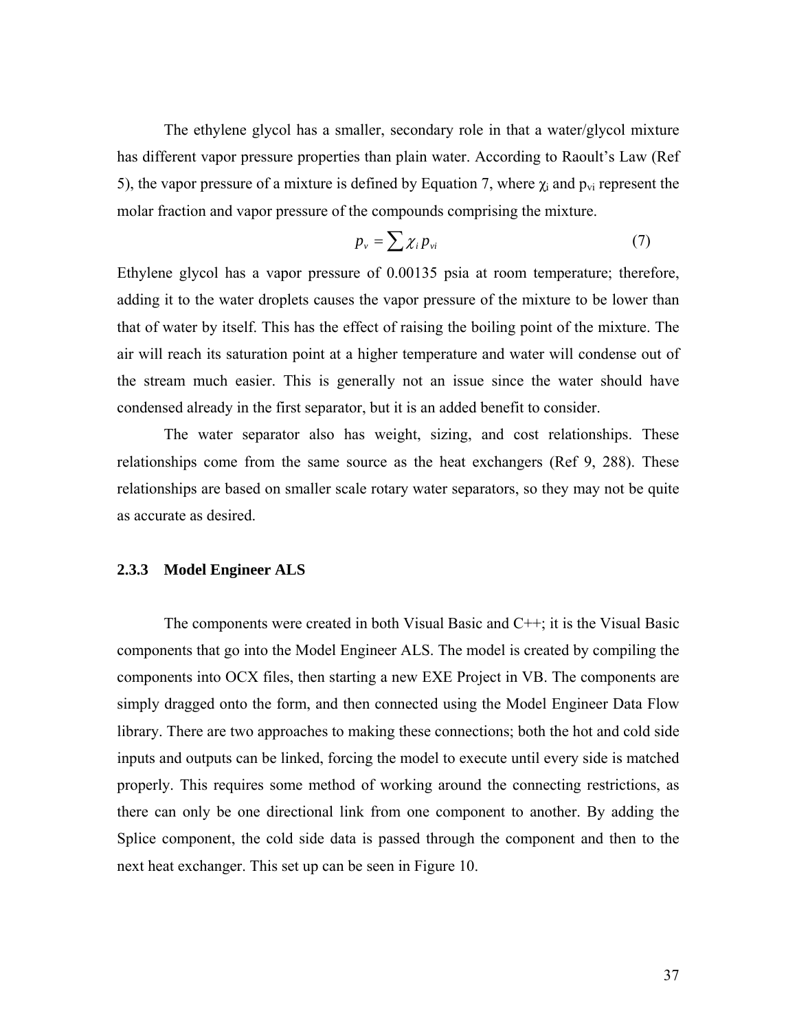The ethylene glycol has a smaller, secondary role in that a water/glycol mixture has different vapor pressure properties than plain water. According to Raoult's Law (Ref 5), the vapor pressure of a mixture is defined by Equation 7, where $\chi_i$ and $p_{vi}$ represent the molar fraction and vapor pressure of the compounds comprising the mixture.

$$p_v = \sum \chi_i p_{vi} \tag{7}$$

Ethylene glycol has a vapor pressure of 0.00135 psia at room temperature; therefore, adding it to the water droplets causes the vapor pressure of the mixture to be lower than that of water by itself. This has the effect of raising the boiling point of the mixture. The air will reach its saturation point at a higher temperature and water will condense out of the stream much easier. This is generally not an issue since the water should have condensed already in the first separator, but it is an added benefit to consider.

The water separator also has weight, sizing, and cost relationships. These relationships come from the same source as the heat exchangers (Ref 9, 288). These relationships are based on smaller scale rotary water separators, so they may not be quite as accurate as desired.

### 2.3.3 Model Engineer ALS

The components were created in both Visual Basic and C++; it is the Visual Basic components that go into the Model Engineer ALS. The model is created by compiling the components into OCX files, then starting a new EXE Project in VB. The components are simply dragged onto the form, and then connected using the Model Engineer Data Flow library. There are two approaches to making these connections; both the hot and cold side inputs and outputs can be linked, forcing the model to execute until every side is matched properly. This requires some method of working around the connecting restrictions, as there can only be one directional link from one component to another. By adding the Splice component, the cold side data is passed through the component and then to the next heat exchanger. This set up can be seen in Figure 10.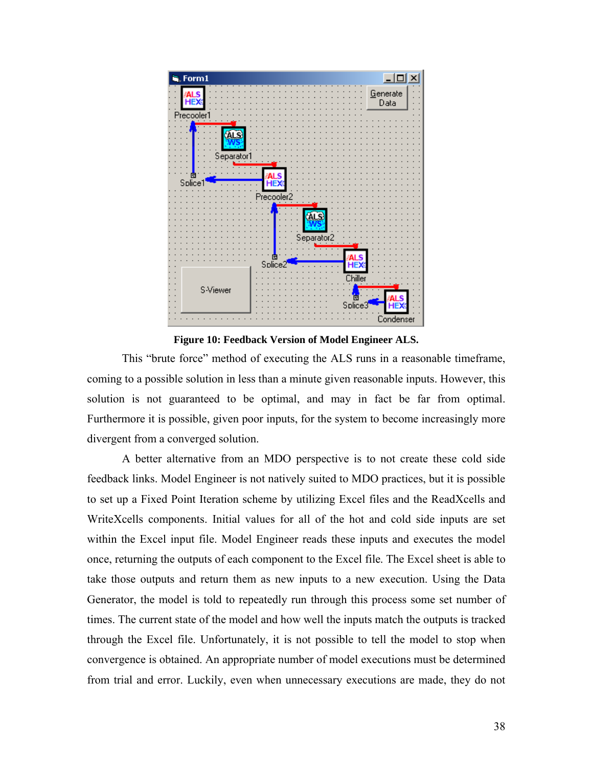**Figure 10: Feedback Version of Model Engineer ALS.**

This "brute force" method of executing the ALS runs in a reasonable timeframe, coming to a possible solution in less than a minute given reasonable inputs. However, this solution is not guaranteed to be optimal, and may in fact be far from optimal. Furthermore it is possible, given poor inputs, for the system to become increasingly more divergent from a converged solution.

A better alternative from an MDO perspective is to not create these cold side feedback links. Model Engineer is not natively suited to MDO practices, but it is possible to set up a Fixed Point Iteration scheme by utilizing Excel files and the ReadXcells and WriteXcells components. Initial values for all of the hot and cold side inputs are set within the Excel input file. Model Engineer reads these inputs and executes the model once, returning the outputs of each component to the Excel file. The Excel sheet is able to take those outputs and return them as new inputs to a new execution. Using the Data Generator, the model is told to repeatedly run through this process some set number of times. The current state of the model and how well the inputs match the outputs is tracked through the Excel file. Unfortunately, it is not possible to tell the model to stop when convergence is obtained. An appropriate number of model executions must be determined from trial and error. Luckily, even when unnecessary executions are made, they do not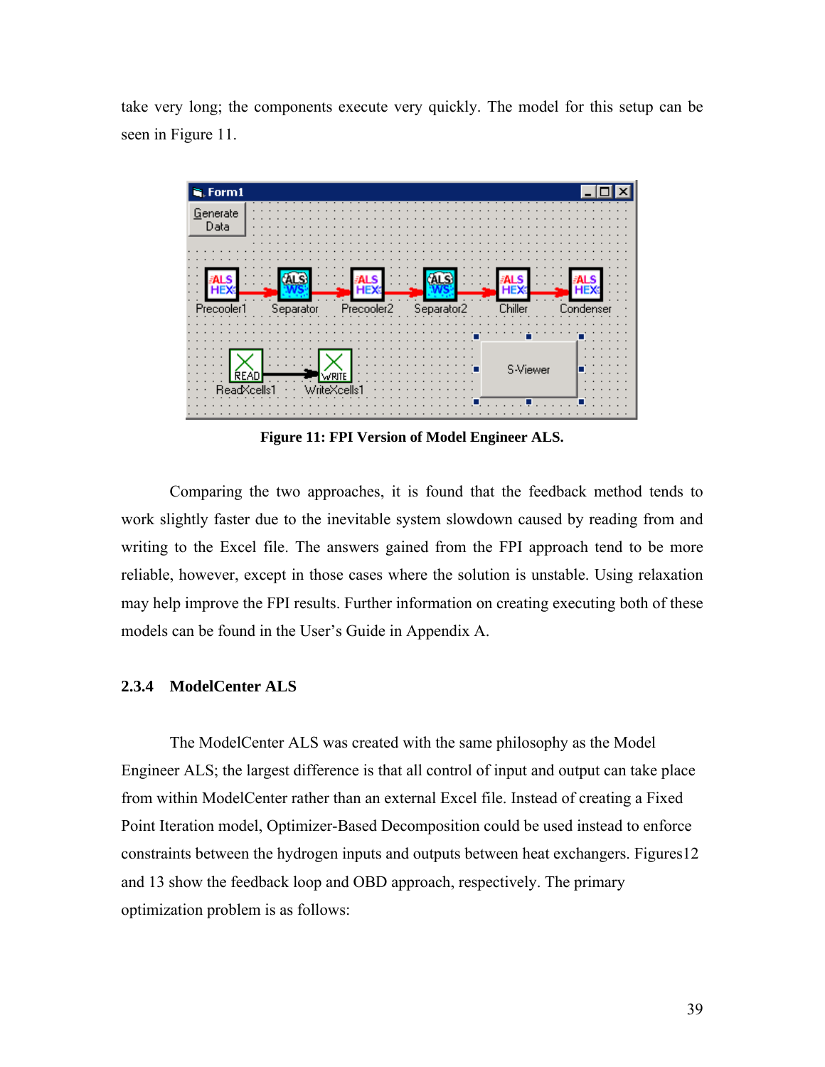take very long; the components execute very quickly. The model for this setup can be seen in Figure 11.

**Figure 11: FPI Version of Model Engineer ALS.**

Comparing the two approaches, it is found that the feedback method tends to work slightly faster due to the inevitable system slowdown caused by reading from and writing to the Excel file. The answers gained from the FPI approach tend to be more reliable, however, except in those cases where the solution is unstable. Using relaxation may help improve the FPI results. Further information on creating executing both of these models can be found in the User's Guide in Appendix A.

### 2.3.4 ModelCenter ALS

The ModelCenter ALS was created with the same philosophy as the Model Engineer ALS; the largest difference is that all control of input and output can take place from within ModelCenter rather than an external Excel file. Instead of creating a Fixed Point Iteration model, Optimizer-Based Decomposition could be used instead to enforce constraints between the hydrogen inputs and outputs between heat exchangers. Figures12 and 13 show the feedback loop and OBD approach, respectively. The primary optimization problem is as follows: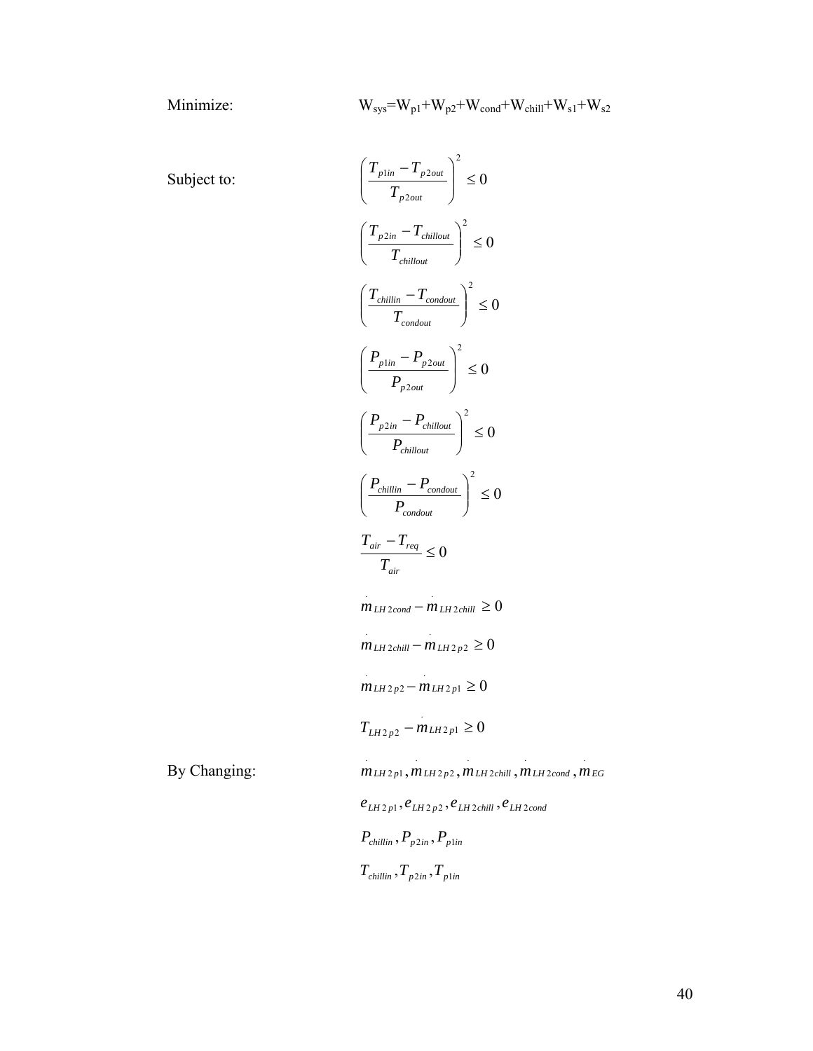Minimize: $W_{sys}=W_{p1}+W_{p2}+W_{cond}+W_{chill}+W_{s1}+W_{s2}$

Subject to:

$$\left(\frac{T_{p1in}-T_{p2out}}{T_{p2out}}\right)^2 \leq 0$$

$$\left(\frac{T_{p2in}-T_{chillout}}{T_{chillout}}\right)^2 \leq 0$$

$$\left(\frac{T_{chillin}-T_{condout}}{T_{condout}}\right)^2 \leq 0$$

$$\left(\frac{P_{p1in}-P_{p2out}}{P_{p2out}}\right)^2 \leq 0$$

$$\left(\frac{P_{p2in}-P_{chillout}}{P_{chillout}}\right)^2 \leq 0$$

$$\left(\frac{P_{chillin}-P_{condout}}{P_{condout}}\right)^2 \leq 0$$

$$\frac{T_{air}-T_{req}}{T_{air}} \leq 0$$

$$\dot{m}_{LH2cond}-\dot{m}_{LH2chill} \geq 0$$

$$\dot{m}_{LH2chill}-\dot{m}_{LH2p2} \geq 0$$

$$\dot{m}_{LH2p2}-\dot{m}_{LH2p1} \geq 0$$

$$T_{LH2p2}-\dot{m}_{LH2p1} \geq 0$$

By Changing:

$$\dot{m}_{LH2p1}, \dot{m}_{LH2p2}, \dot{m}_{LH2chill}, \dot{m}_{LH2cond}, \dot{m}_{EG}$$

$$e_{LH2p1}, e_{LH2p2}, e_{LH2chill}, e_{LH2cond}$$

$$P_{chillin}, P_{p2in}, P_{p1in}$$

$$T_{chillin}, T_{p2in}, T_{p1in}$$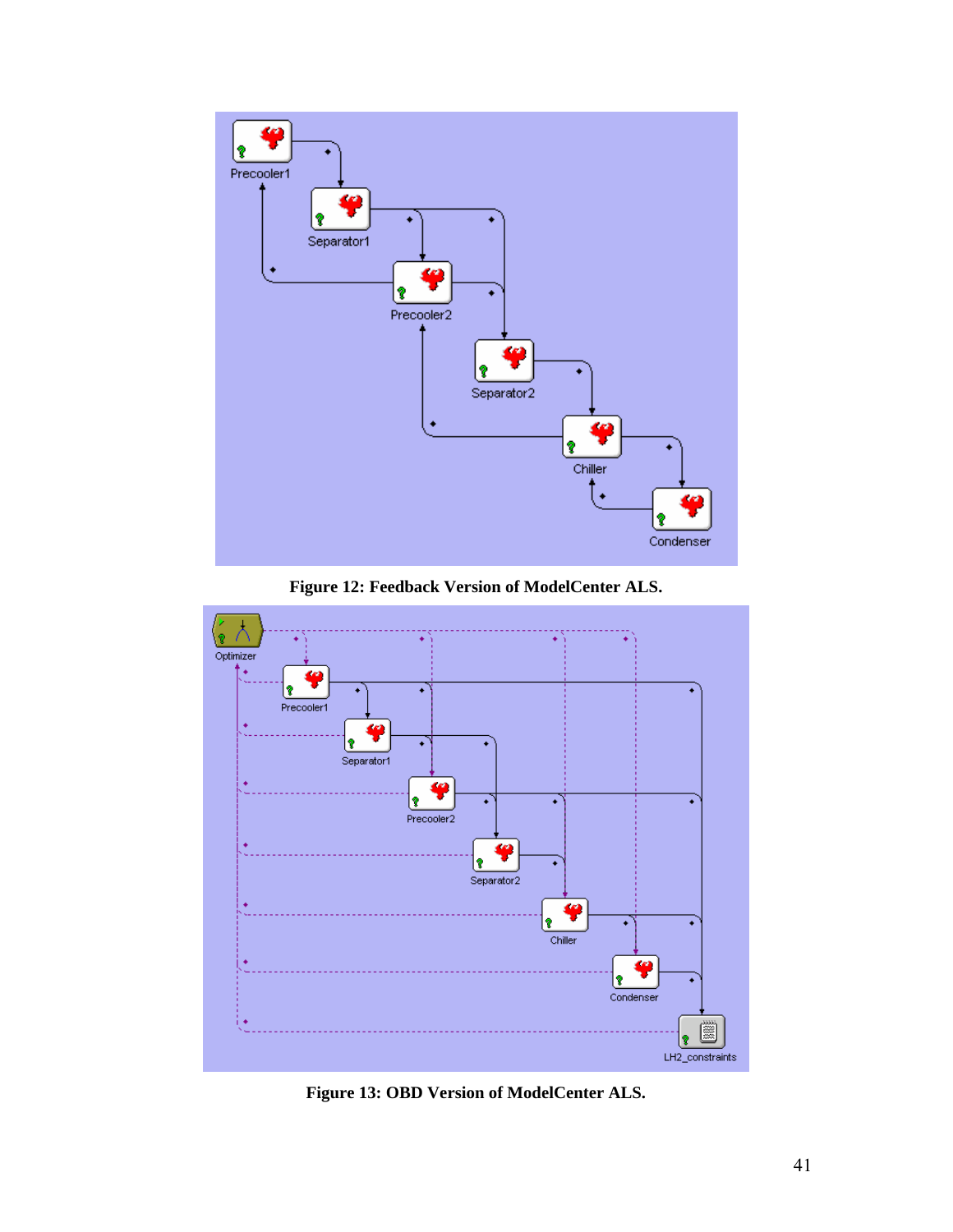**Figure 12: Feedback Version of ModelCenter ALS.**

**Figure 13: OBD Version of ModelCenter ALS.**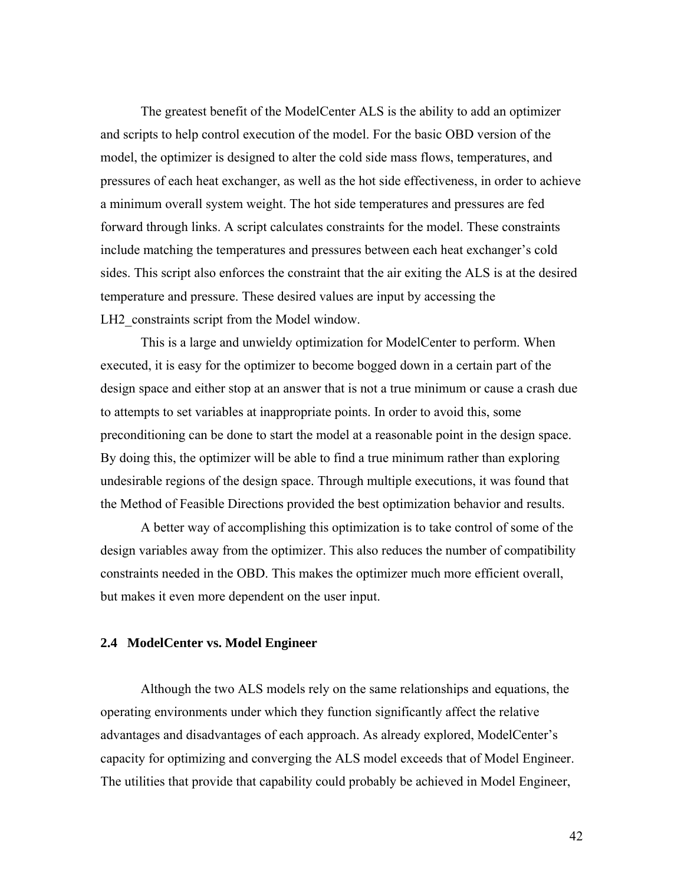The greatest benefit of the ModelCenter ALS is the ability to add an optimizer and scripts to help control execution of the model. For the basic OBD version of the model, the optimizer is designed to alter the cold side mass flows, temperatures, and pressures of each heat exchanger, as well as the hot side effectiveness, in order to achieve a minimum overall system weight. The hot side temperatures and pressures are fed forward through links. A script calculates constraints for the model. These constraints include matching the temperatures and pressures between each heat exchanger's cold sides. This script also enforces the constraint that the air exiting the ALS is at the desired temperature and pressure. These desired values are input by accessing the LH2_constraints script from the Model window.

This is a large and unwieldy optimization for ModelCenter to perform. When executed, it is easy for the optimizer to become bogged down in a certain part of the design space and either stop at an answer that is not a true minimum or cause a crash due to attempts to set variables at inappropriate points. In order to avoid this, some preconditioning can be done to start the model at a reasonable point in the design space. By doing this, the optimizer will be able to find a true minimum rather than exploring undesirable regions of the design space. Through multiple executions, it was found that the Method of Feasible Directions provided the best optimization behavior and results.

A better way of accomplishing this optimization is to take control of some of the design variables away from the optimizer. This also reduces the number of compatibility constraints needed in the OBD. This makes the optimizer much more efficient overall, but makes it even more dependent on the user input.

### 2.4 ModelCenter vs. Model Engineer

Although the two ALS models rely on the same relationships and equations, the operating environments under which they function significantly affect the relative advantages and disadvantages of each approach. As already explored, ModelCenter's capacity for optimizing and converging the ALS model exceeds that of Model Engineer. The utilities that provide that capability could probably be achieved in Model Engineer,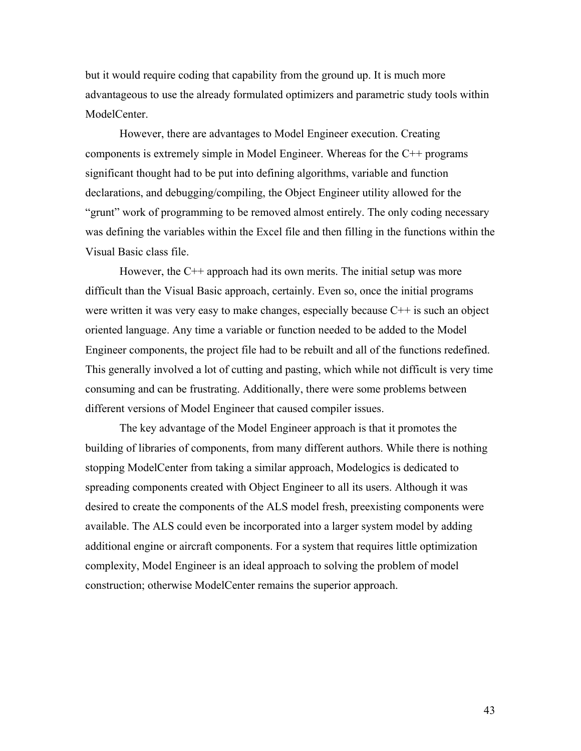but it would require coding that capability from the ground up. It is much more advantageous to use the already formulated optimizers and parametric study tools within ModelCenter.

However, there are advantages to Model Engineer execution. Creating components is extremely simple in Model Engineer. Whereas for the C++ programs significant thought had to be put into defining algorithms, variable and function declarations, and debugging/compiling, the Object Engineer utility allowed for the "grunt" work of programming to be removed almost entirely. The only coding necessary was defining the variables within the Excel file and then filling in the functions within the Visual Basic class file.

However, the C++ approach had its own merits. The initial setup was more difficult than the Visual Basic approach, certainly. Even so, once the initial programs were written it was very easy to make changes, especially because C++ is such an object oriented language. Any time a variable or function needed to be added to the Model Engineer components, the project file had to be rebuilt and all of the functions redefined. This generally involved a lot of cutting and pasting, which while not difficult is very time consuming and can be frustrating. Additionally, there were some problems between different versions of Model Engineer that caused compiler issues.

The key advantage of the Model Engineer approach is that it promotes the building of libraries of components, from many different authors. While there is nothing stopping ModelCenter from taking a similar approach, Modelogics is dedicated to spreading components created with Object Engineer to all its users. Although it was desired to create the components of the ALS model fresh, preexisting components were available. The ALS could even be incorporated into a larger system model by adding additional engine or aircraft components. For a system that requires little optimization complexity, Model Engineer is an ideal approach to solving the problem of model construction; otherwise ModelCenter remains the superior approach.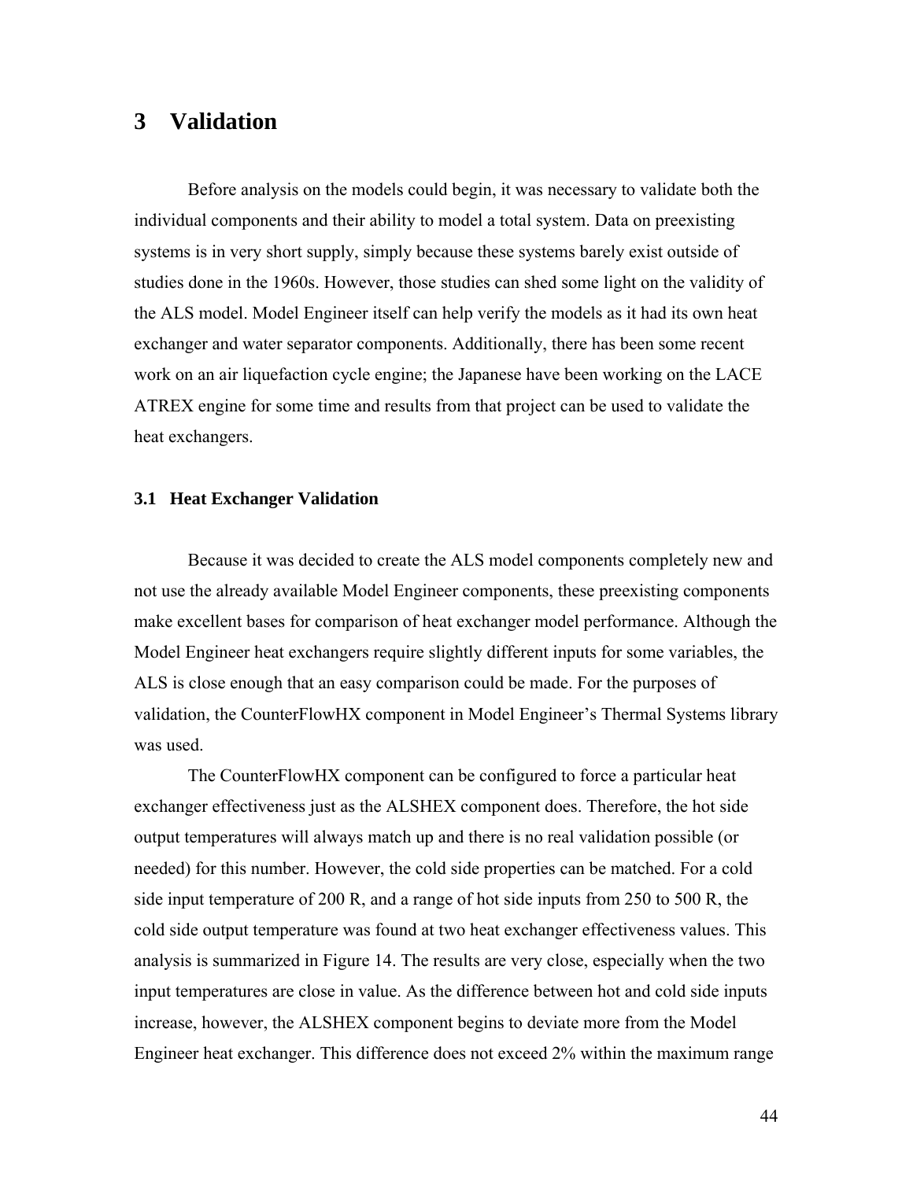# 3 Validation

Before analysis on the models could begin, it was necessary to validate both the individual components and their ability to model a total system. Data on preexisting systems is in very short supply, simply because these systems barely exist outside of studies done in the 1960s. However, those studies can shed some light on the validity of the ALS model. Model Engineer itself can help verify the models as it had its own heat exchanger and water separator components. Additionally, there has been some recent work on an air liquefaction cycle engine; the Japanese have been working on the LACE ATREX engine for some time and results from that project can be used to validate the heat exchangers.

## 3.1 Heat Exchanger Validation

Because it was decided to create the ALS model components completely new and not use the already available Model Engineer components, these preexisting components make excellent bases for comparison of heat exchanger model performance. Although the Model Engineer heat exchangers require slightly different inputs for some variables, the ALS is close enough that an easy comparison could be made. For the purposes of validation, the CounterFlowHX component in Model Engineer's Thermal Systems library was used.

The CounterFlowHX component can be configured to force a particular heat exchanger effectiveness just as the ALSHEX component does. Therefore, the hot side output temperatures will always match up and there is no real validation possible (or needed) for this number. However, the cold side properties can be matched. For a cold side input temperature of 200 R, and a range of hot side inputs from 250 to 500 R, the cold side output temperature was found at two heat exchanger effectiveness values. This analysis is summarized in Figure 14. The results are very close, especially when the two input temperatures are close in value. As the difference between hot and cold side inputs increase, however, the ALSHEX component begins to deviate more from the Model Engineer heat exchanger. This difference does not exceed 2% within the maximum range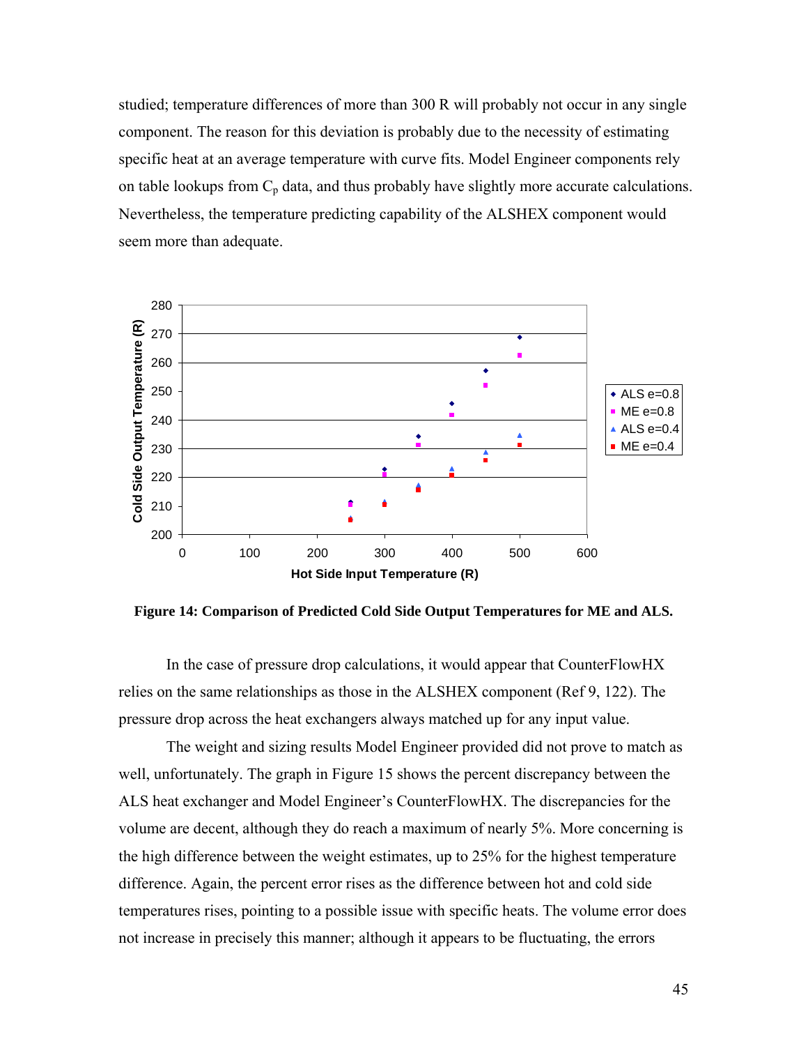studied; temperature differences of more than 300 R will probably not occur in any single component. The reason for this deviation is probably due to the necessity of estimating specific heat at an average temperature with curve fits. Model Engineer components rely on table lookups from $C_p$ data, and thus probably have slightly more accurate calculations. Nevertheless, the temperature predicting capability of the ALSHEX component would seem more than adequate.

**Figure 14: Comparison of Predicted Cold Side Output Temperatures for ME and ALS.**

In the case of pressure drop calculations, it would appear that CounterFlowHX relies on the same relationships as those in the ALSHEX component (Ref 9, 122). The pressure drop across the heat exchangers always matched up for any input value.

The weight and sizing results Model Engineer provided did not prove to match as well, unfortunately. The graph in Figure 15 shows the percent discrepancy between the ALS heat exchanger and Model Engineer's CounterFlowHX. The discrepancies for the volume are decent, although they do reach a maximum of nearly 5%. More concerning is the high difference between the weight estimates, up to 25% for the highest temperature difference. Again, the percent error rises as the difference between hot and cold side temperatures rises, pointing to a possible issue with specific heats. The volume error does not increase in precisely this manner; although it appears to be fluctuating, the errors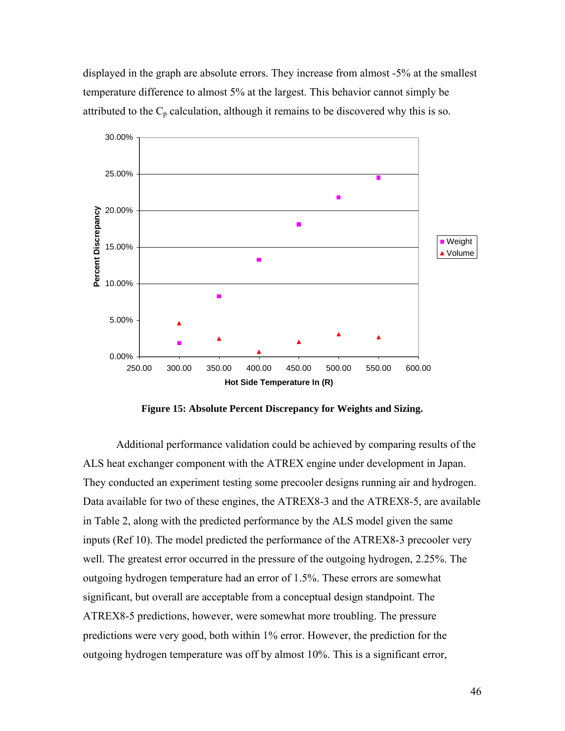displayed in the graph are absolute errors. They increase from almost -5% at the smallest temperature difference to almost 5% at the largest. This behavior cannot simply be attributed to the $C_p$ calculation, although it remains to be discovered why this is so.

**Figure 15: Absolute Percent Discrepancy for Weights and Sizing.**

Additional performance validation could be achieved by comparing results of the ALS heat exchanger component with the ATREX engine under development in Japan. They conducted an experiment testing some precooler designs running air and hydrogen. Data available for two of these engines, the ATREX8-3 and the ATREX8-5, are available in Table 2, along with the predicted performance by the ALS model given the same inputs (Ref 10). The model predicted the performance of the ATREX8-3 precooler very well. The greatest error occurred in the pressure of the outgoing hydrogen, 2.25%. The outgoing hydrogen temperature had an error of 1.5%. These errors are somewhat significant, but overall are acceptable from a conceptual design standpoint. The ATREX8-5 predictions, however, were somewhat more troubling. The pressure predictions were very good, both within 1% error. However, the prediction for the outgoing hydrogen temperature was off by almost 10%. This is a significant error,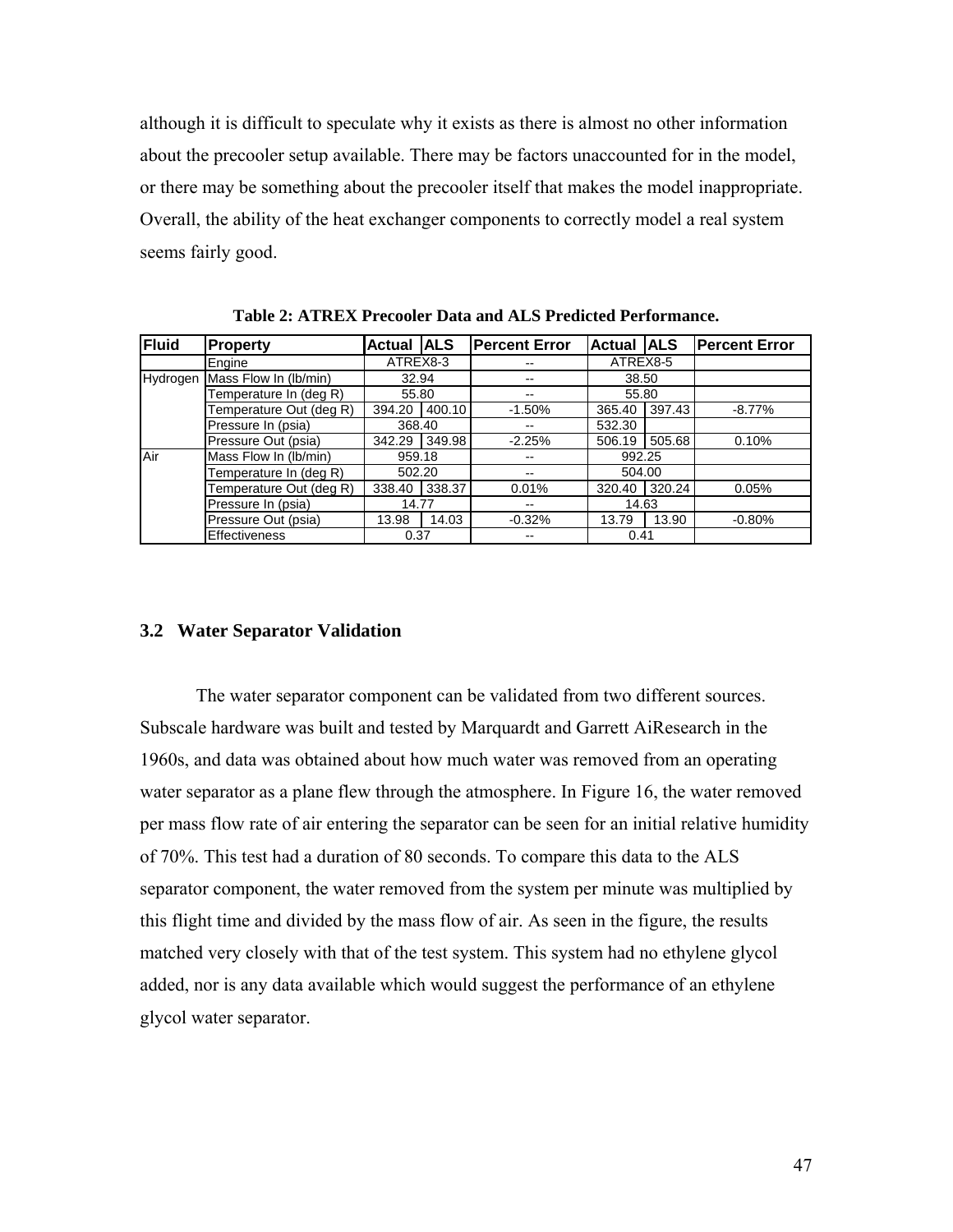although it is difficult to speculate why it exists as there is almost no other information about the precooler setup available. There may be factors unaccounted for in the model, or there may be something about the precooler itself that makes the model inappropriate. Overall, the ability of the heat exchanger components to correctly model a real system seems fairly good.

**Table 2: ATREX Precooler Data and ALS Predicted Performance.**

| Fluid | Property | Actual | ALS | Percent Error | Actual | ALS | Percent Error |
|---|---|---|---|---|---|---|---|
| | Engine | ATREX8-3 | | -- | ATREX8-5 | | |
| Hydrogen | Mass Flow In (lb/min) | 32.94 | | -- | 38.50 | | |
| | Temperature In (deg R) | 55.80 | | -- | 55.80 | | |
| | Temperature Out (deg R) | 394.20 | 400.10 | -1.50% | 365.40 | 397.43 | -8.77% |
| | Pressure In (psia) | 368.40 | | -- | 532.30 | | |
| | Pressure Out (psia) | 342.29 | 349.98 | -2.25% | 506.19 | 505.68 | 0.10% |
| Air | Mass Flow In (lb/min) | 959.18 | | -- | 992.25 | | |
| | Temperature In (deg R) | 502.20 | | -- | 504.00 | | |
| | Temperature Out (deg R) | 338.40 | 338.37 | 0.01% | 320.40 | 320.24 | 0.05% |
| | Pressure In (psia) | 14.77 | | -- | 14.63 | | |
| | Pressure Out (psia) | 13.98 | 14.03 | -0.32% | 13.79 | 13.90 | -0.80% |
| | Effectiveness | 0.37 | | -- | 0.41 | | |

## 3.2 Water Separator Validation

The water separator component can be validated from two different sources. Subscale hardware was built and tested by Marquardt and Garrett AiResearch in the 1960s, and data was obtained about how much water was removed from an operating water separator as a plane flew through the atmosphere. In Figure 16, the water removed per mass flow rate of air entering the separator can be seen for an initial relative humidity of 70%. This test had a duration of 80 seconds. To compare this data to the ALS separator component, the water removed from the system per minute was multiplied by this flight time and divided by the mass flow of air. As seen in the figure, the results matched very closely with that of the test system. This system had no ethylene glycol added, nor is any data available which would suggest the performance of an ethylene glycol water separator.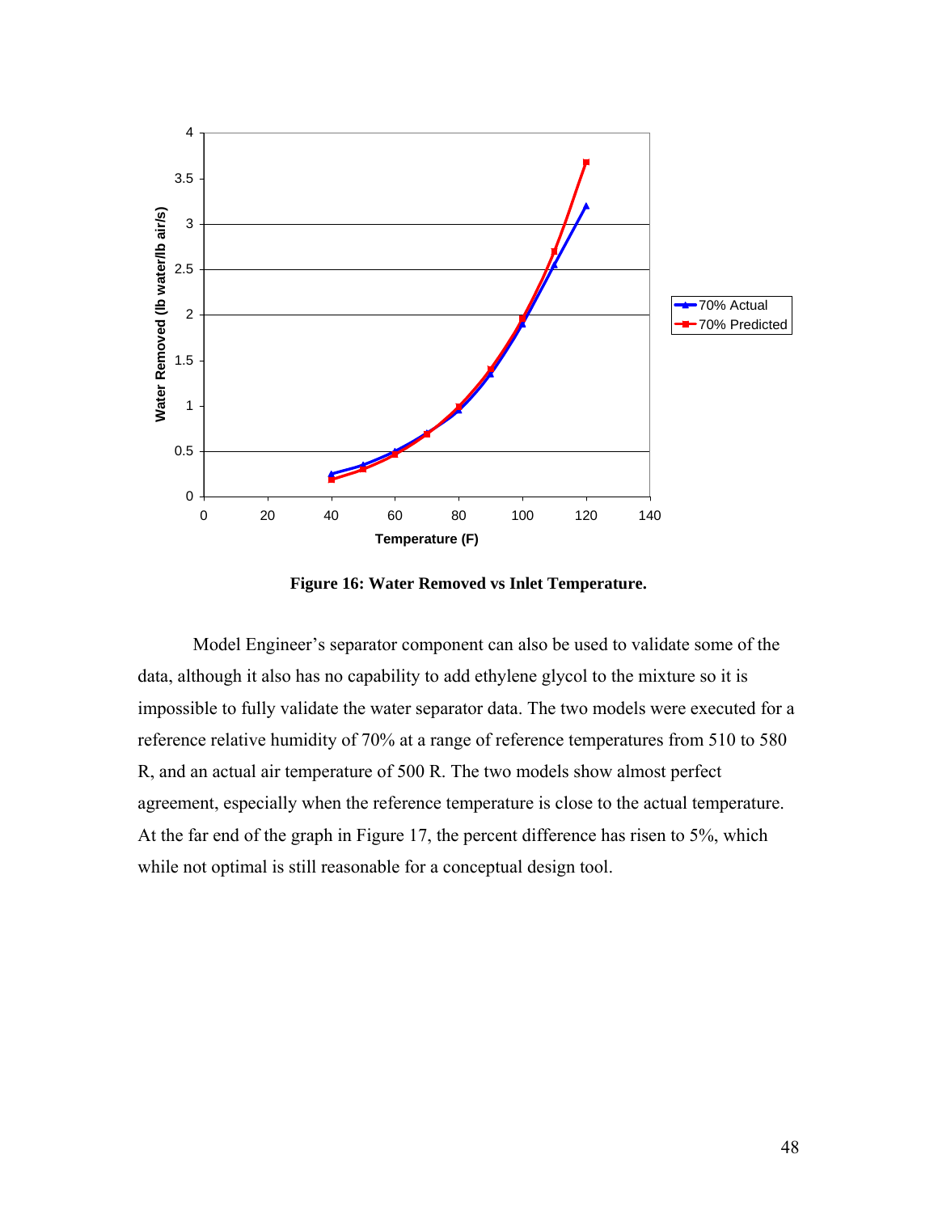**Figure 16: Water Removed vs Inlet Temperature.**

Model Engineer's separator component can also be used to validate some of the data, although it also has no capability to add ethylene glycol to the mixture so it is impossible to fully validate the water separator data. The two models were executed for a reference relative humidity of 70% at a range of reference temperatures from 510 to 580 R, and an actual air temperature of 500 R. The two models show almost perfect agreement, especially when the reference temperature is close to the actual temperature. At the far end of the graph in Figure 17, the percent difference has risen to 5%, which while not optimal is still reasonable for a conceptual design tool.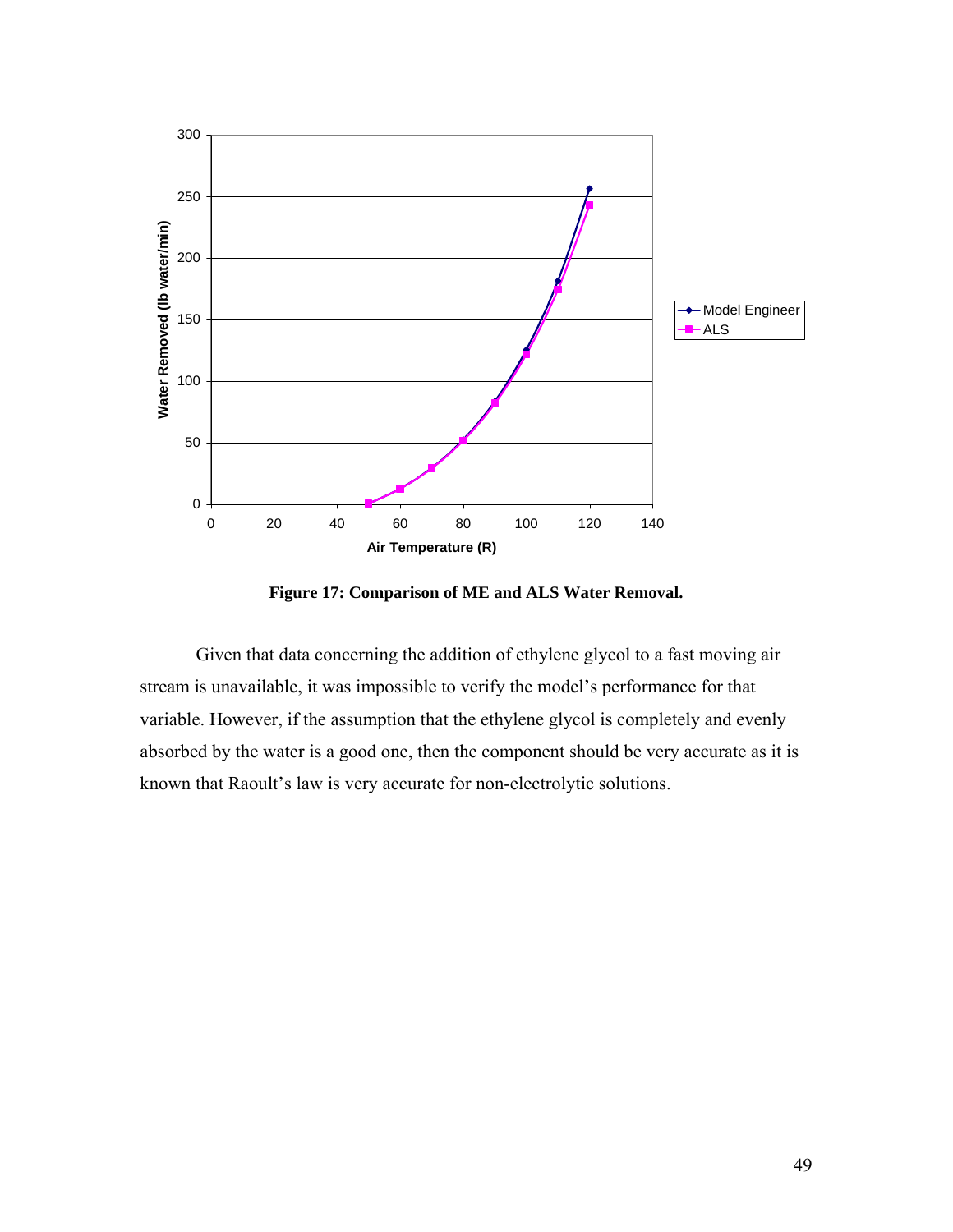**Figure 17: Comparison of ME and ALS Water Removal.**

Given that data concerning the addition of ethylene glycol to a fast moving air stream is unavailable, it was impossible to verify the model's performance for that variable. However, if the assumption that the ethylene glycol is completely and evenly absorbed by the water is a good one, then the component should be very accurate as it is known that Raoult's law is very accurate for non-electrolytic solutions.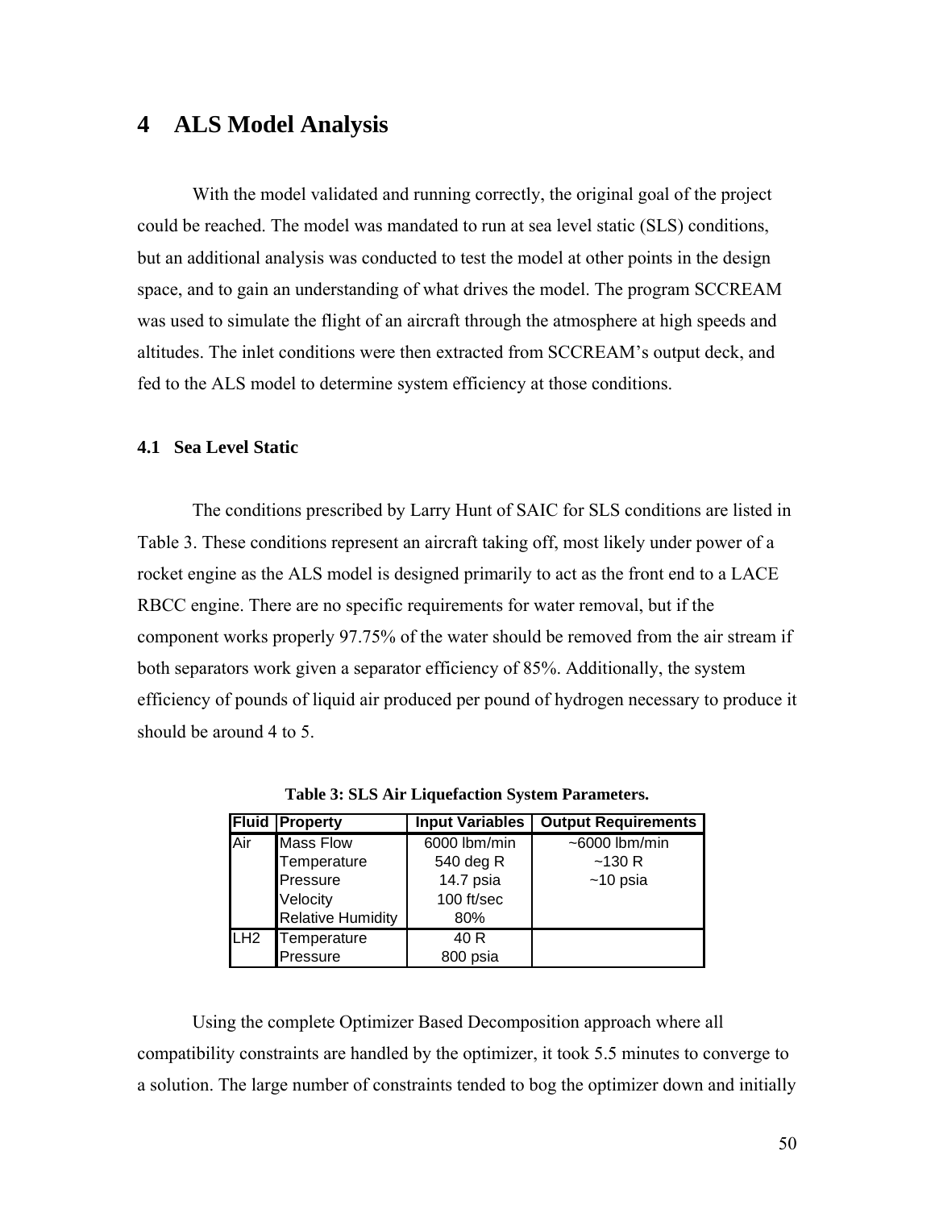# 4 ALS Model Analysis

With the model validated and running correctly, the original goal of the project could be reached. The model was mandated to run at sea level static (SLS) conditions, but an additional analysis was conducted to test the model at other points in the design space, and to gain an understanding of what drives the model. The program SCCREAM was used to simulate the flight of an aircraft through the atmosphere at high speeds and altitudes. The inlet conditions were then extracted from SCCREAM's output deck, and fed to the ALS model to determine system efficiency at those conditions.

## 4.1 Sea Level Static

The conditions prescribed by Larry Hunt of SAIC for SLS conditions are listed in Table 3. These conditions represent an aircraft taking off, most likely under power of a rocket engine as the ALS model is designed primarily to act as the front end to a LACE RBCC engine. There are no specific requirements for water removal, but if the component works properly 97.75% of the water should be removed from the air stream if both separators work given a separator efficiency of 85%. Additionally, the system efficiency of pounds of liquid air produced per pound of hydrogen necessary to produce it should be around 4 to 5.

**Table 3: SLS Air Liquefaction System Parameters.**

| Fluid | Property | Input Variables | Output Requirements |
|---|---|---|---|
| Air | Mass Flow | 6000 lbm/min | ~6000 lbm/min |
| | Temperature | 540 deg R | ~130 R |
| | Pressure | 14.7 psia | ~10 psia |
| | Velocity | 100 ft/sec | |
| | Relative Humidity | 80% | |
| LH2 | Temperature | 40 R | |
| | Pressure | 800 psia | |

Using the complete Optimizer Based Decomposition approach where all compatibility constraints are handled by the optimizer, it took 5.5 minutes to converge to a solution. The large number of constraints tended to bog the optimizer down and initially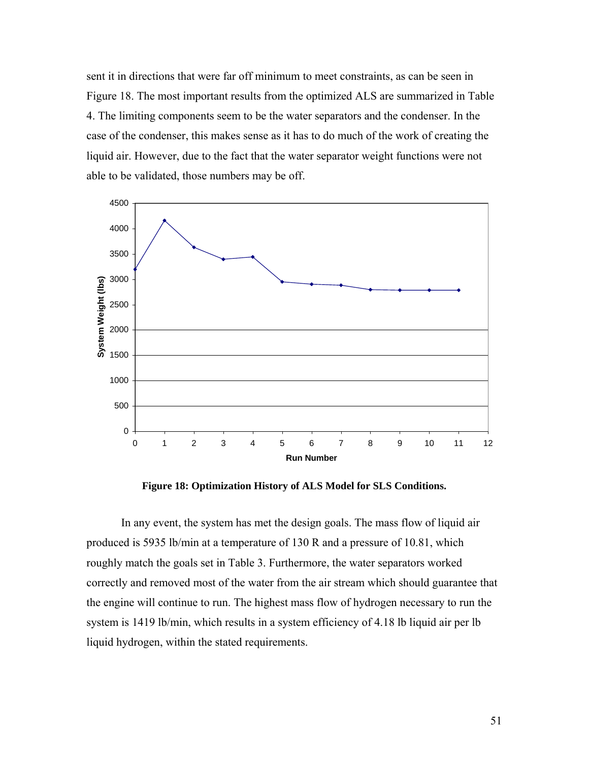sent it in directions that were far off minimum to meet constraints, as can be seen in Figure 18. The most important results from the optimized ALS are summarized in Table 4. The limiting components seem to be the water separators and the condenser. In the case of the condenser, this makes sense as it has to do much of the work of creating the liquid air. However, due to the fact that the water separator weight functions were not able to be validated, those numbers may be off.

**Figure 18: Optimization History of ALS Model for SLS Conditions.**

In any event, the system has met the design goals. The mass flow of liquid air produced is 5935 lb/min at a temperature of 130 R and a pressure of 10.81, which roughly match the goals set in Table 3. Furthermore, the water separators worked correctly and removed most of the water from the air stream which should guarantee that the engine will continue to run. The highest mass flow of hydrogen necessary to run the system is 1419 lb/min, which results in a system efficiency of 4.18 lb liquid air per lb liquid hydrogen, within the stated requirements.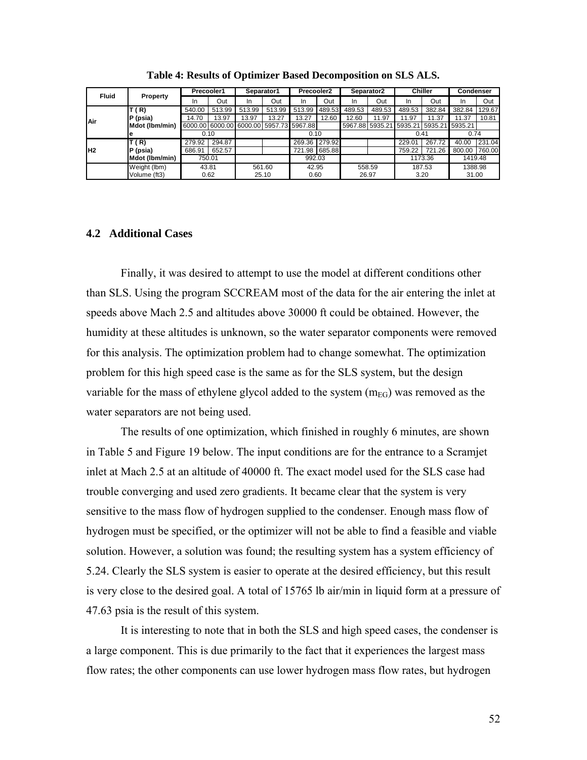**Table 4: Results of Optimizer Based Decomposition on SLS ALS.**

| Fluid | Property | Precooler1 | | Separator1 | | Precooler2 | | Separator2 | | Chiller | | Condenser | |
|---|---|---|---|---|---|---|---|---|---|---|---|---|---|
| | | In | Out | In | Out | In | Out | In | Out | In | Out | In | Out |
| Air | T ( R) | 540.00 | 513.99 | 513.99 | 513.99 | 513.99 | 489.53 | 489.53 | 489.53 | 489.53 | 382.84 | 382.84 | 129.67 |
| | P (psia) | 14.70 | 13.97 | 13.97 | 13.27 | 13.27 | 12.60 | 12.60 | 11.97 | 11.97 | 11.37 | 11.37 | 10.81 |
| | Mdot (lbm/min) | 6000.00 | 6000.00 | 6000.00 | 5957.73 | 5967.88 | | 5967.88 | 5935.21 | 5935.21 | 5935.21 | 5935.21 | |
| | e | 0.10 | | | | 0.10 | | | | 0.41 | | 0.74 | |
| H2 | T ( R) | 279.92 | 294.87 | | | 269.36 | 279.92 | | | 229.01 | 267.72 | 40.00 | 231.04 |
| | P (psia) | 686.91 | 652.57 | | | 721.98 | 685.88 | | | 759.22 | 721.26 | 800.00 | 760.00 |
| | Mdot (lbm/min) | 750.01 | | | | 992.03 | | | | 1173.36 | | 1419.48 | |
| | Weight (lbm) | 43.81 | | 561.60 | | 42.95 | | 558.59 | | 187.53 | | 1388.98 | |
| | Volume (ft3) | 0.62 | | 25.10 | | 0.60 | | 26.97 | | 3.20 | | 31.00 | |

## 4.2 Additional Cases

Finally, it was desired to attempt to use the model at different conditions other than SLS. Using the program SCCREAM most of the data for the air entering the inlet at speeds above Mach 2.5 and altitudes above 30000 ft could be obtained. However, the humidity at these altitudes is unknown, so the water separator components were removed for this analysis. The optimization problem had to change somewhat. The optimization problem for this high speed case is the same as for the SLS system, but the design variable for the mass of ethylene glycol added to the system ($m_{EG}$) was removed as the water separators are not being used.

The results of one optimization, which finished in roughly 6 minutes, are shown in Table 5 and Figure 19 below. The input conditions are for the entrance to a Scramjet inlet at Mach 2.5 at an altitude of 40000 ft. The exact model used for the SLS case had trouble converging and used zero gradients. It became clear that the system is very sensitive to the mass flow of hydrogen supplied to the condenser. Enough mass flow of hydrogen must be specified, or the optimizer will not be able to find a feasible and viable solution. However, a solution was found; the resulting system has a system efficiency of 5.24. Clearly the SLS system is easier to operate at the desired efficiency, but this result is very close to the desired goal. A total of 15765 lb air/min in liquid form at a pressure of 47.63 psia is the result of this system.

It is interesting to note that in both the SLS and high speed cases, the condenser is a large component. This is due primarily to the fact that it experiences the largest mass flow rates; the other components can use lower hydrogen mass flow rates, but hydrogen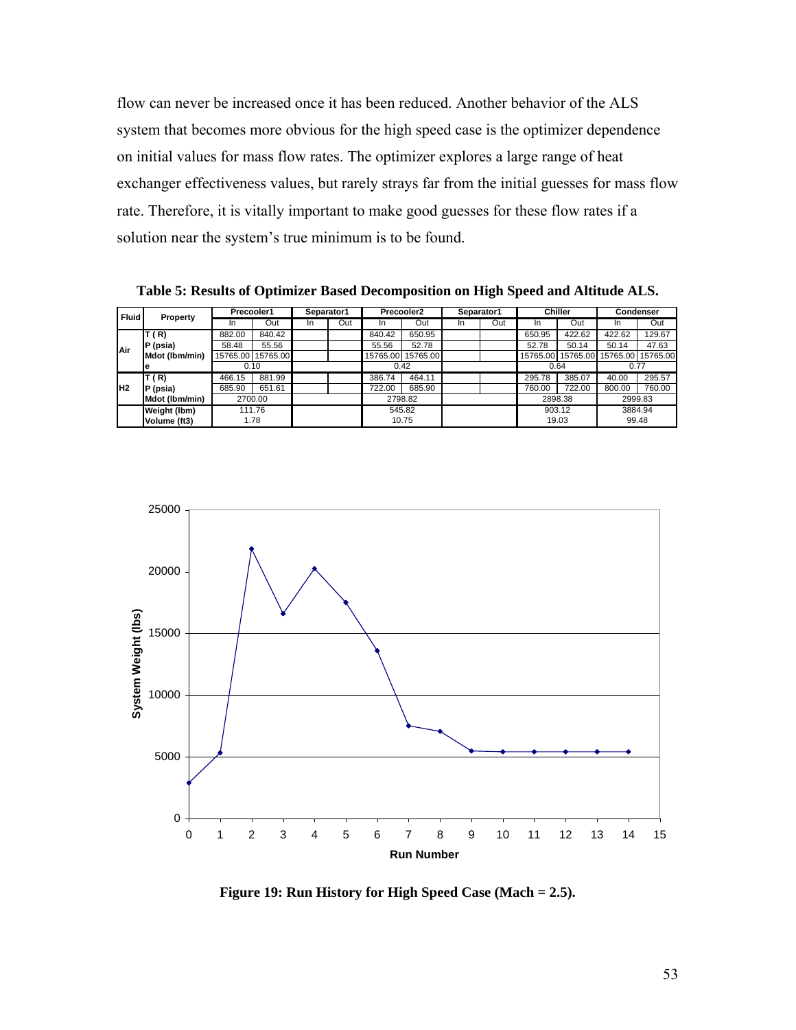flow can never be increased once it has been reduced. Another behavior of the ALS system that becomes more obvious for the high speed case is the optimizer dependence on initial values for mass flow rates. The optimizer explores a large range of heat exchanger effectiveness values, but rarely strays far from the initial guesses for mass flow rate. Therefore, it is vitally important to make good guesses for these flow rates if a solution near the system's true minimum is to be found.

**Table 5: Results of Optimizer Based Decomposition on High Speed and Altitude ALS.**

| Fluid | Property | Precooler1 | | Separator1 | | Precooler2 | | Separator1 | | Chiller | | Condenser | |
|---|---|---|---|---|---|---|---|---|---|---|---|---|---|
| | | In | Out | In | Out | In | Out | In | Out | In | Out | In | Out |
| Air | T (R) | 882.00 | 840.42 | | | 840.42 | 650.95 | | | 650.95 | 422.62 | 422.62 | 129.67 |
| | P (psia) | 58.48 | 55.56 | | | 55.56 | 52.78 | | | 52.78 | 50.14 | 50.14 | 47.63 |
| | Mdot (lbm/min) | 15765.00 | 15765.00 | | | 15765.00 | 15765.00 | | | 15765.00 | 15765.00 | 15765.00 | 15765.00 |
| | e | 0.10 | | | | 0.42 | | | | 0.64 | | 0.77 | |
| H2 | T (R) | 466.15 | 881.99 | | | 386.74 | 464.11 | | | 295.78 | 385.07 | 40.00 | 295.57 |
| | P (psia) | 685.90 | 651.61 | | | 722.00 | 685.90 | | | 760.00 | 722.00 | 800.00 | 760.00 |
| | Mdot (lbm/min) | 2700.00 | | | | 2798.82 | | | | 2898.38 | | 2999.83 | |
| | Weight (lbm) | 111.76 | | | | 545.82 | | | | 903.12 | | 3884.94 | |
| | Volume (ft3) | 1.78 | | | | 10.75 | | | | 19.03 | | 99.48 | |

**Figure 19: Run History for High Speed Case (Mach = 2.5).**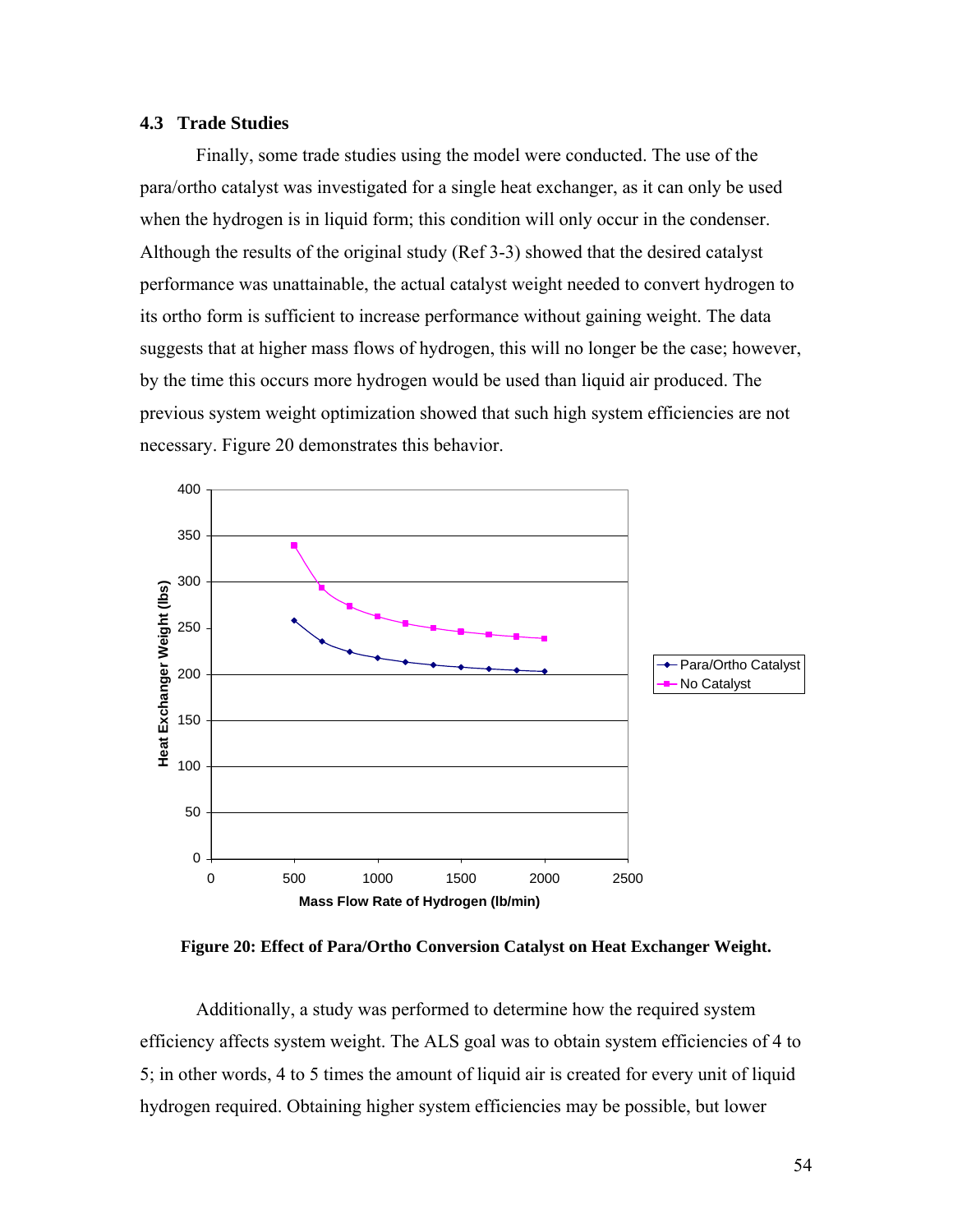### 4.3 Trade Studies

Finally, some trade studies using the model were conducted. The use of the para/ortho catalyst was investigated for a single heat exchanger, as it can only be used when the hydrogen is in liquid form; this condition will only occur in the condenser. Although the results of the original study (Ref 3-3) showed that the desired catalyst performance was unattainable, the actual catalyst weight needed to convert hydrogen to its ortho form is sufficient to increase performance without gaining weight. The data suggests that at higher mass flows of hydrogen, this will no longer be the case; however, by the time this occurs more hydrogen would be used than liquid air produced. The previous system weight optimization showed that such high system efficiencies are not necessary. Figure 20 demonstrates this behavior.

**Figure 20: Effect of Para/Ortho Conversion Catalyst on Heat Exchanger Weight.**

Additionally, a study was performed to determine how the required system efficiency affects system weight. The ALS goal was to obtain system efficiencies of 4 to 5; in other words, 4 to 5 times the amount of liquid air is created for every unit of liquid hydrogen required. Obtaining higher system efficiencies may be possible, but lower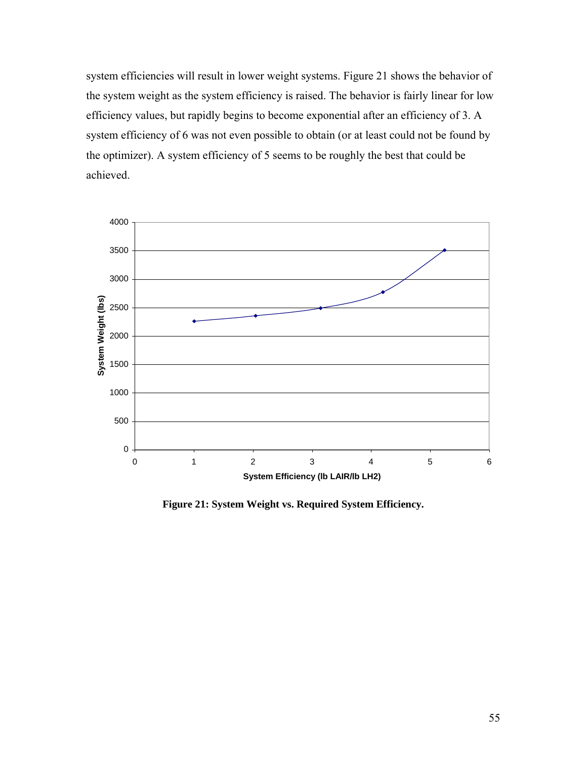system efficiencies will result in lower weight systems. Figure 21 shows the behavior of the system weight as the system efficiency is raised. The behavior is fairly linear for low efficiency values, but rapidly begins to become exponential after an efficiency of 3. A system efficiency of 6 was not even possible to obtain (or at least could not be found by the optimizer). A system efficiency of 5 seems to be roughly the best that could be achieved.

**Figure 21: System Weight vs. Required System Efficiency.**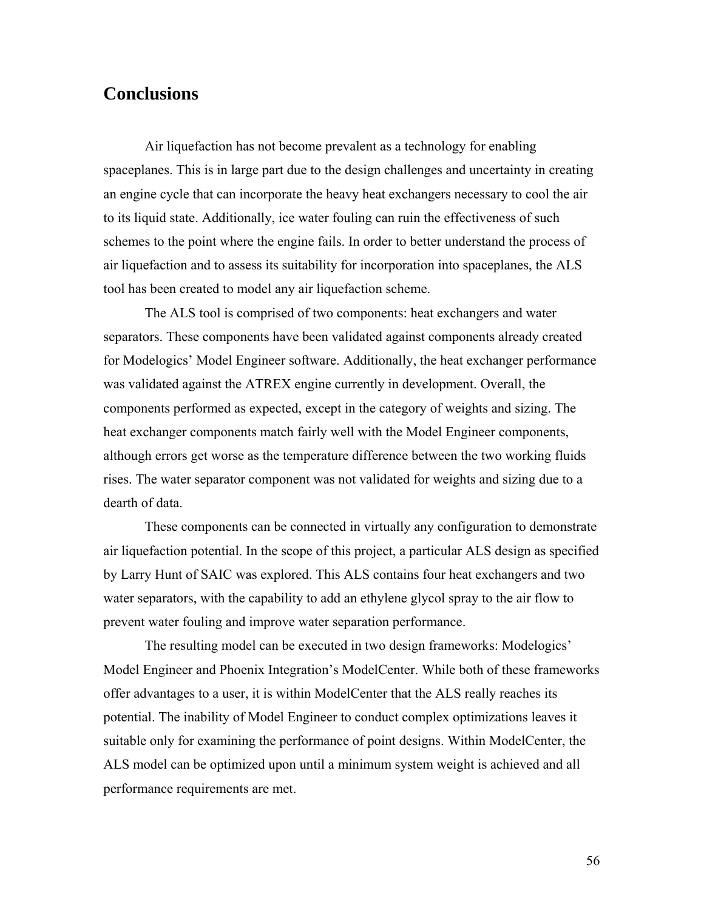# Conclusions

Air liquefaction has not become prevalent as a technology for enabling spaceplanes. This is in large part due to the design challenges and uncertainty in creating an engine cycle that can incorporate the heavy heat exchangers necessary to cool the air to its liquid state. Additionally, ice water fouling can ruin the effectiveness of such schemes to the point where the engine fails. In order to better understand the process of air liquefaction and to assess its suitability for incorporation into spaceplanes, the ALS tool has been created to model any air liquefaction scheme.

The ALS tool is comprised of two components: heat exchangers and water separators. These components have been validated against components already created for Modelogics' Model Engineer software. Additionally, the heat exchanger performance was validated against the ATREX engine currently in development. Overall, the components performed as expected, except in the category of weights and sizing. The heat exchanger components match fairly well with the Model Engineer components, although errors get worse as the temperature difference between the two working fluids rises. The water separator component was not validated for weights and sizing due to a dearth of data.

These components can be connected in virtually any configuration to demonstrate air liquefaction potential. In the scope of this project, a particular ALS design as specified by Larry Hunt of SAIC was explored. This ALS contains four heat exchangers and two water separators, with the capability to add an ethylene glycol spray to the air flow to prevent water fouling and improve water separation performance.

The resulting model can be executed in two design frameworks: Modelogics' Model Engineer and Phoenix Integration's ModelCenter. While both of these frameworks offer advantages to a user, it is within ModelCenter that the ALS really reaches its potential. The inability of Model Engineer to conduct complex optimizations leaves it suitable only for examining the performance of point designs. Within ModelCenter, the ALS model can be optimized upon until a minimum system weight is achieved and all performance requirements are met.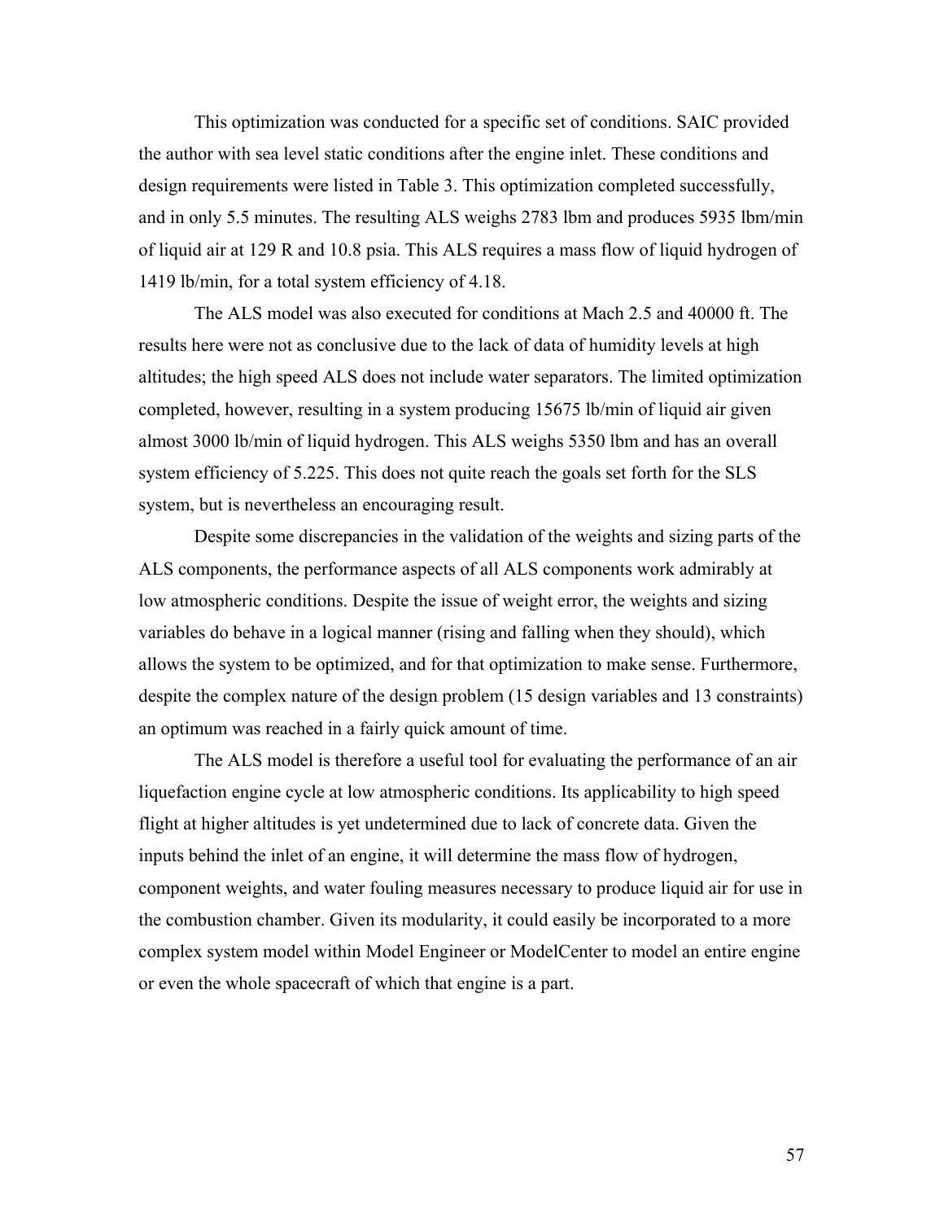This optimization was conducted for a specific set of conditions. SAIC provided the author with sea level static conditions after the engine inlet. These conditions and design requirements were listed in Table 3. This optimization completed successfully, and in only 5.5 minutes. The resulting ALS weighs 2783 lbm and produces 5935 lbm/min of liquid air at 129 R and 10.8 psia. This ALS requires a mass flow of liquid hydrogen of 1419 lb/min, for a total system efficiency of 4.18.

The ALS model was also executed for conditions at Mach 2.5 and 40000 ft. The results here were not as conclusive due to the lack of data of humidity levels at high altitudes; the high speed ALS does not include water separators. The limited optimization completed, however, resulting in a system producing 15675 lb/min of liquid air given almost 3000 lb/min of liquid hydrogen. This ALS weighs 5350 lbm and has an overall system efficiency of 5.225. This does not quite reach the goals set forth for the SLS system, but is nevertheless an encouraging result.

Despite some discrepancies in the validation of the weights and sizing parts of the ALS components, the performance aspects of all ALS components work admirably at low atmospheric conditions. Despite the issue of weight error, the weights and sizing variables do behave in a logical manner (rising and falling when they should), which allows the system to be optimized, and for that optimization to make sense. Furthermore, despite the complex nature of the design problem (15 design variables and 13 constraints) an optimum was reached in a fairly quick amount of time.

The ALS model is therefore a useful tool for evaluating the performance of an air liquefaction engine cycle at low atmospheric conditions. Its applicability to high speed flight at higher altitudes is yet undetermined due to lack of concrete data. Given the inputs behind the inlet of an engine, it will determine the mass flow of hydrogen, component weights, and water fouling measures necessary to produce liquid air for use in the combustion chamber. Given its modularity, it could easily be incorporated to a more complex system model within Model Engineer or ModelCenter to model an entire engine or even the whole spacecraft of which that engine is a part.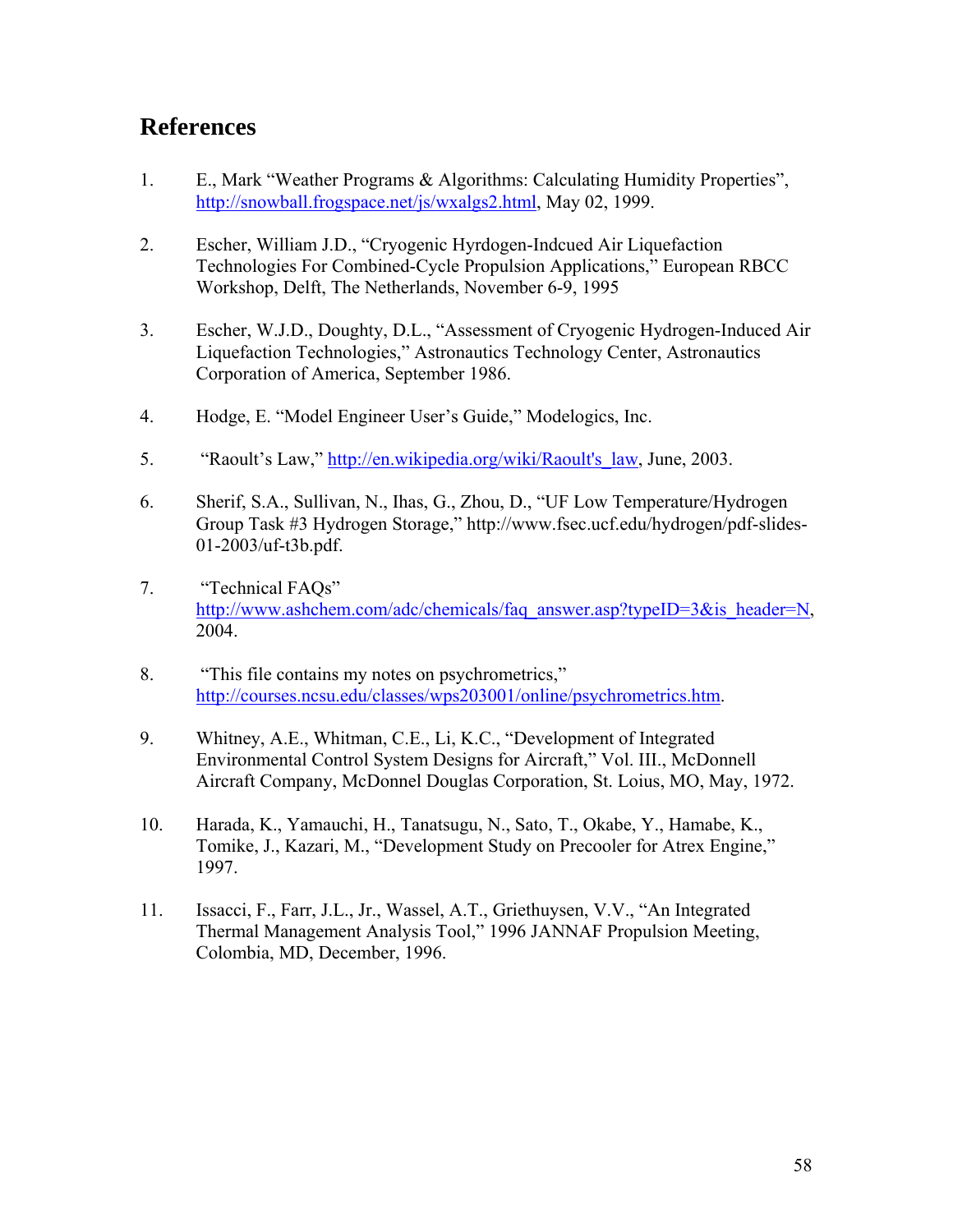## References

1. E., Mark "Weather Programs & Algorithms: Calculating Humidity Properties", http://snowball.frogspace.net/js/wxalgs2.html, May 02, 1999.

2. Escher, William J.D., "Cryogenic Hyrdogen-Indcued Air Liquefaction Technologies For Combined-Cycle Propulsion Applications," European RBCC Workshop, Delft, The Netherlands, November 6-9, 1995

3. Escher, W.J.D., Doughty, D.L., "Assessment of Cryogenic Hydrogen-Induced Air Liquefaction Technologies," Astronautics Technology Center, Astronautics Corporation of America, September 1986.

4. Hodge, E. "Model Engineer User's Guide," Modelogics, Inc.

5. "Raoult's Law," http://en.wikipedia.org/wiki/Raoult's_law, June, 2003.

6. Sherif, S.A., Sullivan, N., Ihas, G., Zhou, D., "UF Low Temperature/Hydrogen Group Task #3 Hydrogen Storage," http://www.fsec.ucf.edu/hydrogen/pdf-slides-01-2003/uf-t3b.pdf.

7. "Technical FAQs" http://www.ashchem.com/adc/chemicals/faq_answer.asp?typeID=3&is_header=N, 2004.

8. "This file contains my notes on psychrometrics," http://courses.ncsu.edu/classes/wps203001/online/psychrometrics.htm.

9. Whitney, A.E., Whitman, C.E., Li, K.C., "Development of Integrated Environmental Control System Designs for Aircraft," Vol. III., McDonnell Aircraft Company, McDonnel Douglas Corporation, St. Loius, MO, May, 1972.

10. Harada, K., Yamauchi, H., Tanatsugu, N., Sato, T., Okabe, Y., Hamabe, K., Tomike, J., Kazari, M., "Development Study on Precooler for Atrex Engine," 1997.

11. Issacci, F., Farr, J.L., Jr., Wassel, A.T., Griethuysen, V.V., "An Integrated Thermal Management Analysis Tool," 1996 JANNAF Propulsion Meeting, Colombia, MD, December, 1996.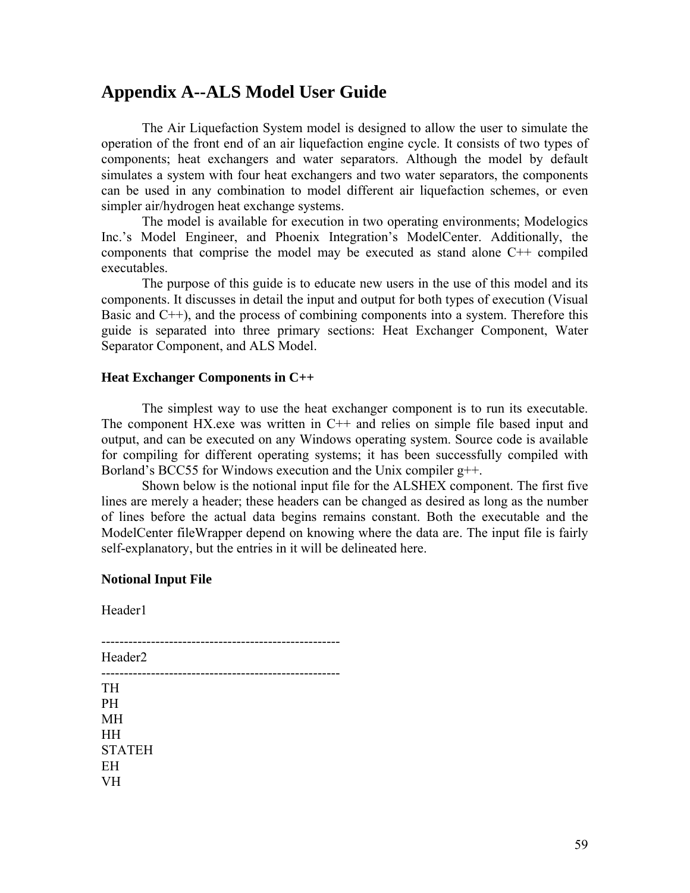# Appendix A--ALS Model User Guide

The Air Liquefaction System model is designed to allow the user to simulate the operation of the front end of an air liquefaction engine cycle. It consists of two types of components; heat exchangers and water separators. Although the model by default simulates a system with four heat exchangers and two water separators, the components can be used in any combination to model different air liquefaction schemes, or even simpler air/hydrogen heat exchange systems.

The model is available for execution in two operating environments; Modelogics Inc.'s Model Engineer, and Phoenix Integration's ModelCenter. Additionally, the components that comprise the model may be executed as stand alone C++ compiled executables.

The purpose of this guide is to educate new users in the use of this model and its components. It discusses in detail the input and output for both types of execution (Visual Basic and C++), and the process of combining components into a system. Therefore this guide is separated into three primary sections: Heat Exchanger Component, Water Separator Component, and ALS Model.

### Heat Exchanger Components in C++

The simplest way to use the heat exchanger component is to run its executable. The component HX.exe was written in C++ and relies on simple file based input and output, and can be executed on any Windows operating system. Source code is available for compiling for different operating systems; it has been successfully compiled with Borland's BCC55 for Windows execution and the Unix compiler g++.

Shown below is the notional input file for the ALSHEX component. The first five lines are merely a header; these headers can be changed as desired as long as the number of lines before the actual data begins remains constant. Both the executable and the ModelCenter fileWrapper depend on knowing where the data are. The input file is fairly self-explanatory, but the entries in it will be delineated here.

### Notional Input File

```
Header1

-----------------------------------------------------
Header2
-----------------------------------------------------
TH
PH
MH
HH
STATEH
EH
VH
```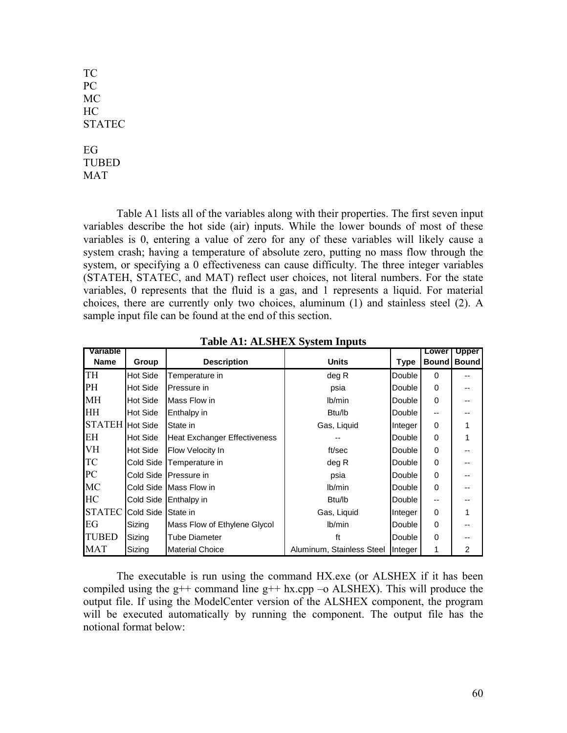TC
PC
MC
HC
STATEC

EG
TUBED
MAT

Table A1 lists all of the variables along with their properties. The first seven input variables describe the hot side (air) inputs. While the lower bounds of most of these variables is 0, entering a value of zero for any of these variables will likely cause a system crash; having a temperature of absolute zero, putting no mass flow through the system, or specifying a 0 effectiveness can cause difficulty. The three integer variables (STATEH, STATEC, and MAT) reflect user choices, not literal numbers. For the state variables, 0 represents that the fluid is a gas, and 1 represents a liquid. For material choices, there are currently only two choices, aluminum (1) and stainless steel (2). A sample input file can be found at the end of this section.

**Table A1: ALSHEX System Inputs**

| Variable Name | Group | Description | Units | Type | Lower Bound | Upper Bound |
|---|---|---|---|---|---|---|
| TH | Hot Side | Temperature in | deg R | Double | 0 | -- |
| PH | Hot Side | Pressure in | psia | Double | 0 | -- |
| MH | Hot Side | Mass Flow in | lb/min | Double | 0 | -- |
| HH | Hot Side | Enthalpy in | Btu/lb | Double | -- | -- |
| STATEH | Hot Side | State in | Gas, Liquid | Integer | 0 | 1 |
| EH | Hot Side | Heat Exchanger Effectiveness | -- | Double | 0 | 1 |
| VH | Hot Side | Flow Velocity In | ft/sec | Double | 0 | -- |
| TC | Cold Side | Temperature in | deg R | Double | 0 | -- |
| PC | Cold Side | Pressure in | psia | Double | 0 | -- |
| MC | Cold Side | Mass Flow in | lb/min | Double | 0 | -- |
| HC | Cold Side | Enthalpy in | Btu/lb | Double | -- | -- |
| STATEC | Cold Side | State in | Gas, Liquid | Integer | 0 | 1 |
| EG | Sizing | Mass Flow of Ethylene Glycol | lb/min | Double | 0 | -- |
| TUBED | Sizing | Tube Diameter | ft | Double | 0 | -- |
| MAT | Sizing | Material Choice | Aluminum, Stainless Steel | Integer | 1 | 2 |

The executable is run using the command HX.exe (or ALSHEX if it has been compiled using the g++ command line g++ hx.cpp –o ALSHEX). This will produce the output file. If using the ModelCenter version of the ALSHEX component, the program will be executed automatically by running the component. The output file has the notional format below: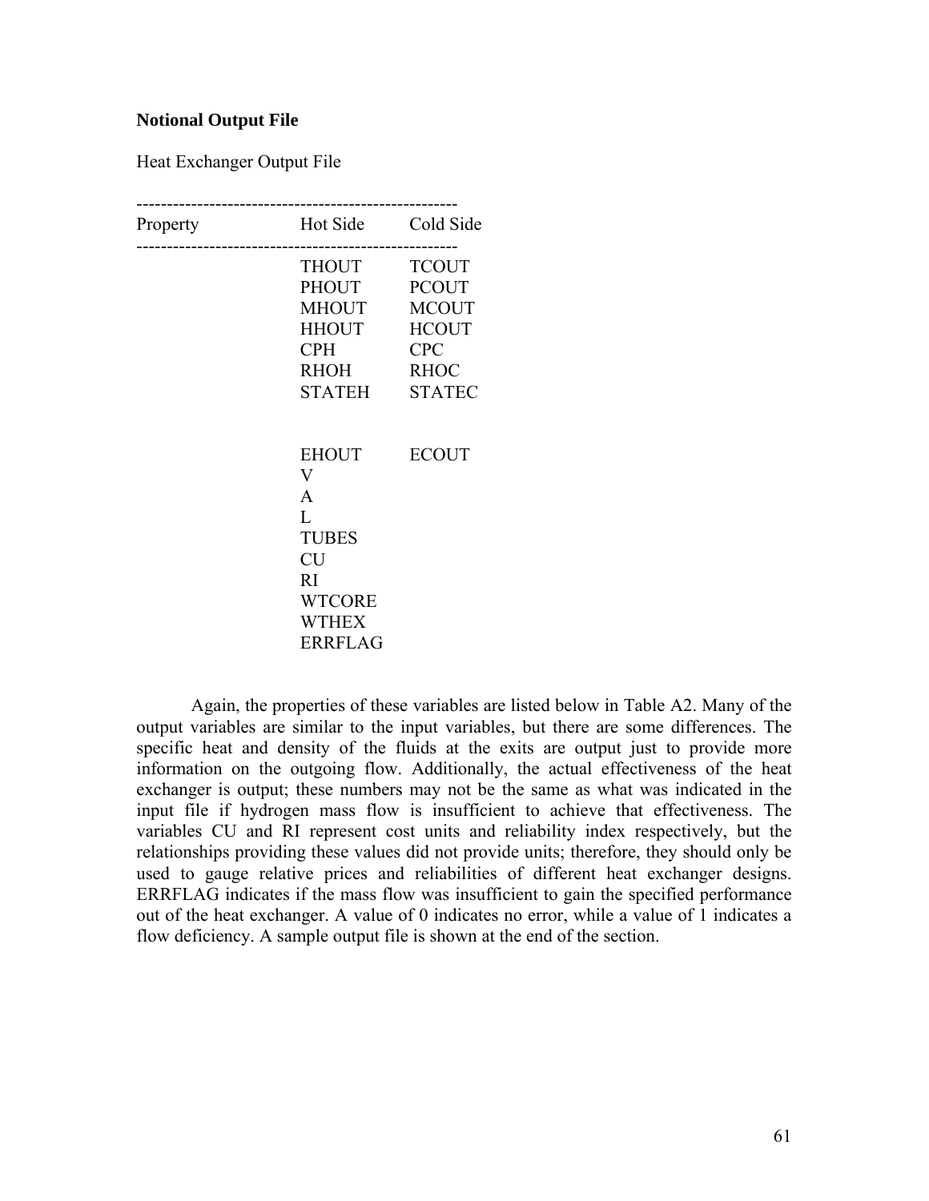**Notional Output File**

Heat Exchanger Output File

| Property | Hot Side | Cold Side |
|---|---|---|
| | THOUT | TCOUT |
| | PHOUT | PCOUT |
| | MHOUT | MCOUT |
| | HHOUT | HCOUT |
| | CPH | CPC |
| | RHOH | RHOC |
| | STATEH | STATEC |
| | | |
| | EHOUT | ECOUT |
| | V | |
| | A | |
| | L | |
| | TUBES | |
| | CU | |
| | RI | |
| | WTCORE | |
| | WTHEX | |
| | ERRFLAG | |

Again, the properties of these variables are listed below in Table A2. Many of the output variables are similar to the input variables, but there are some differences. The specific heat and density of the fluids at the exits are output just to provide more information on the outgoing flow. Additionally, the actual effectiveness of the heat exchanger is output; these numbers may not be the same as what was indicated in the input file if hydrogen mass flow is insufficient to achieve that effectiveness. The variables CU and RI represent cost units and reliability index respectively, but the relationships providing these values did not provide units; therefore, they should only be used to gauge relative prices and reliabilities of different heat exchanger designs. ERRFLAG indicates if the mass flow was insufficient to gain the specified performance out of the heat exchanger. A value of 0 indicates no error, while a value of 1 indicates a flow deficiency. A sample output file is shown at the end of the section.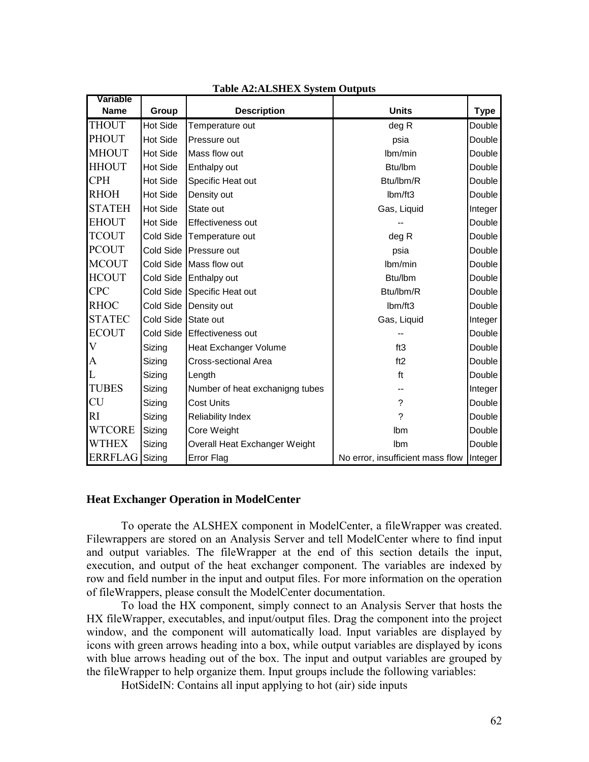**Table A2:ALSHEX System Outputs**

| Variable Name | Group | Description | Units | Type |
|---|---|---|---|---|
| THOUT | Hot Side | Temperature out | deg R | Double |
| PHOUT | Hot Side | Pressure out | psia | Double |
| MHOUT | Hot Side | Mass flow out | lbm/min | Double |
| HHOUT | Hot Side | Enthalpy out | Btu/lbm | Double |
| CPH | Hot Side | Specific Heat out | Btu/lbm/R | Double |
| RHOH | Hot Side | Density out | lbm/ft3 | Double |
| STATEH | Hot Side | State out | Gas, Liquid | Integer |
| EHOUT | Hot Side | Effectiveness out | -- | Double |
| TCOUT | Cold Side | Temperature out | deg R | Double |
| PCOUT | Cold Side | Pressure out | psia | Double |
| MCOUT | Cold Side | Mass flow out | lbm/min | Double |
| HCOUT | Cold Side | Enthalpy out | Btu/lbm | Double |
| CPC | Cold Side | Specific Heat out | Btu/lbm/R | Double |
| RHOC | Cold Side | Density out | lbm/ft3 | Double |
| STATEC | Cold Side | State out | Gas, Liquid | Integer |
| ECOUT | Cold Side | Effectiveness out | -- | Double |
| V | Sizing | Heat Exchanger Volume | ft3 | Double |
| A | Sizing | Cross-sectional Area | ft2 | Double |
| L | Sizing | Length | ft | Double |
| TUBES | Sizing | Number of heat exchanigng tubes | -- | Integer |
| CU | Sizing | Cost Units | ? | Double |
| RI | Sizing | Reliability Index | ? | Double |
| WTCORE | Sizing | Core Weight | lbm | Double |
| WTHEX | Sizing | Overall Heat Exchanger Weight | lbm | Double |
| ERRFLAG | Sizing | Error Flag | No error, insufficient mass flow | Integer |

### Heat Exchanger Operation in ModelCenter

To operate the ALSHEX component in ModelCenter, a fileWrapper was created. Filewrappers are stored on an Analysis Server and tell ModelCenter where to find input and output variables. The fileWrapper at the end of this section details the input, execution, and output of the heat exchanger component. The variables are indexed by row and field number in the input and output files. For more information on the operation of fileWrappers, please consult the ModelCenter documentation.

To load the HX component, simply connect to an Analysis Server that hosts the HX fileWrapper, executables, and input/output files. Drag the component into the project window, and the component will automatically load. Input variables are displayed by icons with green arrows heading into a box, while output variables are displayed by icons with blue arrows heading out of the box. The input and output variables are grouped by the fileWrapper to help organize them. Input groups include the following variables:

HotSideIN: Contains all input applying to hot (air) side inputs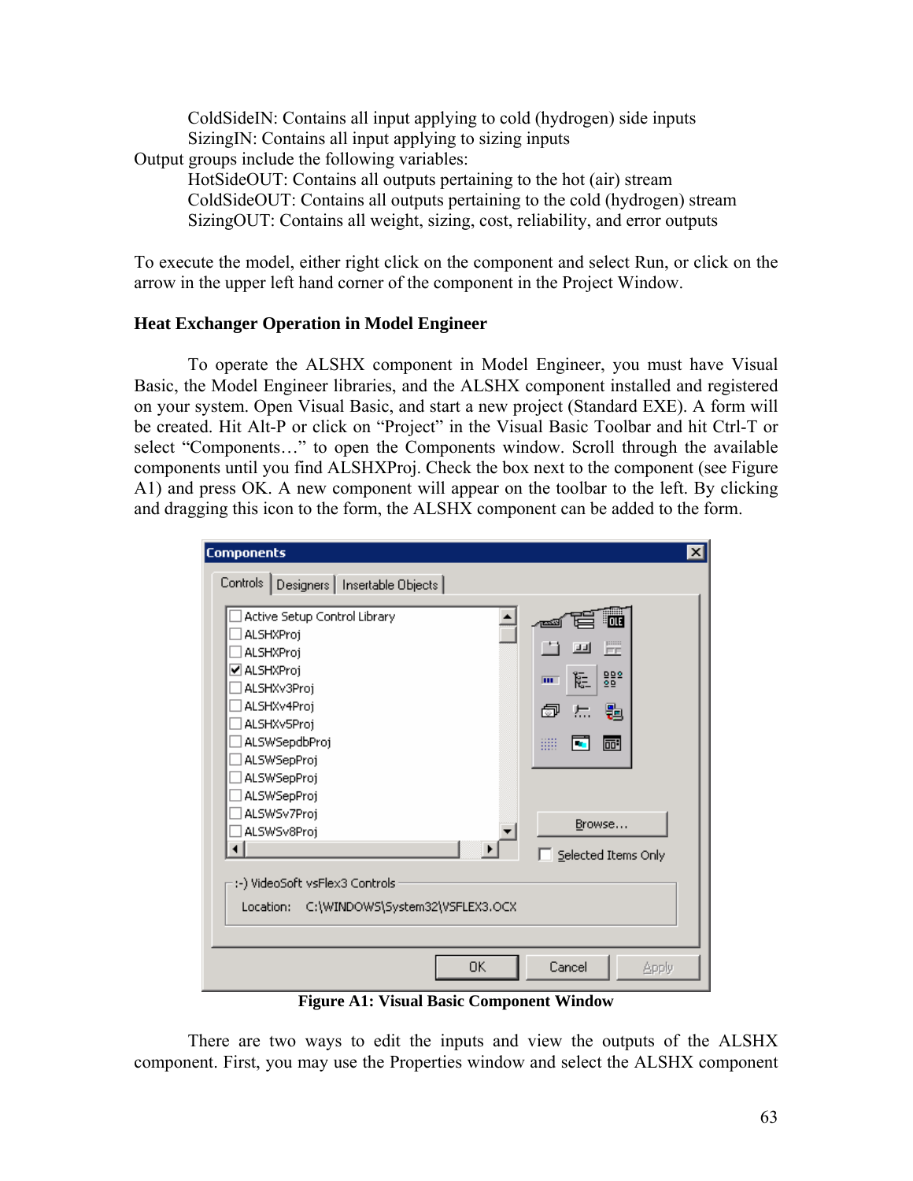ColdSideIN: Contains all input applying to cold (hydrogen) side inputs
SizingIN: Contains all input applying to sizing inputs

Output groups include the following variables:

HotSideOUT: Contains all outputs pertaining to the hot (air) stream
ColdSideOUT: Contains all outputs pertaining to the cold (hydrogen) stream
SizingOUT: Contains all weight, sizing, cost, reliability, and error outputs

To execute the model, either right click on the component and select Run, or click on the arrow in the upper left hand corner of the component in the Project Window.

**Heat Exchanger Operation in Model Engineer**

To operate the ALSHX component in Model Engineer, you must have Visual Basic, the Model Engineer libraries, and the ALSHX component installed and registered on your system. Open Visual Basic, and start a new project (Standard EXE). A form will be created. Hit Alt-P or click on "Project" in the Visual Basic Toolbar and hit Ctrl-T or select "Components…" to open the Components window. Scroll through the available components until you find ALSHXProj. Check the box next to the component (see Figure A1) and press OK. A new component will appear on the toolbar to the left. By clicking and dragging this icon to the form, the ALSHX component can be added to the form.

**Figure A1: Visual Basic Component Window**

There are two ways to edit the inputs and view the outputs of the ALSHX component. First, you may use the Properties window and select the ALSHX component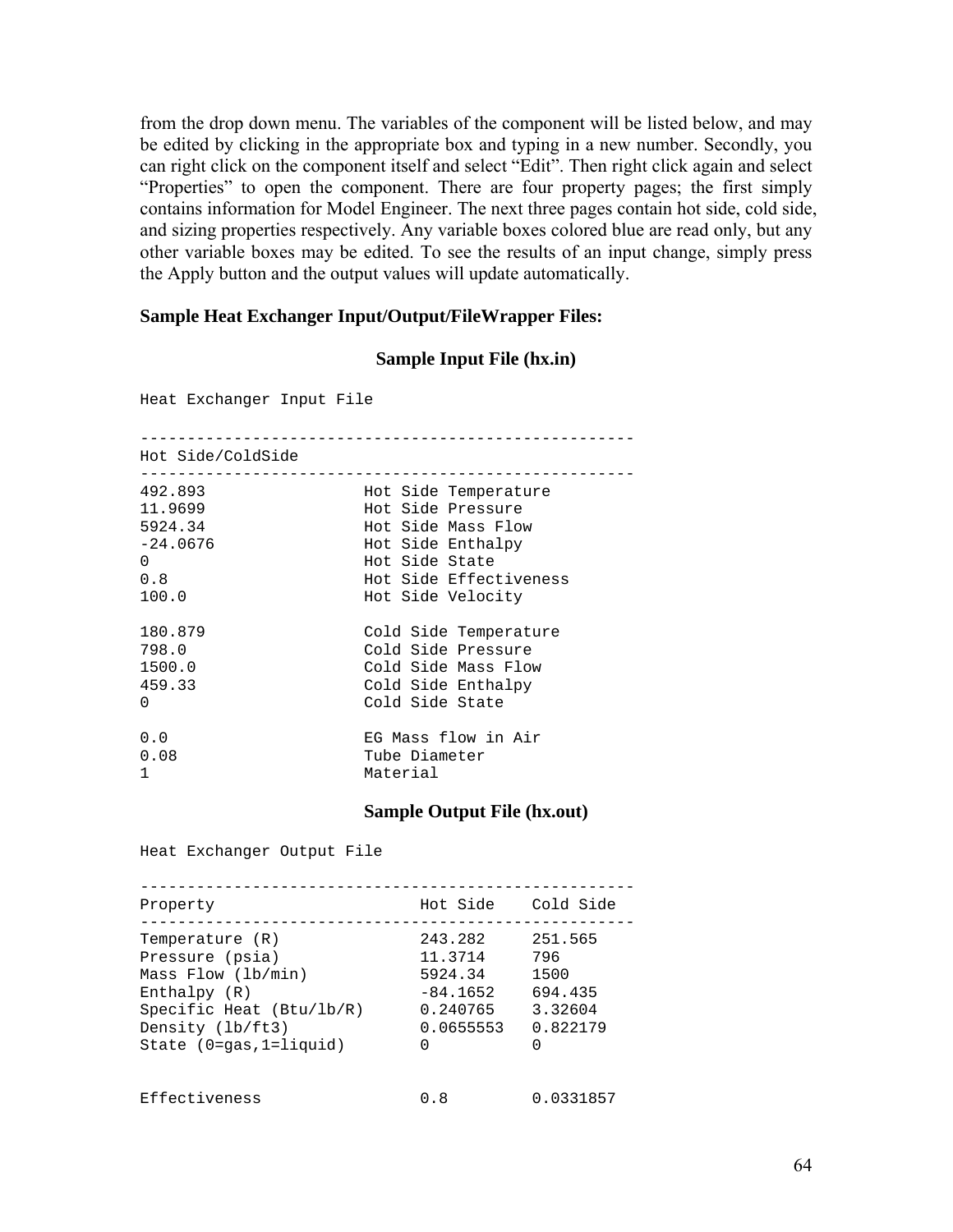from the drop down menu. The variables of the component will be listed below, and may be edited by clicking in the appropriate box and typing in a new number. Secondly, you can right click on the component itself and select "Edit". Then right click again and select "Properties" to open the component. There are four property pages; the first simply contains information for Model Engineer. The next three pages contain hot side, cold side, and sizing properties respectively. Any variable boxes colored blue are read only, but any other variable boxes may be edited. To see the results of an input change, simply press the Apply button and the output values will update automatically.

**Sample Heat Exchanger Input/Output/FileWrapper Files:**

**Sample Input File (hx.in)**

```
Heat Exchanger Input File

----------------------------------------------------
Hot Side/ColdSide
----------------------------------------------------
492.893                 Hot Side Temperature
11.9699                 Hot Side Pressure
5924.34                 Hot Side Mass Flow
-24.0676                Hot Side Enthalpy
0                       Hot Side State
0.8                     Hot Side Effectiveness
100.0                   Hot Side Velocity

180.879                 Cold Side Temperature
798.0                   Cold Side Pressure
1500.0                  Cold Side Mass Flow
459.33                  Cold Side Enthalpy
0                       Cold Side State

0.0                     EG Mass flow in Air
0.08                    Tube Diameter
1                       Material
```

**Sample Output File (hx.out)**

```
Heat Exchanger Output File

----------------------------------------------------
Property                     Hot Side    Cold Side
----------------------------------------------------
Temperature (R)              243.282     251.565
Pressure (psia)              11.3714     796
Mass Flow (lb/min)           5924.34     1500
Enthalpy (R)                 -84.1652    694.435
Specific Heat (Btu/lb/R)     0.240765    3.32604
Density (lb/ft3)             0.0655553   0.822179
State (0=gas,1=liquid)       0           0


Effectiveness                0.8         0.0331857
```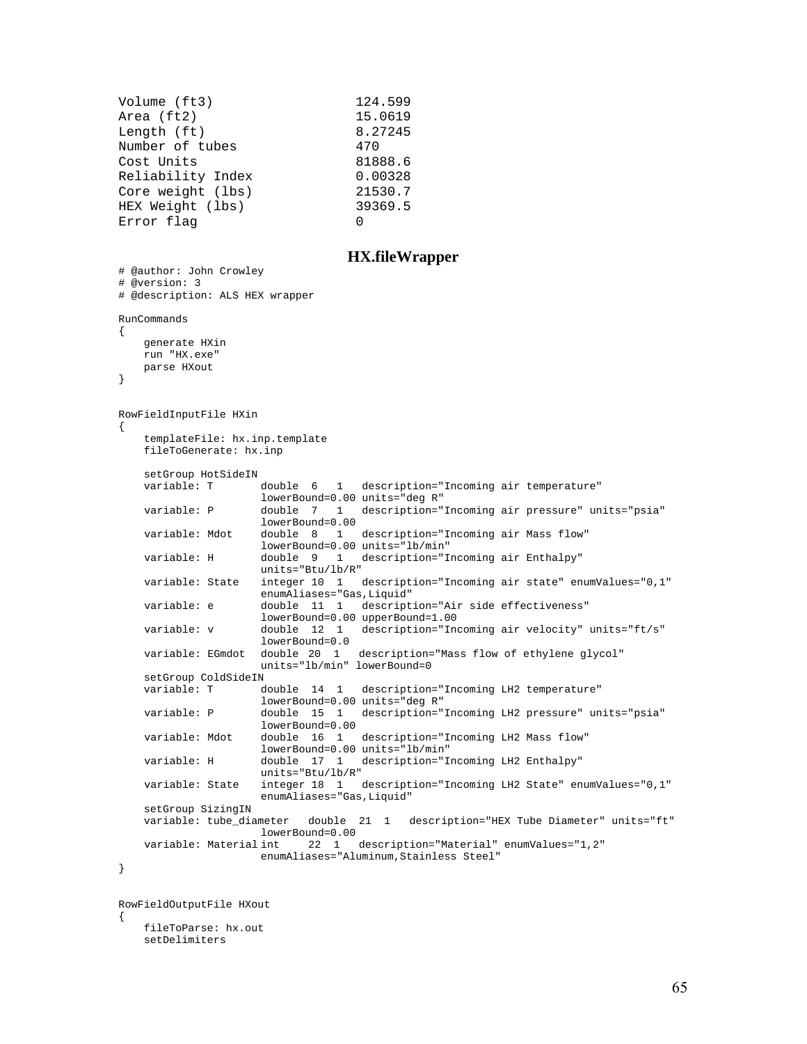```
Volume (ft3)                 124.599
Area (ft2)                   15.0619
Length (ft)                  8.27245
Number of tubes              470
Cost Units                   81888.6
Reliability Index            0.00328
Core weight (lbs)            21530.7
HEX Weight (lbs)             39369.5
Error flag                   0
```

## HX.fileWrapper

```
# @author: John Crowley
# @version: 3
# @description: ALS HEX wrapper

RunCommands
{
    generate HXin
    run "HX.exe"
    parse HXout
}


RowFieldInputFile HXin
{
    templateFile: hx.inp.template
    fileToGenerate: hx.inp

    setGroup HotSideIN
    variable: T       double  6   1   description="Incoming air temperature"
                      lowerBound=0.00 units="deg R"
    variable: P       double  7   1   description="Incoming air pressure" units="psia"
                      lowerBound=0.00
    variable: Mdot    double  8   1   description="Incoming air Mass flow"
                      lowerBound=0.00 units="lb/min"
    variable: H       double  9   1   description="Incoming air Enthalpy"
                      units="Btu/lb/R"
    variable: State   integer 10  1   description="Incoming air state" enumValues="0,1"
                      enumAliases="Gas,Liquid"
    variable: e       double  11  1   description="Air side effectiveness"
                      lowerBound=0.00 upperBound=1.00
    variable: v       double  12  1   description="Incoming air velocity" units="ft/s"
                      lowerBound=0.0
    variable: EGmdot  double  20  1   description="Mass flow of ethylene glycol"
                      units="lb/min" lowerBound=0
    setGroup ColdSideIN
    variable: T       double  14  1   description="Incoming LH2 temperature"
                      lowerBound=0.00 units="deg R"
    variable: P       double  15  1   description="Incoming LH2 pressure" units="psia"
                      lowerBound=0.00
    variable: Mdot    double  16  1   description="Incoming LH2 Mass flow"
                      lowerBound=0.00 units="lb/min"
    variable: H       double  17  1   description="Incoming LH2 Enthalpy"
                      units="Btu/lb/R"
    variable: State   integer 18  1   description="Incoming LH2 State" enumValues="0,1"
                      enumAliases="Gas,Liquid"
    setGroup SizingIN
    variable: tube_diameter   double  21  1   description="HEX Tube Diameter" units="ft"
                      lowerBound=0.00
    variable: Material int     22  1   description="Material" enumValues="1,2"
                      enumAliases="Aluminum,Stainless Steel"
}


RowFieldOutputFile HXout
{
    fileToParse: hx.out
    setDelimiters
```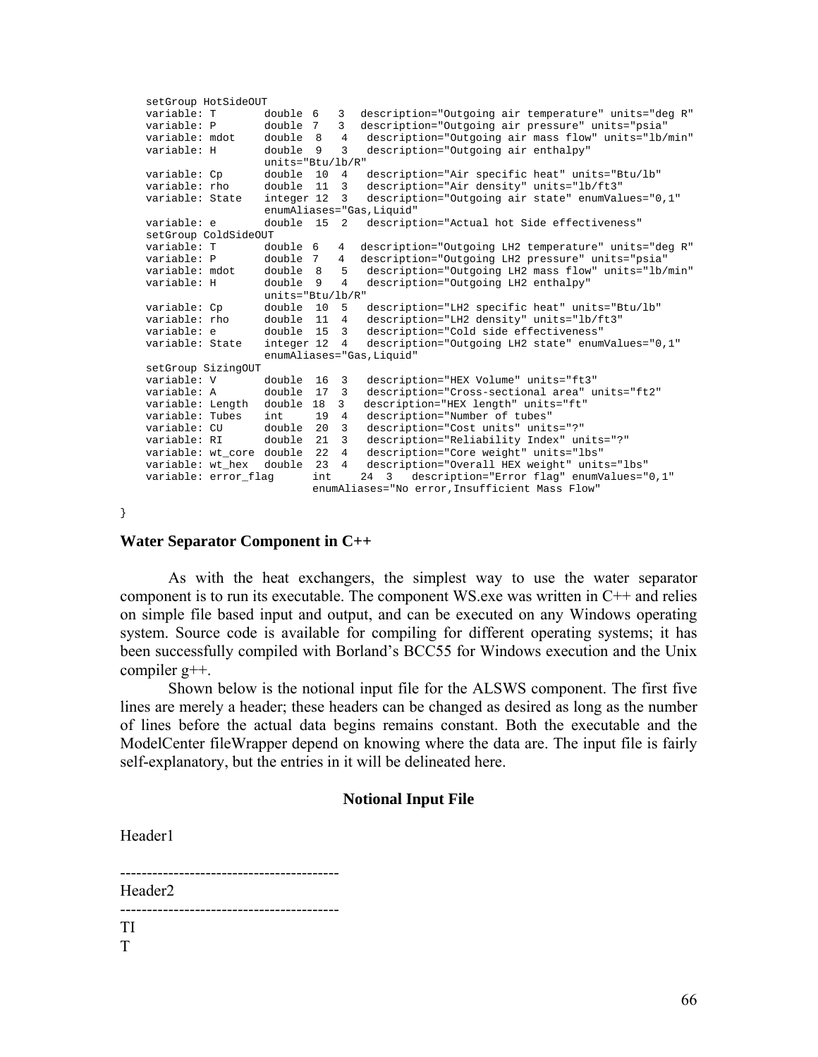```
    setGroup HotSideOUT
    variable: T        double  6   3   description="Outgoing air temperature" units="deg R"
    variable: P        double  7   3   description="Outgoing air pressure" units="psia"
    variable: mdot     double  8   4   description="Outgoing air mass flow" units="lb/min"
    variable: H        double  9   3   description="Outgoing air enthalpy"
                       units="Btu/lb/R"
    variable: Cp       double  10  4   description="Air specific heat" units="Btu/lb"
    variable: rho      double  11  3   description="Air density" units="lb/ft3"
    variable: State    integer 12  3   description="Outgoing air state" enumValues="0,1"
                       enumAliases="Gas,Liquid"
    variable: e        double  15  2   description="Actual hot Side effectiveness"
    setGroup ColdSideOUT
    variable: T        double  6   4   description="Outgoing LH2 temperature" units="deg R"
    variable: P        double  7   4   description="Outgoing LH2 pressure" units="psia"
    variable: mdot     double  8   5   description="Outgoing LH2 mass flow" units="lb/min"
    variable: H        double  9   4   description="Outgoing LH2 enthalpy"
                       units="Btu/lb/R"
    variable: Cp       double  10  5   description="LH2 specific heat" units="Btu/lb"
    variable: rho      double  11  4   description="LH2 density" units="lb/ft3"
    variable: e        double  15  3   description="Cold side effectiveness"
    variable: State    integer 12  4   description="Outgoing LH2 state" enumValues="0,1"
                       enumAliases="Gas,Liquid"
    setGroup SizingOUT
    variable: V        double  16  3   description="HEX Volume" units="ft3"
    variable: A        double  17  3   description="Cross-sectional area" units="ft2"
    variable: Length   double  18  3   description="HEX length" units="ft"
    variable: Tubes    int     19  4   description="Number of tubes"
    variable: CU       double  20  3   description="Cost units" units="?"
    variable: RI       double  21  3   description="Reliability Index" units="?"
    variable: wt_core  double  22  4   description="Core weight" units="lbs"
    variable: wt_hex   double  23  4   description="Overall HEX weight" units="lbs"
    variable: error_flag       int     24  3   description="Error flag" enumValues="0,1"
                               enumAliases="No error,Insufficient Mass Flow"

}
```

### Water Separator Component in C++

As with the heat exchangers, the simplest way to use the water separator component is to run its executable. The component WS.exe was written in C++ and relies on simple file based input and output, and can be executed on any Windows operating system. Source code is available for compiling for different operating systems; it has been successfully compiled with Borland's BCC55 for Windows execution and the Unix compiler g++.

Shown below is the notional input file for the ALSWS component. The first five lines are merely a header; these headers can be changed as desired as long as the number of lines before the actual data begins remains constant. Both the executable and the ModelCenter fileWrapper depend on knowing where the data are. The input file is fairly self-explanatory, but the entries in it will be delineated here.

**Notional Input File**

```
Header1

----------------------------------------
Header2
----------------------------------------
TI
T
```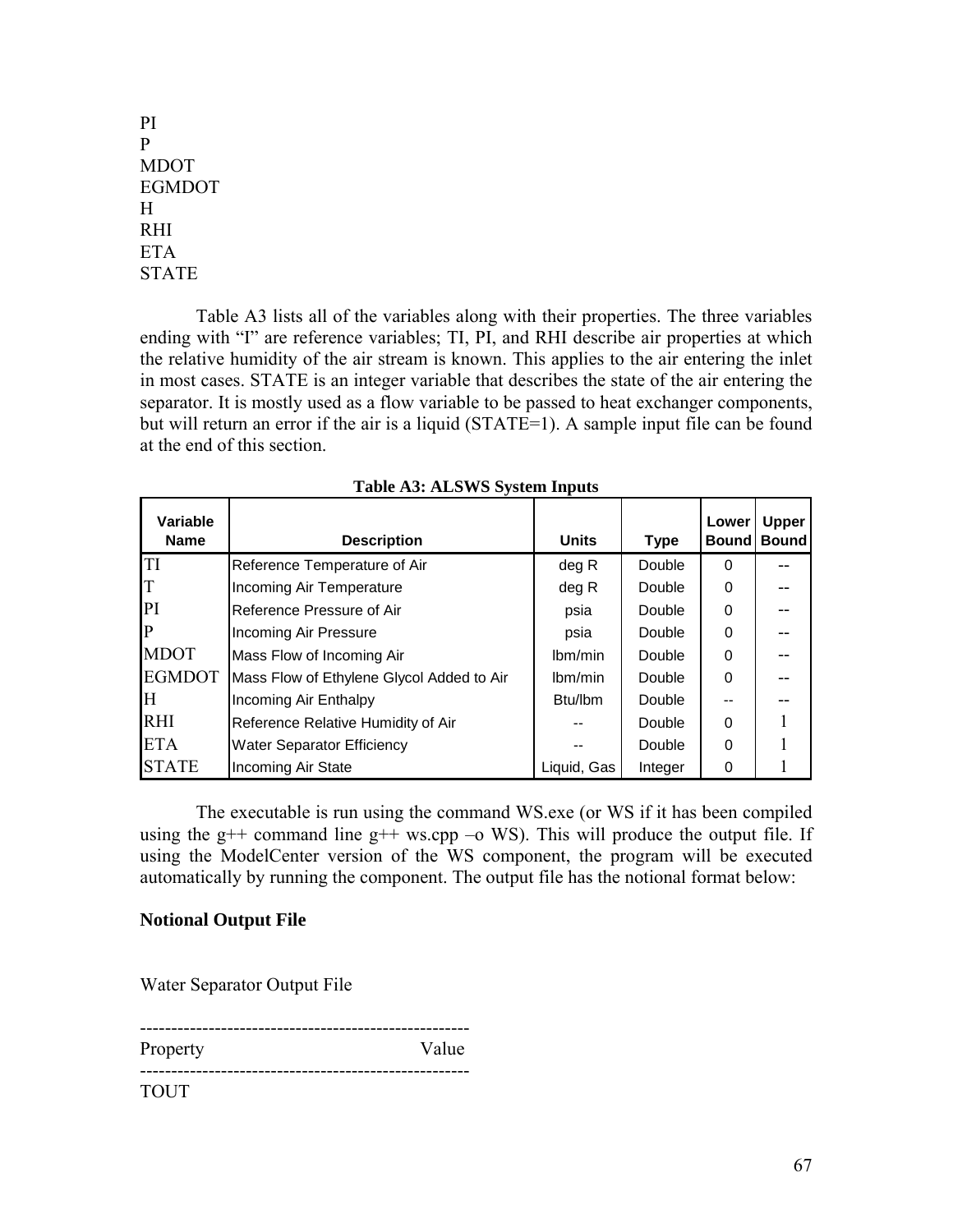PI
P
MDOT
EGMDOT
H
RHI
ETA
STATE

Table A3 lists all of the variables along with their properties. The three variables ending with "I" are reference variables; TI, PI, and RHI describe air properties at which the relative humidity of the air stream is known. This applies to the air entering the inlet in most cases. STATE is an integer variable that describes the state of the air entering the separator. It is mostly used as a flow variable to be passed to heat exchanger components, but will return an error if the air is a liquid (STATE=1). A sample input file can be found at the end of this section.

**Table A3: ALSWS System Inputs**

| Variable Name | Description | Units | Type | Lower Bound | Upper Bound |
|---|---|---|---|---|---|
| TI | Reference Temperature of Air | deg R | Double | 0 | -- |
| T | Incoming Air Temperature | deg R | Double | 0 | -- |
| PI | Reference Pressure of Air | psia | Double | 0 | -- |
| P | Incoming Air Pressure | psia | Double | 0 | -- |
| MDOT | Mass Flow of Incoming Air | lbm/min | Double | 0 | -- |
| EGMDOT | Mass Flow of Ethylene Glycol Added to Air | lbm/min | Double | 0 | -- |
| H | Incoming Air Enthalpy | Btu/lbm | Double | -- | -- |
| RHI | Reference Relative Humidity of Air | -- | Double | 0 | 1 |
| ETA | Water Separator Efficiency | -- | Double | 0 | 1 |
| STATE | Incoming Air State | Liquid, Gas | Integer | 0 | 1 |

The executable is run using the command WS.exe (or WS if it has been compiled using the g++ command line g++ ws.cpp –o WS). This will produce the output file. If using the ModelCenter version of the WS component, the program will be executed automatically by running the component. The output file has the notional format below:

**Notional Output File**

Water Separator Output File

```
----------------------------------------------------
Property                                       Value
----------------------------------------------------
TOUT
```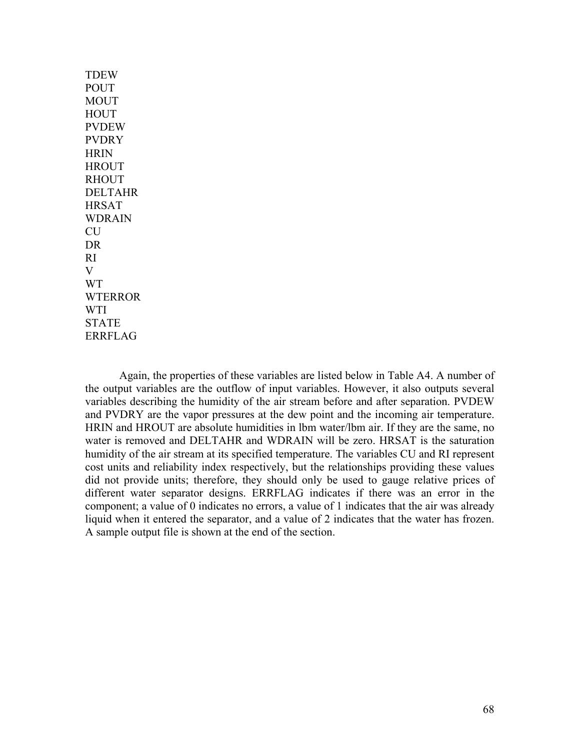TDEW
POUT
MOUT
HOUT
PVDEW
PVDRY
HRIN
HROUT
RHOUT
DELTAHR
HRSAT
WDRAIN
CU
DR
RI
V
WT
WTERROR
WTI
STATE
ERRFLAG

Again, the properties of these variables are listed below in Table A4. A number of the output variables are the outflow of input variables. However, it also outputs several variables describing the humidity of the air stream before and after separation. PVDEW and PVDRY are the vapor pressures at the dew point and the incoming air temperature. HRIN and HROUT are absolute humidities in lbm water/lbm air. If they are the same, no water is removed and DELTAHR and WDRAIN will be zero. HRSAT is the saturation humidity of the air stream at its specified temperature. The variables CU and RI represent cost units and reliability index respectively, but the relationships providing these values did not provide units; therefore, they should only be used to gauge relative prices of different water separator designs. ERRFLAG indicates if there was an error in the component; a value of 0 indicates no errors, a value of 1 indicates that the air was already liquid when it entered the separator, and a value of 2 indicates that the water has frozen. A sample output file is shown at the end of the section.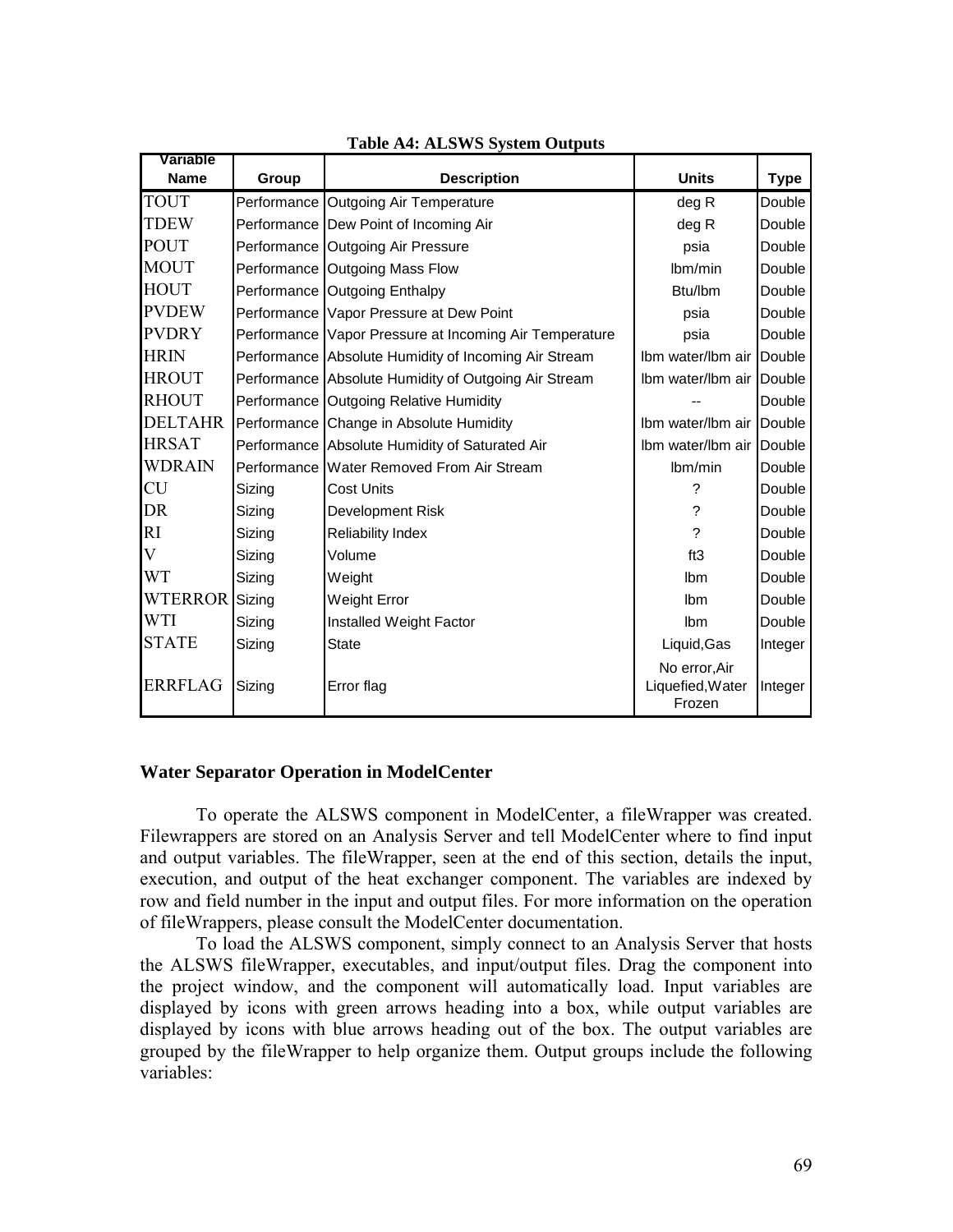**Table A4: ALSWS System Outputs**

| Variable Name | Group | Description | Units | Type |
|---|---|---|---|---|
| TOUT | Performance | Outgoing Air Temperature | deg R | Double |
| TDEW | Performance | Dew Point of Incoming Air | deg R | Double |
| POUT | Performance | Outgoing Air Pressure | psia | Double |
| MOUT | Performance | Outgoing Mass Flow | lbm/min | Double |
| HOUT | Performance | Outgoing Enthalpy | Btu/lbm | Double |
| PVDEW | Performance | Vapor Pressure at Dew Point | psia | Double |
| PVDRY | Performance | Vapor Pressure at Incoming Air Temperature | psia | Double |
| HRIN | Performance | Absolute Humidity of Incoming Air Stream | lbm water/lbm air | Double |
| HROUT | Performance | Absolute Humidity of Outgoing Air Stream | lbm water/lbm air | Double |
| RHOUT | Performance | Outgoing Relative Humidity | -- | Double |
| DELTAHR | Performance | Change in Absolute Humidity | lbm water/lbm air | Double |
| HRSAT | Performance | Absolute Humidity of Saturated Air | lbm water/lbm air | Double |
| WDRAIN | Performance | Water Removed From Air Stream | lbm/min | Double |
| CU | Sizing | Cost Units | ? | Double |
| DR | Sizing | Development Risk | ? | Double |
| RI | Sizing | Reliability Index | ? | Double |
| V | Sizing | Volume | ft3 | Double |
| WT | Sizing | Weight | lbm | Double |
| WTERROR | Sizing | Weight Error | lbm | Double |
| WTI | Sizing | Installed Weight Factor | lbm | Double |
| STATE | Sizing | State | Liquid,Gas | Integer |
| ERRFLAG | Sizing | Error flag | No error,Air Liquefied,Water Frozen | Integer |

### Water Separator Operation in ModelCenter

To operate the ALSWS component in ModelCenter, a fileWrapper was created. Filewrappers are stored on an Analysis Server and tell ModelCenter where to find input and output variables. The fileWrapper, seen at the end of this section, details the input, execution, and output of the heat exchanger component. The variables are indexed by row and field number in the input and output files. For more information on the operation of fileWrappers, please consult the ModelCenter documentation.

To load the ALSWS component, simply connect to an Analysis Server that hosts the ALSWS fileWrapper, executables, and input/output files. Drag the component into the project window, and the component will automatically load. Input variables are displayed by icons with green arrows heading into a box, while output variables are displayed by icons with blue arrows heading out of the box. The output variables are grouped by the fileWrapper to help organize them. Output groups include the following variables: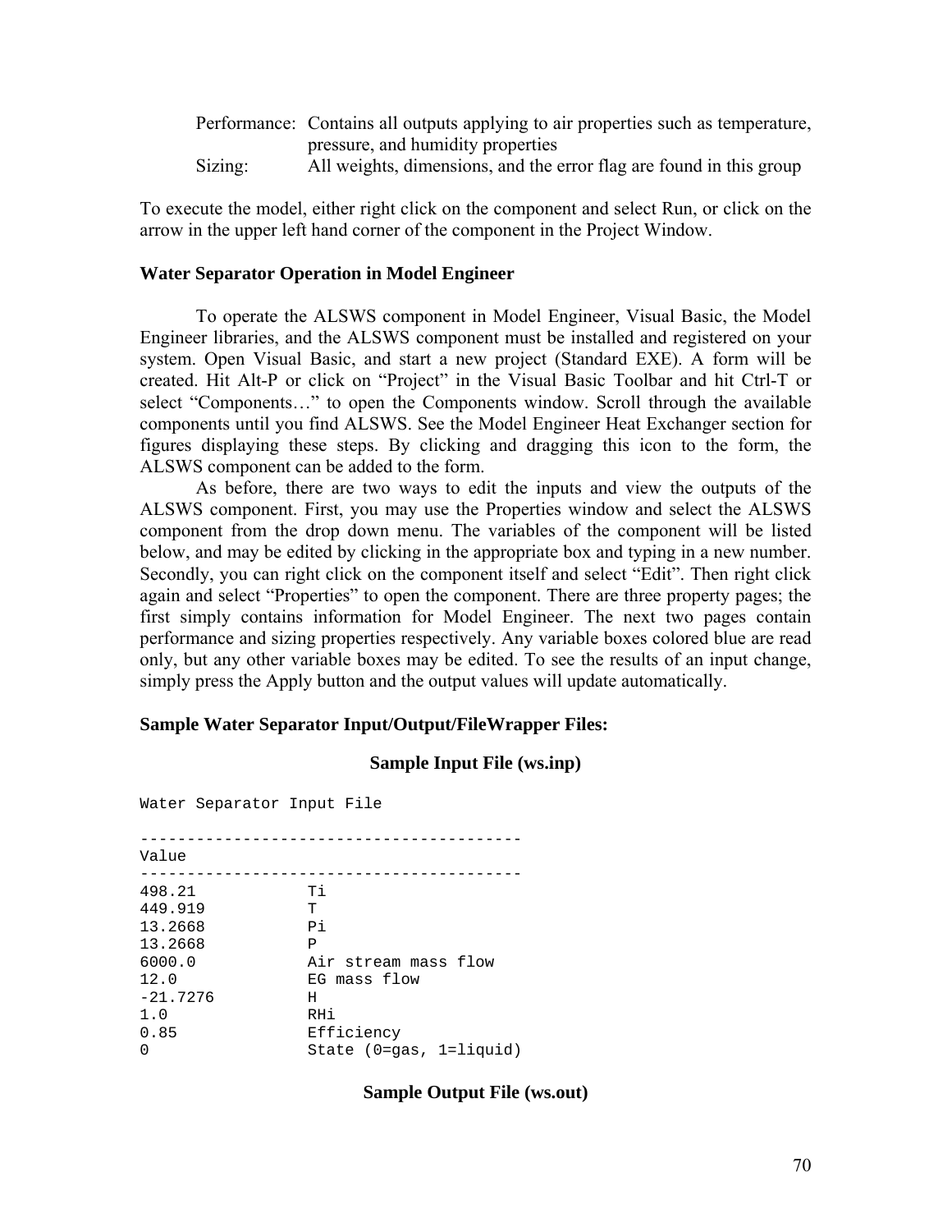Performance: Contains all outputs applying to air properties such as temperature, pressure, and humidity properties
Sizing: All weights, dimensions, and the error flag are found in this group

To execute the model, either right click on the component and select Run, or click on the arrow in the upper left hand corner of the component in the Project Window.

**Water Separator Operation in Model Engineer**

To operate the ALSWS component in Model Engineer, Visual Basic, the Model Engineer libraries, and the ALSWS component must be installed and registered on your system. Open Visual Basic, and start a new project (Standard EXE). A form will be created. Hit Alt-P or click on "Project" in the Visual Basic Toolbar and hit Ctrl-T or select "Components…" to open the Components window. Scroll through the available components until you find ALSWS. See the Model Engineer Heat Exchanger section for figures displaying these steps. By clicking and dragging this icon to the form, the ALSWS component can be added to the form.

As before, there are two ways to edit the inputs and view the outputs of the ALSWS component. First, you may use the Properties window and select the ALSWS component from the drop down menu. The variables of the component will be listed below, and may be edited by clicking in the appropriate box and typing in a new number. Secondly, you can right click on the component itself and select "Edit". Then right click again and select "Properties" to open the component. There are three property pages; the first simply contains information for Model Engineer. The next two pages contain performance and sizing properties respectively. Any variable boxes colored blue are read only, but any other variable boxes may be edited. To see the results of an input change, simply press the Apply button and the output values will update automatically.

**Sample Water Separator Input/Output/FileWrapper Files:**

**Sample Input File (ws.inp)**

```
Water Separator Input File

-----------------------------------------
Value
-----------------------------------------
498.21          Ti
449.919         T
13.2668         Pi
13.2668         P
6000.0          Air stream mass flow
12.0            EG mass flow
-21.7276        H
1.0             RHi
0.85            Efficiency
0               State (0=gas, 1=liquid)
```

**Sample Output File (ws.out)**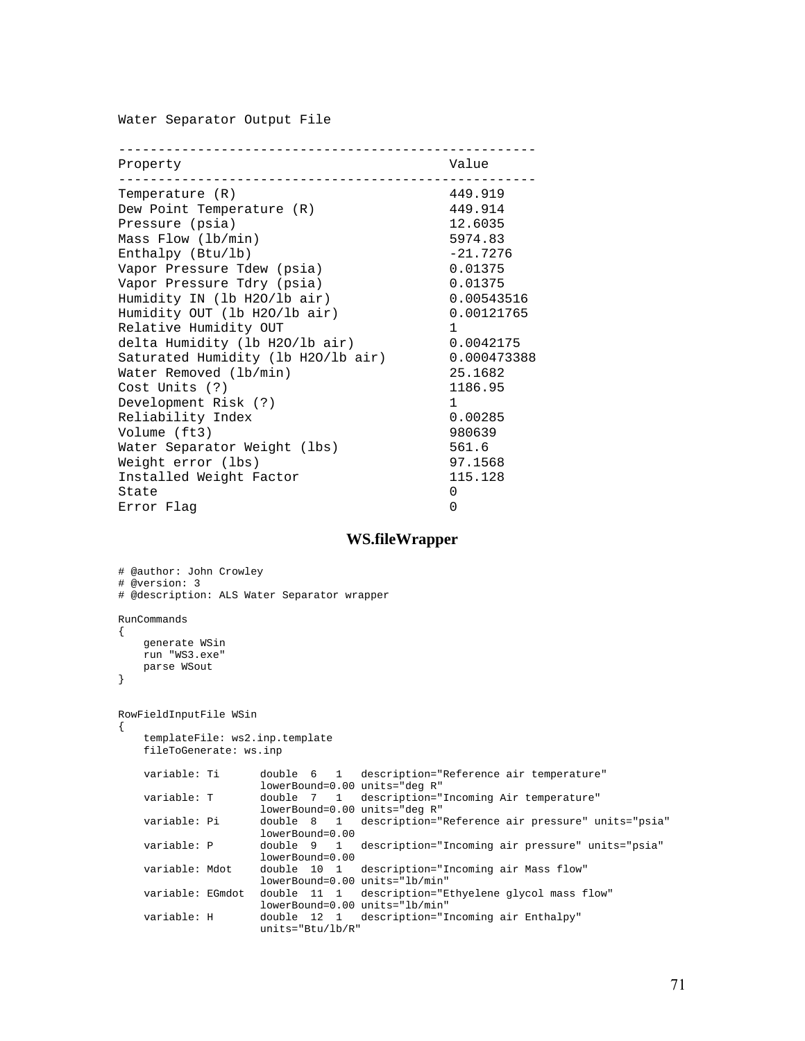```
Water Separator Output File

-----------------------------------------------------
Property                                  Value
-----------------------------------------------------
Temperature (R)                           449.919
Dew Point Temperature (R)                 449.914
Pressure (psia)                           12.6035
Mass Flow (lb/min)                        5974.83
Enthalpy (Btu/lb)                         -21.7276
Vapor Pressure Tdew (psia)                0.01375
Vapor Pressure Tdry (psia)                0.01375
Humidity IN (lb H2O/lb air)               0.00543516
Humidity OUT (lb H2O/lb air)              0.00121765
Relative Humidity OUT                     1
delta Humidity (lb H2O/lb air)            0.0042175
Saturated Humidity (lb H2O/lb air)        0.000473388
Water Removed (lb/min)                    25.1682
Cost Units (?)                            1186.95
Development Risk (?)                      1
Reliability Index                         0.00285
Volume (ft3)                              980639
Water Separator Weight (lbs)              561.6
Weight error (lbs)                        97.1568
Installed Weight Factor                   115.128
State                                     0
Error Flag                                0
```

## WS.fileWrapper

```
# @author: John Crowley
# @version: 3
# @description: ALS Water Separator wrapper

RunCommands
{
    generate WSin
    run "WS3.exe"
    parse WSout
}


RowFieldInputFile WSin
{
    templateFile: ws2.inp.template
    fileToGenerate: ws.inp

    variable: Ti      double  6   1   description="Reference air temperature"
                      lowerBound=0.00 units="deg R"
    variable: T       double  7   1   description="Incoming Air temperature"
                      lowerBound=0.00 units="deg R"
    variable: Pi      double  8   1   description="Reference air pressure" units="psia"
                      lowerBound=0.00
    variable: P       double  9   1   description="Incoming air pressure" units="psia"
                      lowerBound=0.00
    variable: Mdot    double  10  1   description="Incoming air Mass flow"
                      lowerBound=0.00 units="lb/min"
    variable: EGmdot  double  11  1   description="Ethyelene glycol mass flow"
                      lowerBound=0.00 units="lb/min"
    variable: H       double  12  1   description="Incoming air Enthalpy"
                      units="Btu/lb/R"
```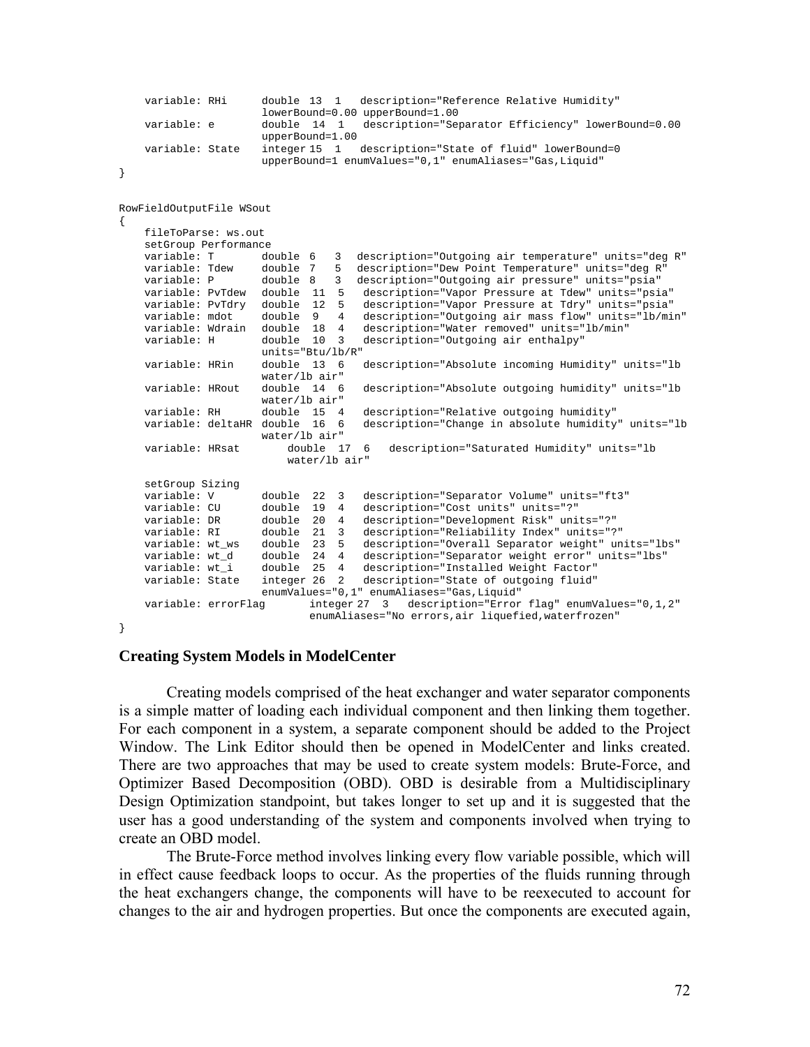```
    variable: RHi      double 13  1   description="Reference Relative Humidity"
                       lowerBound=0.00 upperBound=1.00
    variable: e        double  14  1   description="Separator Efficiency" lowerBound=0.00
                       upperBound=1.00
    variable: State    integer 15  1   description="State of fluid" lowerBound=0
                       upperBound=1 enumValues="0,1" enumAliases="Gas,Liquid"
}


RowFieldOutputFile WSout
{
    fileToParse: ws.out
    setGroup Performance
    variable: T        double  6   3  description="Outgoing air temperature" units="deg R"
    variable: Tdew     double  7   5  description="Dew Point Temperature" units="deg R"
    variable: P        double  8   3  description="Outgoing air pressure" units="psia"
    variable: PvTdew   double  11  5   description="Vapor Pressure at Tdew" units="psia"
    variable: PvTdry   double  12  5   description="Vapor Pressure at Tdry" units="psia"
    variable: mdot     double  9   4   description="Outgoing air mass flow" units="lb/min"
    variable: Wdrain   double  18  4   description="Water removed" units="lb/min"
    variable: H        double  10  3   description="Outgoing air enthalpy"
                       units="Btu/lb/R"
    variable: HRin     double  13  6   description="Absolute incoming Humidity" units="lb
                       water/lb air"
    variable: HRout    double  14  6   description="Absolute outgoing humidity" units="lb
                       water/lb air"
    variable: RH       double  15  4   description="Relative outgoing humidity"
    variable: deltaHR  double  16  6   description="Change in absolute humidity" units="lb
                       water/lb air"
    variable: HRsat        double  17  6   description="Saturated Humidity" units="lb
                           water/lb air"

    setGroup Sizing
    variable: V        double  22  3   description="Separator Volume" units="ft3"
    variable: CU       double  19  4   description="Cost units" units="?"
    variable: DR       double  20  4   description="Development Risk" units="?"
    variable: RI       double  21  3   description="Reliability Index" units="?"
    variable: wt_ws    double  23  5   description="Overall Separator weight" units="lbs"
    variable: wt_d     double  24  4   description="Separator weight error" units="lbs"
    variable: wt_i     double  25  4   description="Installed Weight Factor"
    variable: State    integer 26  2   description="State of outgoing fluid"
                       enumValues="0,1" enumAliases="Gas,Liquid"
    variable: errorFlag       integer 27  3   description="Error flag" enumValues="0,1,2"
                              enumAliases="No errors,air liquefied,waterfrozen"
}
```

### Creating System Models in ModelCenter

Creating models comprised of the heat exchanger and water separator components is a simple matter of loading each individual component and then linking them together. For each component in a system, a separate component should be added to the Project Window. The Link Editor should then be opened in ModelCenter and links created. There are two approaches that may be used to create system models: Brute-Force, and Optimizer Based Decomposition (OBD). OBD is desirable from a Multidisciplinary Design Optimization standpoint, but takes longer to set up and it is suggested that the user has a good understanding of the system and components involved when trying to create an OBD model.

The Brute-Force method involves linking every flow variable possible, which will in effect cause feedback loops to occur. As the properties of the fluids running through the heat exchangers change, the components will have to be reexecuted to account for changes to the air and hydrogen properties. But once the components are executed again,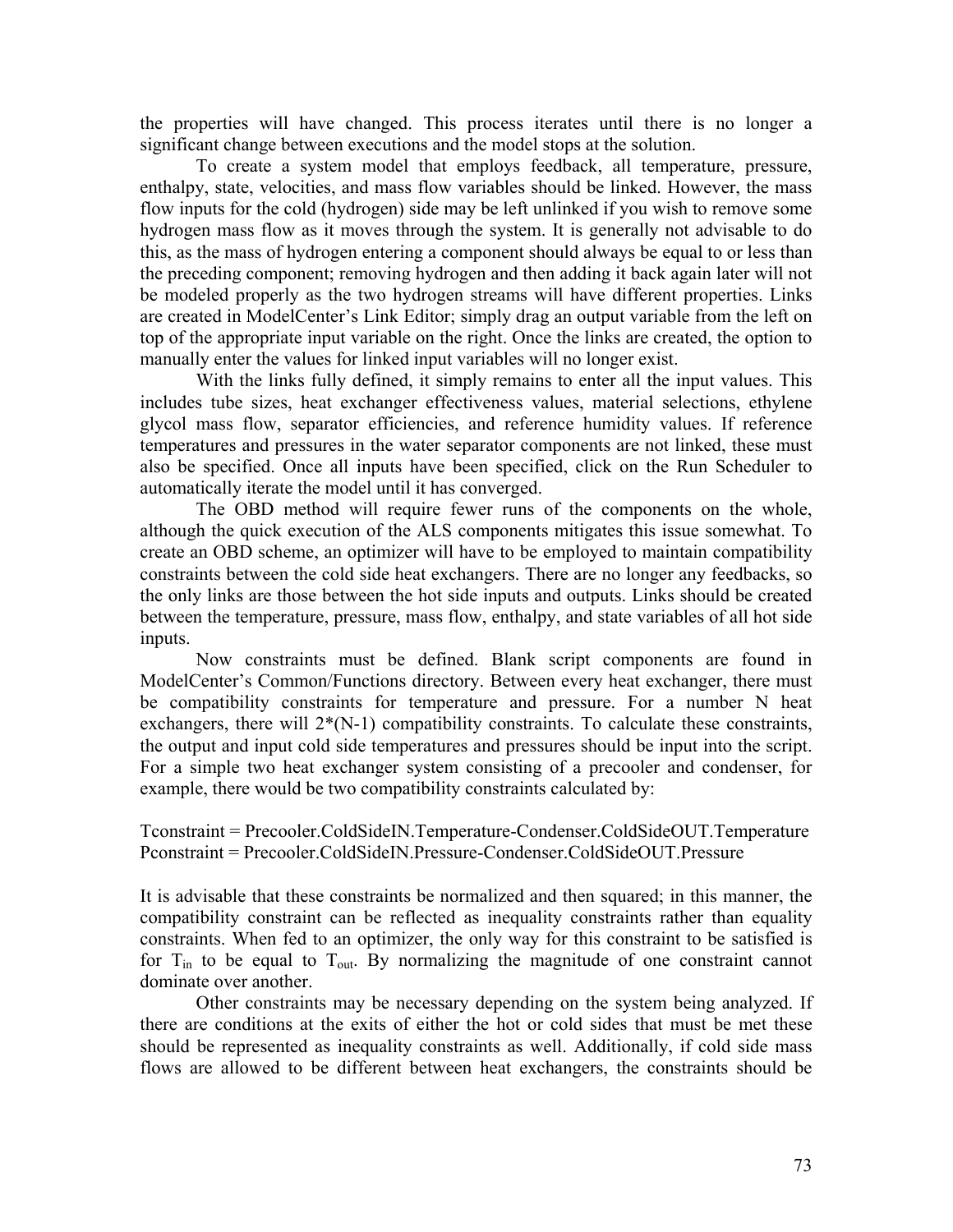the properties will have changed. This process iterates until there is no longer a significant change between executions and the model stops at the solution.

To create a system model that employs feedback, all temperature, pressure, enthalpy, state, velocities, and mass flow variables should be linked. However, the mass flow inputs for the cold (hydrogen) side may be left unlinked if you wish to remove some hydrogen mass flow as it moves through the system. It is generally not advisable to do this, as the mass of hydrogen entering a component should always be equal to or less than the preceding component; removing hydrogen and then adding it back again later will not be modeled properly as the two hydrogen streams will have different properties. Links are created in ModelCenter's Link Editor; simply drag an output variable from the left on top of the appropriate input variable on the right. Once the links are created, the option to manually enter the values for linked input variables will no longer exist.

With the links fully defined, it simply remains to enter all the input values. This includes tube sizes, heat exchanger effectiveness values, material selections, ethylene glycol mass flow, separator efficiencies, and reference humidity values. If reference temperatures and pressures in the water separator components are not linked, these must also be specified. Once all inputs have been specified, click on the Run Scheduler to automatically iterate the model until it has converged.

The OBD method will require fewer runs of the components on the whole, although the quick execution of the ALS components mitigates this issue somewhat. To create an OBD scheme, an optimizer will have to be employed to maintain compatibility constraints between the cold side heat exchangers. There are no longer any feedbacks, so the only links are those between the hot side inputs and outputs. Links should be created between the temperature, pressure, mass flow, enthalpy, and state variables of all hot side inputs.

Now constraints must be defined. Blank script components are found in ModelCenter's Common/Functions directory. Between every heat exchanger, there must be compatibility constraints for temperature and pressure. For a number N heat exchangers, there will 2*(N-1) compatibility constraints. To calculate these constraints, the output and input cold side temperatures and pressures should be input into the script. For a simple two heat exchanger system consisting of a precooler and condenser, for example, there would be two compatibility constraints calculated by:

Tconstraint = Precooler.ColdSideIN.Temperature-Condenser.ColdSideOUT.Temperature
Pconstraint = Precooler.ColdSideIN.Pressure-Condenser.ColdSideOUT.Pressure

It is advisable that these constraints be normalized and then squared; in this manner, the compatibility constraint can be reflected as inequality constraints rather than equality constraints. When fed to an optimizer, the only way for this constraint to be satisfied is for $T_{in}$ to be equal to $T_{out}$. By normalizing the magnitude of one constraint cannot dominate over another.

Other constraints may be necessary depending on the system being analyzed. If there are conditions at the exits of either the hot or cold sides that must be met these should be represented as inequality constraints as well. Additionally, if cold side mass flows are allowed to be different between heat exchangers, the constraints should be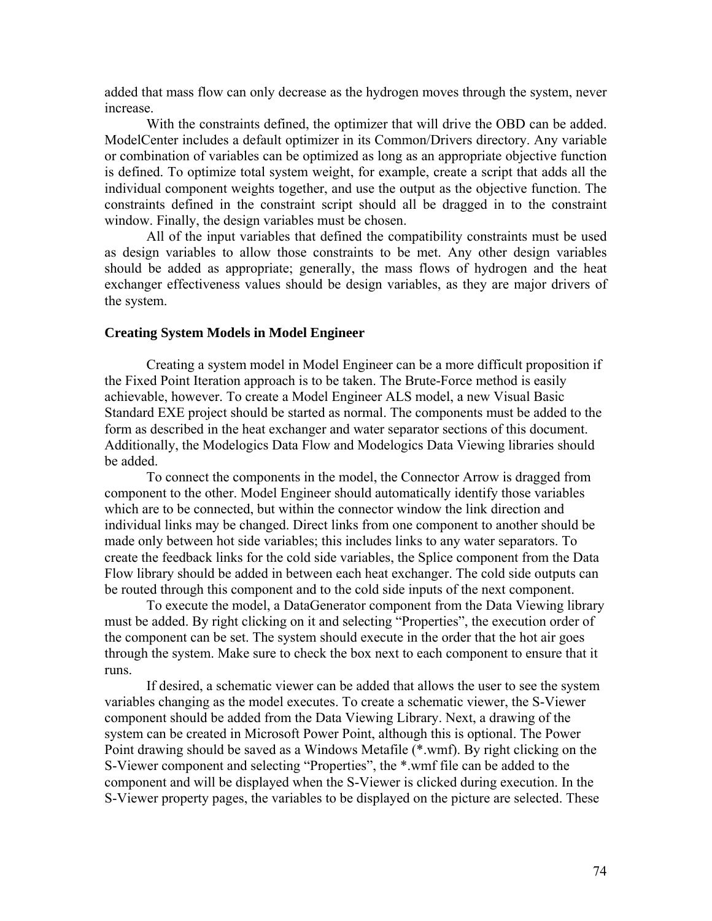added that mass flow can only decrease as the hydrogen moves through the system, never increase.

With the constraints defined, the optimizer that will drive the OBD can be added. ModelCenter includes a default optimizer in its Common/Drivers directory. Any variable or combination of variables can be optimized as long as an appropriate objective function is defined. To optimize total system weight, for example, create a script that adds all the individual component weights together, and use the output as the objective function. The constraints defined in the constraint script should all be dragged in to the constraint window. Finally, the design variables must be chosen.

All of the input variables that defined the compatibility constraints must be used as design variables to allow those constraints to be met. Any other design variables should be added as appropriate; generally, the mass flows of hydrogen and the heat exchanger effectiveness values should be design variables, as they are major drivers of the system.

### Creating System Models in Model Engineer

Creating a system model in Model Engineer can be a more difficult proposition if the Fixed Point Iteration approach is to be taken. The Brute-Force method is easily achievable, however. To create a Model Engineer ALS model, a new Visual Basic Standard EXE project should be started as normal. The components must be added to the form as described in the heat exchanger and water separator sections of this document. Additionally, the Modelogics Data Flow and Modelogics Data Viewing libraries should be added.

To connect the components in the model, the Connector Arrow is dragged from component to the other. Model Engineer should automatically identify those variables which are to be connected, but within the connector window the link direction and individual links may be changed. Direct links from one component to another should be made only between hot side variables; this includes links to any water separators. To create the feedback links for the cold side variables, the Splice component from the Data Flow library should be added in between each heat exchanger. The cold side outputs can be routed through this component and to the cold side inputs of the next component.

To execute the model, a DataGenerator component from the Data Viewing library must be added. By right clicking on it and selecting "Properties", the execution order of the component can be set. The system should execute in the order that the hot air goes through the system. Make sure to check the box next to each component to ensure that it runs.

If desired, a schematic viewer can be added that allows the user to see the system variables changing as the model executes. To create a schematic viewer, the S-Viewer component should be added from the Data Viewing Library. Next, a drawing of the system can be created in Microsoft Power Point, although this is optional. The Power Point drawing should be saved as a Windows Metafile (*.wmf). By right clicking on the S-Viewer component and selecting "Properties", the *.wmf file can be added to the component and will be displayed when the S-Viewer is clicked during execution. In the S-Viewer property pages, the variables to be displayed on the picture are selected. These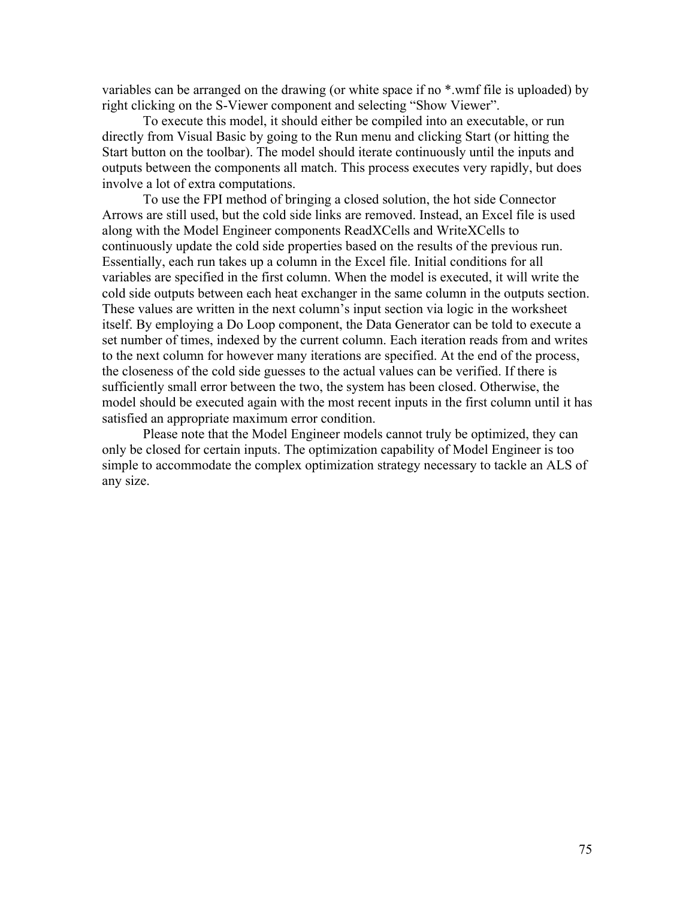variables can be arranged on the drawing (or white space if no *.wmf file is uploaded) by right clicking on the S-Viewer component and selecting "Show Viewer".

To execute this model, it should either be compiled into an executable, or run directly from Visual Basic by going to the Run menu and clicking Start (or hitting the Start button on the toolbar). The model should iterate continuously until the inputs and outputs between the components all match. This process executes very rapidly, but does involve a lot of extra computations.

To use the FPI method of bringing a closed solution, the hot side Connector Arrows are still used, but the cold side links are removed. Instead, an Excel file is used along with the Model Engineer components ReadXCells and WriteXCells to continuously update the cold side properties based on the results of the previous run. Essentially, each run takes up a column in the Excel file. Initial conditions for all variables are specified in the first column. When the model is executed, it will write the cold side outputs between each heat exchanger in the same column in the outputs section. These values are written in the next column's input section via logic in the worksheet itself. By employing a Do Loop component, the Data Generator can be told to execute a set number of times, indexed by the current column. Each iteration reads from and writes to the next column for however many iterations are specified. At the end of the process, the closeness of the cold side guesses to the actual values can be verified. If there is sufficiently small error between the two, the system has been closed. Otherwise, the model should be executed again with the most recent inputs in the first column until it has satisfied an appropriate maximum error condition.

Please note that the Model Engineer models cannot truly be optimized, they can only be closed for certain inputs. The optimization capability of Model Engineer is too simple to accommodate the complex optimization strategy necessary to tackle an ALS of any size.